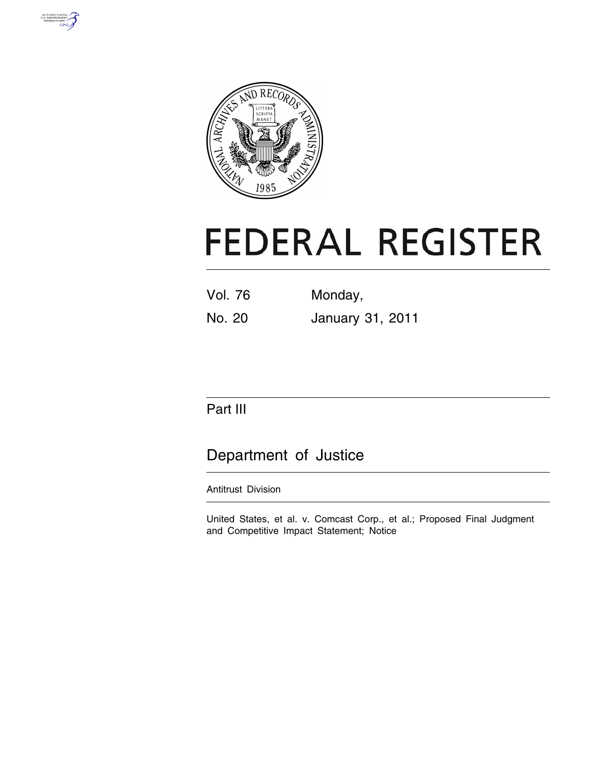# FEDERAL REGISTER

Vol. 76 No. 20

Monday, January 31, 2011

## Part III

# Department of Justice

Antitrust Division

United States, et al. v. Comcast Corp., et al.; Proposed Final Judgment and Competitive Impact Statement; Notice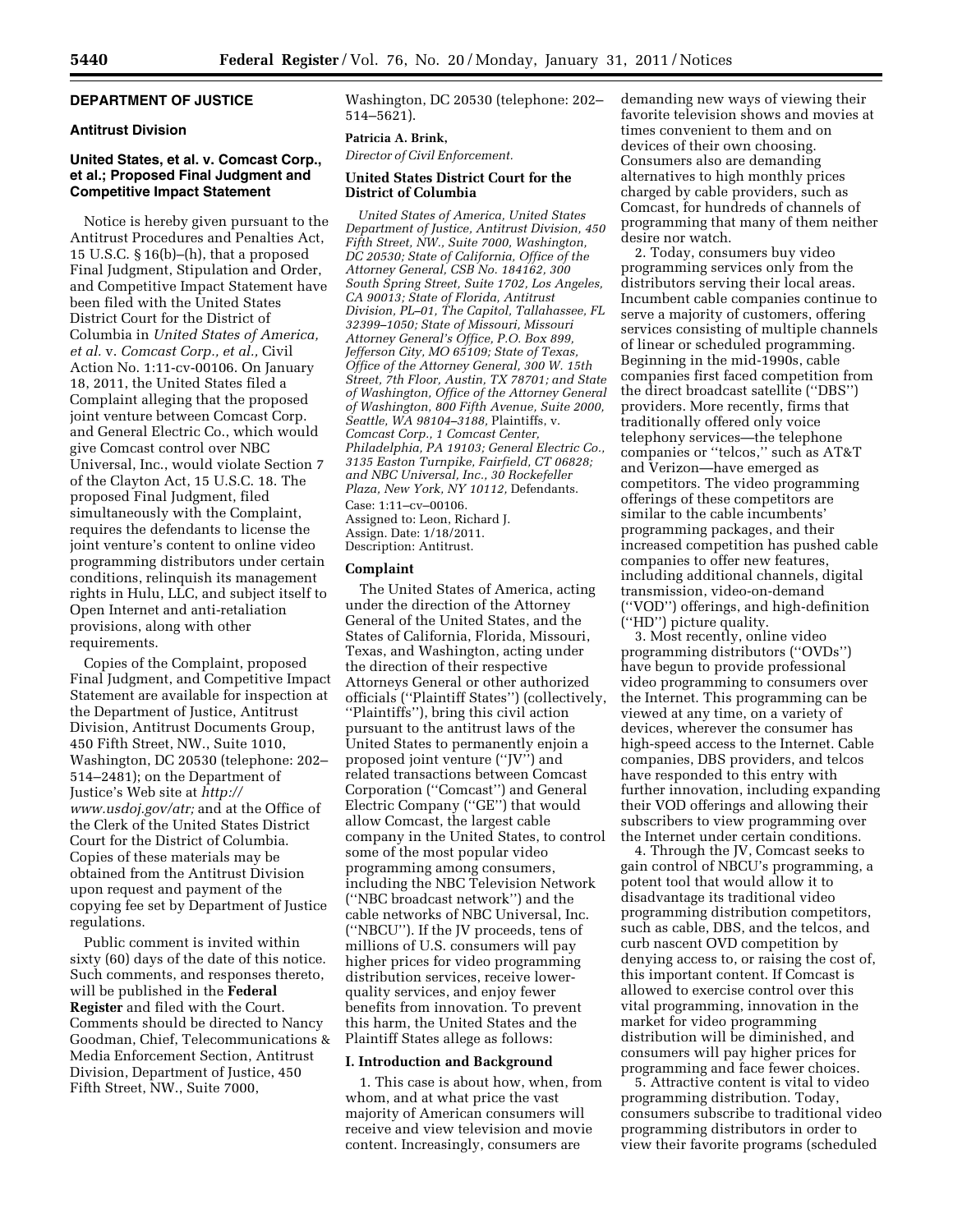## DEPARTMENT OF JUSTICE

### Antitrust Division

### United States, et al. v. Comcast Corp., et al.; Proposed Final Judgment and Competitive Impact Statement

Notice is hereby given pursuant to the Antitrust Procedures and Penalties Act, 15 U.S.C. § 16(b)–(h), that a proposed Final Judgment, Stipulation and Order, and Competitive Impact Statement have been filed with the United States District Court for the District of Columbia in *United States of America, et al.* v. *Comcast Corp., et al.,* Civil Action No. 1:11-cv-00106. On January 18, 2011, the United States filed a Complaint alleging that the proposed joint venture between Comcast Corp. and General Electric Co., which would give Comcast control over NBC Universal, Inc., would violate Section 7 of the Clayton Act, 15 U.S.C. 18. The proposed Final Judgment, filed simultaneously with the Complaint, requires the defendants to license the joint venture's content to online video programming distributors under certain conditions, relinquish its management rights in Hulu, LLC, and subject itself to Open Internet and anti-retaliation provisions, along with other requirements.

Copies of the Complaint, proposed Final Judgment, and Competitive Impact Statement are available for inspection at the Department of Justice, Antitrust Division, Antitrust Documents Group, 450 Fifth Street, NW., Suite 1010, Washington, DC 20530 (telephone: 202–514–2481); on the Department of Justice's Web site at *http://www.usdoj.gov/atr;* and at the Office of the Clerk of the United States District Court for the District of Columbia. Copies of these materials may be obtained from the Antitrust Division upon request and payment of the copying fee set by Department of Justice regulations.

Public comment is invited within sixty (60) days of the date of this notice. Such comments, and responses thereto, will be published in the **Federal Register** and filed with the Court. Comments should be directed to Nancy Goodman, Chief, Telecommunications & Media Enforcement Section, Antitrust Division, Department of Justice, 450 Fifth Street, NW., Suite 7000, Washington, DC 20530 (telephone: 202–514–5621).

**Patricia A. Brink,**

*Director of Civil Enforcement.*

### United States District Court for the District of Columbia

*United States of America, United States Department of Justice, Antitrust Division, 450 Fifth Street, NW., Suite 7000, Washington, DC 20530; State of California, Office of the Attorney General, CSB No. 184162, 300 South Spring Street, Suite 1702, Los Angeles, CA 90013; State of Florida, Antitrust Division, PL–01, The Capitol, Tallahassee, FL 32399–1050; State of Missouri, Missouri Attorney General's Office, P.O. Box 899, Jefferson City, MO 65109; State of Texas, Office of the Attorney General, 300 W. 15th Street, 7th Floor, Austin, TX 78701; and State of Washington, Office of the Attorney General of Washington, 800 Fifth Avenue, Suite 2000, Seattle, WA 98104–3188,* Plaintiffs, v. *Comcast Corp., 1 Comcast Center, Philadelphia, PA 19103; General Electric Co., 3135 Easton Turnpike, Fairfield, CT 06828; and NBC Universal, Inc., 30 Rockefeller Plaza, New York, NY 10112,* Defendants.

Case: 1:11–cv–00106.
Assigned to: Leon, Richard J.
Assign. Date: 1/18/2011.
Description: Antitrust.

### Complaint

The United States of America, acting under the direction of the Attorney General of the United States, and the States of California, Florida, Missouri, Texas, and Washington, acting under the direction of their respective Attorneys General or other authorized officials (''Plaintiff States'') (collectively, ''Plaintiffs''), bring this civil action pursuant to the antitrust laws of the United States to permanently enjoin a proposed joint venture (''JV'') and related transactions between Comcast Corporation (''Comcast'') and General Electric Company (''GE'') that would allow Comcast, the largest cable company in the United States, to control some of the most popular video programming among consumers, including the NBC Television Network (''NBC broadcast network'') and the cable networks of NBC Universal, Inc. (''NBCU''). If the JV proceeds, tens of millions of U.S. consumers will pay higher prices for video programming distribution services, receive lower-quality services, and enjoy fewer benefits from innovation. To prevent this harm, the United States and the Plaintiff States allege as follows:

#### I. Introduction and Background

1. This case is about how, when, from whom, and at what price the vast majority of American consumers will receive and view television and movie content. Increasingly, consumers are demanding new ways of viewing their favorite television shows and movies at times convenient to them and on devices of their own choosing. Consumers also are demanding alternatives to high monthly prices charged by cable providers, such as Comcast, for hundreds of channels of programming that many of them neither desire nor watch.

2. Today, consumers buy video programming services only from the distributors serving their local areas. Incumbent cable companies continue to serve a majority of customers, offering services consisting of multiple channels of linear or scheduled programming. Beginning in the mid-1990s, cable companies first faced competition from the direct broadcast satellite (''DBS'') providers. More recently, firms that traditionally offered only voice telephony services—the telephone companies or ''telcos,'' such as AT&T and Verizon—have emerged as competitors. The video programming offerings of these competitors are similar to the cable incumbents' programming packages, and their increased competition has pushed cable companies to offer new features, including additional channels, digital transmission, video-on-demand (''VOD'') offerings, and high-definition (''HD'') picture quality.

3. Most recently, online video programming distributors (''OVDs'') have begun to provide professional video programming to consumers over the Internet. This programming can be viewed at any time, on a variety of devices, wherever the consumer has high-speed access to the Internet. Cable companies, DBS providers, and telcos have responded to this entry with further innovation, including expanding their VOD offerings and allowing their subscribers to view programming over the Internet under certain conditions.

4. Through the JV, Comcast seeks to gain control of NBCU's programming, a potent tool that would allow it to disadvantage its traditional video programming distribution competitors, such as cable, DBS, and the telcos, and curb nascent OVD competition by denying access to, or raising the cost of, this important content. If Comcast is allowed to exercise control over this vital programming, innovation in the market for video programming distribution will be diminished, and consumers will pay higher prices for programming and face fewer choices.

5. Attractive content is vital to video programming distribution. Today, consumers subscribe to traditional video programming distributors in order to view their favorite programs (scheduled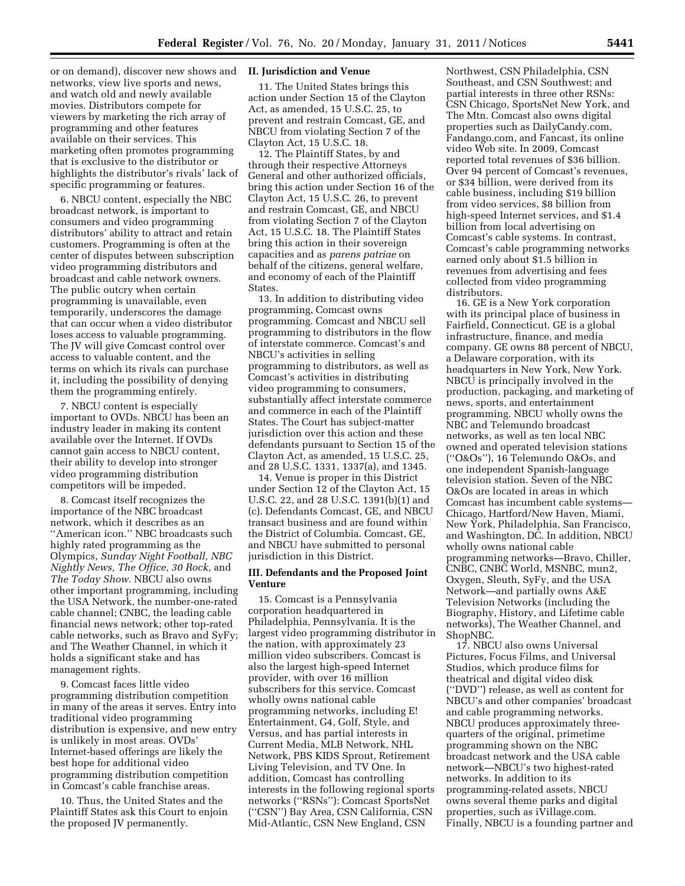or on demand), discover new shows and networks, view live sports and news, and watch old and newly available movies. Distributors compete for viewers by marketing the rich array of programming and other features available on their services. This marketing often promotes programming that is exclusive to the distributor or highlights the distributor's rivals' lack of specific programming or features.

6. NBCU content, especially the NBC broadcast network, is important to consumers and video programming distributors' ability to attract and retain customers. Programming is often at the center of disputes between subscription video programming distributors and broadcast and cable network owners. The public outcry when certain programming is unavailable, even temporarily, underscores the damage that can occur when a video distributor loses access to valuable programming. The JV will give Comcast control over access to valuable content, and the terms on which its rivals can purchase it, including the possibility of denying them the programming entirely.

7. NBCU content is especially important to OVDs. NBCU has been an industry leader in making its content available over the Internet. If OVDs cannot gain access to NBCU content, their ability to develop into stronger video programming distribution competitors will be impeded.

8. Comcast itself recognizes the importance of the NBC broadcast network, which it describes as an ''American icon.'' NBC broadcasts such highly rated programming as the Olympics, *Sunday Night Football, NBC Nightly News, The Office, 30 Rock,* and *The Today Show*. NBCU also owns other important programming, including the USA Network, the number-one-rated cable channel; CNBC, the leading cable financial news network; other top-rated cable networks, such as Bravo and SyFy; and The Weather Channel, in which it holds a significant stake and has management rights.

9. Comcast faces little video programming distribution competition in many of the areas it serves. Entry into traditional video programming distribution is expensive, and new entry is unlikely in most areas. OVDs' Internet-based offerings are likely the best hope for additional video programming distribution competition in Comcast's cable franchise areas.

10. Thus, the United States and the Plaintiff States ask this Court to enjoin the proposed JV permanently.

## II. Jurisdiction and Venue

11. The United States brings this action under Section 15 of the Clayton Act, as amended, 15 U.S.C. 25, to prevent and restrain Comcast, GE, and NBCU from violating Section 7 of the Clayton Act, 15 U.S.C. 18.

12. The Plaintiff States, by and through their respective Attorneys General and other authorized officials, bring this action under Section 16 of the Clayton Act, 15 U.S.C. 26, to prevent and restrain Comcast, GE, and NBCU from violating Section 7 of the Clayton Act, 15 U.S.C. 18. The Plaintiff States bring this action in their sovereign capacities and as *parens patriae* on behalf of the citizens, general welfare, and economy of each of the Plaintiff States.

13. In addition to distributing video programming, Comcast owns programming. Comcast and NBCU sell programming to distributors in the flow of interstate commerce. Comcast's and NBCU's activities in selling programming to distributors, as well as Comcast's activities in distributing video programming to consumers, substantially affect interstate commerce and commerce in each of the Plaintiff States. The Court has subject-matter jurisdiction over this action and these defendants pursuant to Section 15 of the Clayton Act, as amended, 15 U.S.C. 25, and 28 U.S.C. 1331, 1337(a), and 1345.

14. Venue is proper in this District under Section 12 of the Clayton Act, 15 U.S.C. 22, and 28 U.S.C. 1391(b)(1) and (c). Defendants Comcast, GE, and NBCU transact business and are found within the District of Columbia. Comcast, GE, and NBCU have submitted to personal jurisdiction in this District.

## III. Defendants and the Proposed Joint Venture

15. Comcast is a Pennsylvania corporation headquartered in Philadelphia, Pennsylvania. It is the largest video programming distributor in the nation, with approximately 23 million video subscribers. Comcast is also the largest high-speed Internet provider, with over 16 million subscribers for this service. Comcast wholly owns national cable programming networks, including E! Entertainment, G4, Golf, Style, and Versus, and has partial interests in Current Media, MLB Network, NHL Network, PBS KIDS Sprout, Retirement Living Television, and TV One. In addition, Comcast has controlling interests in the following regional sports networks (''RSNs''): Comcast SportsNet (''CSN'') Bay Area, CSN California, CSN Mid-Atlantic, CSN New England, CSN Northwest, CSN Philadelphia, CSN Southeast, and CSN Southwest; and partial interests in three other RSNs: CSN Chicago, SportsNet New York, and The Mtn. Comcast also owns digital properties such as DailyCandy.com, Fandango.com, and Fancast, its online video Web site. In 2009, Comcast reported total revenues of $36 billion. Over 94 percent of Comcast's revenues, or $34 billion, were derived from its cable business, including $19 billion from video services, $8 billion from high-speed Internet services, and $1.4 billion from local advertising on Comcast's cable systems. In contrast, Comcast's cable programming networks earned only about $1.5 billion in revenues from advertising and fees collected from video programming distributors.

16. GE is a New York corporation with its principal place of business in Fairfield, Connecticut. GE is a global infrastructure, finance, and media company. GE owns 88 percent of NBCU, a Delaware corporation, with its headquarters in New York, New York. NBCU is principally involved in the production, packaging, and marketing of news, sports, and entertainment programming. NBCU wholly owns the NBC and Telemundo broadcast networks, as well as ten local NBC owned and operated television stations (''O&Os''), 16 Telemundo O&Os, and one independent Spanish-language television station. Seven of the NBC O&Os are located in areas in which Comcast has incumbent cable systems—Chicago, Hartford/New Haven, Miami, New York, Philadelphia, San Francisco, and Washington, DC. In addition, NBCU wholly owns national cable programming networks—Bravo, Chiller, CNBC, CNBC World, MSNBC, mun2, Oxygen, Sleuth, SyFy, and the USA Network—and partially owns A&E Television Networks (including the Biography, History, and Lifetime cable networks), The Weather Channel, and ShopNBC.

17. NBCU also owns Universal Pictures, Focus Films, and Universal Studios, which produce films for theatrical and digital video disk (''DVD'') release, as well as content for NBCU's and other companies' broadcast and cable programming networks. NBCU produces approximately three-quarters of the original, primetime programming shown on the NBC broadcast network and the USA cable network—NBCU's two highest-rated networks. In addition to its programming-related assets, NBCU owns several theme parks and digital properties, such as iVillage.com. Finally, NBCU is a founding partner and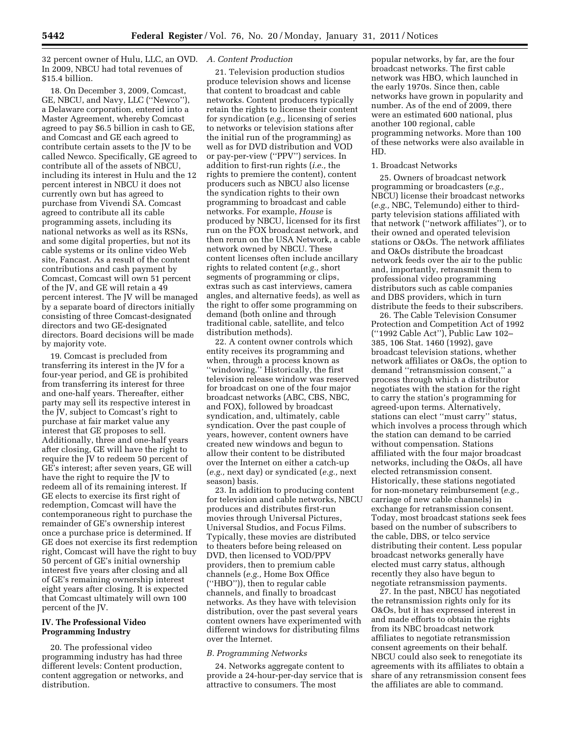32 percent owner of Hulu, LLC, an OVD. In 2009, NBCU had total revenues of $15.4 billion.

18. On December 3, 2009, Comcast, GE, NBCU, and Navy, LLC (''Newco''), a Delaware corporation, entered into a Master Agreement, whereby Comcast agreed to pay $6.5 billion in cash to GE, and Comcast and GE each agreed to contribute certain assets to the JV to be called Newco. Specifically, GE agreed to contribute all of the assets of NBCU, including its interest in Hulu and the 12 percent interest in NBCU it does not currently own but has agreed to purchase from Vivendi SA. Comcast agreed to contribute all its cable programming assets, including its national networks as well as its RSNs, and some digital properties, but not its cable systems or its online video Web site, Fancast. As a result of the content contributions and cash payment by Comcast, Comcast will own 51 percent of the JV, and GE will retain a 49 percent interest. The JV will be managed by a separate board of directors initially consisting of three Comcast-designated directors and two GE-designated directors. Board decisions will be made by majority vote.

19. Comcast is precluded from transferring its interest in the JV for a four-year period, and GE is prohibited from transferring its interest for three and one-half years. Thereafter, either party may sell its respective interest in the JV, subject to Comcast's right to purchase at fair market value any interest that GE proposes to sell. Additionally, three and one-half years after closing, GE will have the right to require the JV to redeem 50 percent of GE's interest; after seven years, GE will have the right to require the JV to redeem all of its remaining interest. If GE elects to exercise its first right of redemption, Comcast will have the contemporaneous right to purchase the remainder of GE's ownership interest once a purchase price is determined. If GE does not exercise its first redemption right, Comcast will have the right to buy 50 percent of GE's initial ownership interest five years after closing and all of GE's remaining ownership interest eight years after closing. It is expected that Comcast ultimately will own 100 percent of the JV.

## IV. The Professional Video Programming Industry

20. The professional video programming industry has had three different levels: Content production, content aggregation or networks, and distribution.

### A. Content Production

21. Television production studios produce television shows and license that content to broadcast and cable networks. Content producers typically retain the rights to license their content for syndication (*e.g.,* licensing of series to networks or television stations after the initial run of the programming) as well as for DVD distribution and VOD or pay-per-view (''PPV'') services. In addition to first-run rights (*i.e.,* the rights to premiere the content), content producers such as NBCU also license the syndication rights to their own programming to broadcast and cable networks. For example, *House* is produced by NBCU, licensed for its first run on the FOX broadcast network, and then rerun on the USA Network, a cable network owned by NBCU. These content licenses often include ancillary rights to related content (*e.g.,* short segments of programming or clips, extras such as cast interviews, camera angles, and alternative feeds), as well as the right to offer some programming on demand (both online and through traditional cable, satellite, and telco distribution methods).

22. A content owner controls which entity receives its programming and when, through a process known as ''windowing.'' Historically, the first television release window was reserved for broadcast on one of the four major broadcast networks (ABC, CBS, NBC, and FOX), followed by broadcast syndication, and, ultimately, cable syndication. Over the past couple of years, however, content owners have created new windows and begun to allow their content to be distributed over the Internet on either a catch-up (*e.g.,* next day) or syndicated (*e.g.,* next season) basis.

23. In addition to producing content for television and cable networks, NBCU produces and distributes first-run movies through Universal Pictures, Universal Studios, and Focus Films. Typically, these movies are distributed to theaters before being released on DVD, then licensed to VOD/PPV providers, then to premium cable channels (*e.g.,* Home Box Office (''HBO'')), then to regular cable channels, and finally to broadcast networks. As they have with television distribution, over the past several years content owners have experimented with different windows for distributing films over the Internet.

### B. Programming Networks

24. Networks aggregate content to provide a 24-hour-per-day service that is attractive to consumers. The most popular networks, by far, are the four broadcast networks. The first cable network was HBO, which launched in the early 1970s. Since then, cable networks have grown in popularity and number. As of the end of 2009, there were an estimated 600 national, plus another 100 regional, cable programming networks. More than 100 of these networks were also available in HD.

#### 1. Broadcast Networks

25. Owners of broadcast network programming or broadcasters (*e.g.,* NBCU) license their broadcast networks (*e.g.,* NBC, Telemundo) either to third-party television stations affiliated with that network (''network affiliates''), or to their owned and operated television stations or O&Os. The network affiliates and O&Os distribute the broadcast network feeds over the air to the public and, importantly, retransmit them to professional video programming distributors such as cable companies and DBS providers, which in turn distribute the feeds to their subscribers.

26. The Cable Television Consumer Protection and Competition Act of 1992 (''1992 Cable Act''), Public Law 102–385, 106 Stat. 1460 (1992), gave broadcast television stations, whether network affiliates or O&Os, the option to demand ''retransmission consent,'' a process through which a distributor negotiates with the station for the right to carry the station's programming for agreed-upon terms. Alternatively, stations can elect ''must carry'' status, which involves a process through which the station can demand to be carried without compensation. Stations affiliated with the four major broadcast networks, including the O&Os, all have elected retransmission consent. Historically, these stations negotiated for non-monetary reimbursement (*e.g.,* carriage of new cable channels) in exchange for retransmission consent. Today, most broadcast stations seek fees based on the number of subscribers to the cable, DBS, or telco service distributing their content. Less popular broadcast networks generally have elected must carry status, although recently they also have begun to negotiate retransmission payments.

27. In the past, NBCU has negotiated the retransmission rights only for its O&Os, but it has expressed interest in and made efforts to obtain the rights from its NBC broadcast network affiliates to negotiate retransmission consent agreements on their behalf. NBCU could also seek to renegotiate its agreements with its affiliates to obtain a share of any retransmission consent fees the affiliates are able to command.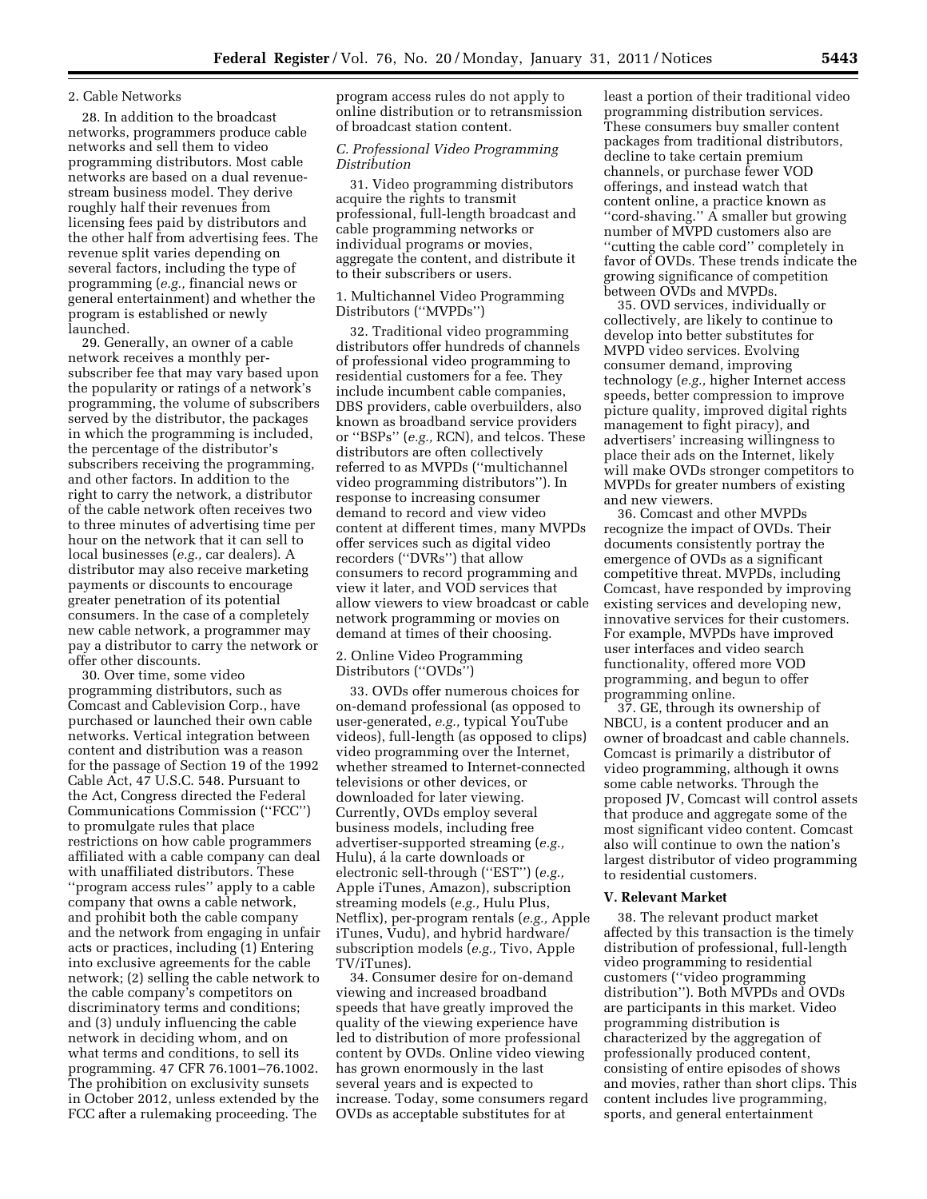2. Cable Networks

28. In addition to the broadcast networks, programmers produce cable networks and sell them to video programming distributors. Most cable networks are based on a dual revenue-stream business model. They derive roughly half their revenues from licensing fees paid by distributors and the other half from advertising fees. The revenue split varies depending on several factors, including the type of programming (*e.g.,* financial news or general entertainment) and whether the program is established or newly launched.

29. Generally, an owner of a cable network receives a monthly per-subscriber fee that may vary based upon the popularity or ratings of a network's programming, the volume of subscribers served by the distributor, the packages in which the programming is included, the percentage of the distributor's subscribers receiving the programming, and other factors. In addition to the right to carry the network, a distributor of the cable network often receives two to three minutes of advertising time per hour on the network that it can sell to local businesses (*e.g.,* car dealers). A distributor may also receive marketing payments or discounts to encourage greater penetration of its potential consumers. In the case of a completely new cable network, a programmer may pay a distributor to carry the network or offer other discounts.

30. Over time, some video programming distributors, such as Comcast and Cablevision Corp., have purchased or launched their own cable networks. Vertical integration between content and distribution was a reason for the passage of Section 19 of the 1992 Cable Act, 47 U.S.C. 548. Pursuant to the Act, Congress directed the Federal Communications Commission (''FCC'') to promulgate rules that place restrictions on how cable programmers affiliated with a cable company can deal with unaffiliated distributors. These ''program access rules'' apply to a cable company that owns a cable network, and prohibit both the cable company and the network from engaging in unfair acts or practices, including (1) Entering into exclusive agreements for the cable network; (2) selling the cable network to the cable company's competitors on discriminatory terms and conditions; and (3) unduly influencing the cable network in deciding whom, and on what terms and conditions, to sell its programming. 47 CFR 76.1001–76.1002. The prohibition on exclusivity sunsets in October 2012, unless extended by the FCC after a rulemaking proceeding. The program access rules do not apply to online distribution or to retransmission of broadcast station content.

### *C. Professional Video Programming Distribution*

31. Video programming distributors acquire the rights to transmit professional, full-length broadcast and cable programming networks or individual programs or movies, aggregate the content, and distribute it to their subscribers or users.

1. Multichannel Video Programming Distributors (''MVPDs'')

32. Traditional video programming distributors offer hundreds of channels of professional video programming to residential customers for a fee. They include incumbent cable companies, DBS providers, cable overbuilders, also known as broadband service providers or ''BSPs'' (*e.g.,* RCN), and telcos. These distributors are often collectively referred to as MVPDs (''multichannel video programming distributors''). In response to increasing consumer demand to record and view video content at different times, many MVPDs offer services such as digital video recorders (''DVRs'') that allow consumers to record programming and view it later, and VOD services that allow viewers to view broadcast or cable network programming or movies on demand at times of their choosing.

2. Online Video Programming Distributors (''OVDs'')

33. OVDs offer numerous choices for on-demand professional (as opposed to user-generated, *e.g.,* typical YouTube videos), full-length (as opposed to clips) video programming over the Internet, whether streamed to Internet-connected televisions or other devices, or downloaded for later viewing. Currently, OVDs employ several business models, including free advertiser-supported streaming (*e.g.,* Hulu), á la carte downloads or electronic sell-through (''EST'') (*e.g.,* Apple iTunes, Amazon), subscription streaming models (*e.g.,* Hulu Plus, Netflix), per-program rentals (*e.g.,* Apple iTunes, Vudu), and hybrid hardware/subscription models (*e.g.,* Tivo, Apple TV/iTunes).

34. Consumer desire for on-demand viewing and increased broadband speeds that have greatly improved the quality of the viewing experience have led to distribution of more professional content by OVDs. Online video viewing has grown enormously in the last several years and is expected to increase. Today, some consumers regard OVDs as acceptable substitutes for at least a portion of their traditional video programming distribution services. These consumers buy smaller content packages from traditional distributors, decline to take certain premium channels, or purchase fewer VOD offerings, and instead watch that content online, a practice known as ''cord-shaving.'' A smaller but growing number of MVPD customers also are ''cutting the cable cord'' completely in favor of OVDs. These trends indicate the growing significance of competition between OVDs and MVPDs.

35. OVD services, individually or collectively, are likely to continue to develop into better substitutes for MVPD video services. Evolving consumer demand, improving technology (*e.g.,* higher Internet access speeds, better compression to improve picture quality, improved digital rights management to fight piracy), and advertisers' increasing willingness to place their ads on the Internet, likely will make OVDs stronger competitors to MVPDs for greater numbers of existing and new viewers.

36. Comcast and other MVPDs recognize the impact of OVDs. Their documents consistently portray the emergence of OVDs as a significant competitive threat. MVPDs, including Comcast, have responded by improving existing services and developing new, innovative services for their customers. For example, MVPDs have improved user interfaces and video search functionality, offered more VOD programming, and begun to offer programming online.

37. GE, through its ownership of NBCU, is a content producer and an owner of broadcast and cable channels. Comcast is primarily a distributor of video programming, although it owns some cable networks. Through the proposed JV, Comcast will control assets that produce and aggregate some of the most significant video content. Comcast also will continue to own the nation's largest distributor of video programming to residential customers.

## V. Relevant Market

38. The relevant product market affected by this transaction is the timely distribution of professional, full-length video programming to residential customers (''video programming distribution''). Both MVPDs and OVDs are participants in this market. Video programming distribution is characterized by the aggregation of professionally produced content, consisting of entire episodes of shows and movies, rather than short clips. This content includes live programming, sports, and general entertainment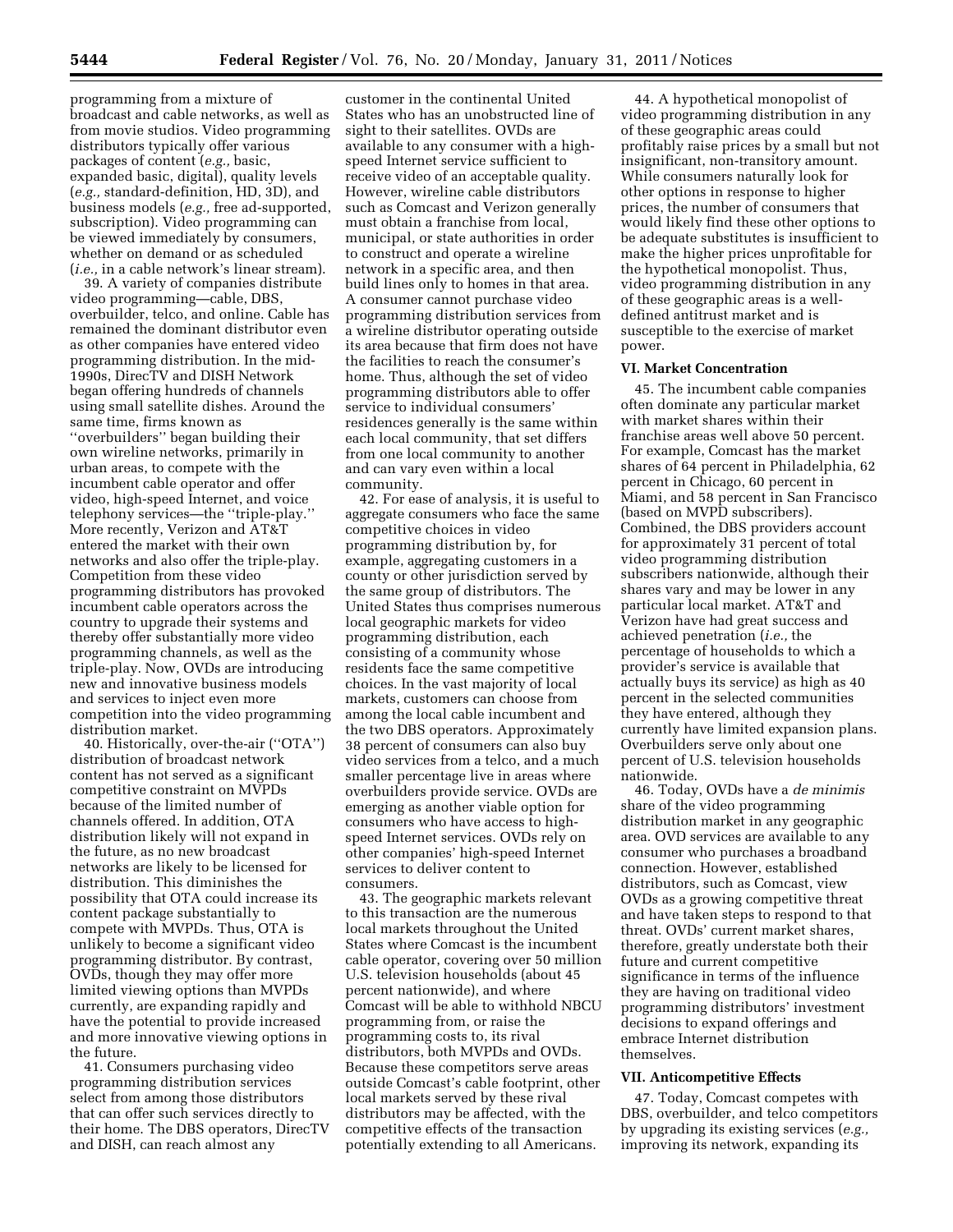programming from a mixture of broadcast and cable networks, as well as from movie studios. Video programming distributors typically offer various packages of content (*e.g.,* basic, expanded basic, digital), quality levels (*e.g.,* standard-definition, HD, 3D), and business models (*e.g.,* free ad-supported, subscription). Video programming can be viewed immediately by consumers, whether on demand or as scheduled (*i.e.,* in a cable network's linear stream).

39. A variety of companies distribute video programming—cable, DBS, overbuilder, telco, and online. Cable has remained the dominant distributor even as other companies have entered video programming distribution. In the mid-1990s, DirecTV and DISH Network began offering hundreds of channels using small satellite dishes. Around the same time, firms known as "overbuilders" began building their own wireline networks, primarily in urban areas, to compete with the incumbent cable operator and offer video, high-speed Internet, and voice telephony services—the "triple-play." More recently, Verizon and AT&T entered the market with their own networks and also offer the triple-play. Competition from these video programming distributors has provoked incumbent cable operators across the country to upgrade their systems and thereby offer substantially more video programming channels, as well as the triple-play. Now, OVDs are introducing new and innovative business models and services to inject even more competition into the video programming distribution market.

40. Historically, over-the-air ("OTA") distribution of broadcast network content has not served as a significant competitive constraint on MVPDs because of the limited number of channels offered. In addition, OTA distribution likely will not expand in the future, as no new broadcast networks are likely to be licensed for distribution. This diminishes the possibility that OTA could increase its content package substantially to compete with MVPDs. Thus, OTA is unlikely to become a significant video programming distributor. By contrast, OVDs, though they may offer more limited viewing options than MVPDs currently, are expanding rapidly and have the potential to provide increased and more innovative viewing options in the future.

41. Consumers purchasing video programming distribution services select from among those distributors that can offer such services directly to their home. The DBS operators, DirecTV and DISH, can reach almost any customer in the continental United States who has an unobstructed line of sight to their satellites. OVDs are available to any consumer with a high-speed Internet service sufficient to receive video of an acceptable quality. However, wireline cable distributors such as Comcast and Verizon generally must obtain a franchise from local, municipal, or state authorities in order to construct and operate a wireline network in a specific area, and then build lines only to homes in that area. A consumer cannot purchase video programming distribution services from a wireline distributor operating outside its area because that firm does not have the facilities to reach the consumer's home. Thus, although the set of video programming distributors able to offer service to individual consumers' residences generally is the same within each local community, that set differs from one local community to another and can vary even within a local community.

42. For ease of analysis, it is useful to aggregate consumers who face the same competitive choices in video programming distribution by, for example, aggregating customers in a county or other jurisdiction served by the same group of distributors. The United States thus comprises numerous local geographic markets for video programming distribution, each consisting of a community whose residents face the same competitive choices. In the vast majority of local markets, customers can choose from among the local cable incumbent and the two DBS operators. Approximately 38 percent of consumers can also buy video services from a telco, and a much smaller percentage live in areas where overbuilders provide service. OVDs are emerging as another viable option for consumers who have access to high-speed Internet services. OVDs rely on other companies' high-speed Internet services to deliver content to consumers.

43. The geographic markets relevant to this transaction are the numerous local markets throughout the United States where Comcast is the incumbent cable operator, covering over 50 million U.S. television households (about 45 percent nationwide), and where Comcast will be able to withhold NBCU programming from, or raise the programming costs to, its rival distributors, both MVPDs and OVDs. Because these competitors serve areas outside Comcast's cable footprint, other local markets served by these rival distributors may be affected, with the competitive effects of the transaction potentially extending to all Americans.

44. A hypothetical monopolist of video programming distribution in any of these geographic areas could profitably raise prices by a small but not insignificant, non-transitory amount. While consumers naturally look for other options in response to higher prices, the number of consumers that would likely find these other options to be adequate substitutes is insufficient to make the higher prices unprofitable for the hypothetical monopolist. Thus, video programming distribution in any of these geographic areas is a well-defined antitrust market and is susceptible to the exercise of market power.

## VI. Market Concentration

45. The incumbent cable companies often dominate any particular market with market shares within their franchise areas well above 50 percent. For example, Comcast has the market shares of 64 percent in Philadelphia, 62 percent in Chicago, 60 percent in Miami, and 58 percent in San Francisco (based on MVPD subscribers). Combined, the DBS providers account for approximately 31 percent of total video programming distribution subscribers nationwide, although their shares vary and may be lower in any particular local market. AT&T and Verizon have had great success and achieved penetration (*i.e.,* the percentage of households to which a provider's service is available that actually buys its service) as high as 40 percent in the selected communities they have entered, although they currently have limited expansion plans. Overbuilders serve only about one percent of U.S. television households nationwide.

46. Today, OVDs have a *de minimis* share of the video programming distribution market in any geographic area. OVD services are available to any consumer who purchases a broadband connection. However, established distributors, such as Comcast, view OVDs as a growing competitive threat and have taken steps to respond to that threat. OVDs' current market shares, therefore, greatly understate both their future and current competitive significance in terms of the influence they are having on traditional video programming distributors' investment decisions to expand offerings and embrace Internet distribution themselves.

## VII. Anticompetitive Effects

47. Today, Comcast competes with DBS, overbuilder, and telco competitors by upgrading its existing services (*e.g.,* improving its network, expanding its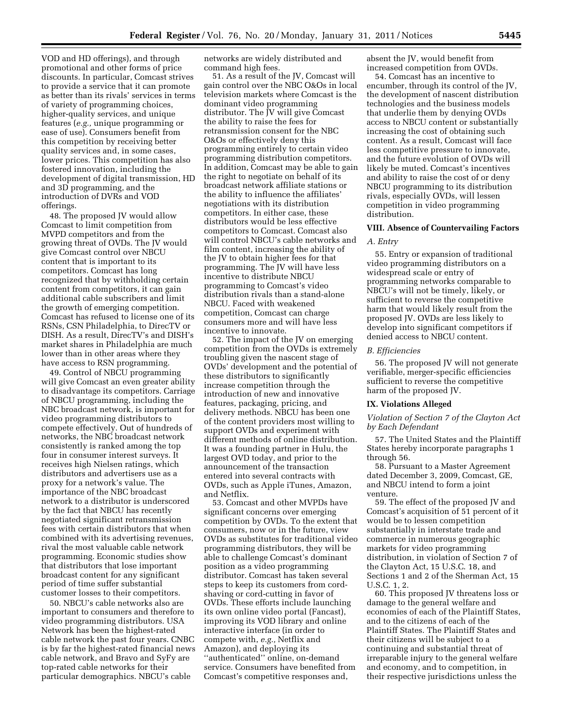VOD and HD offerings), and through promotional and other forms of price discounts. In particular, Comcast strives to provide a service that it can promote as better than its rivals' services in terms of variety of programming choices, higher-quality services, and unique features (*e.g.,* unique programming or ease of use). Consumers benefit from this competition by receiving better quality services and, in some cases, lower prices. This competition has also fostered innovation, including the development of digital transmission, HD and 3D programming, and the introduction of DVRs and VOD offerings.

48. The proposed JV would allow Comcast to limit competition from MVPD competitors and from the growing threat of OVDs. The JV would give Comcast control over NBCU content that is important to its competitors. Comcast has long recognized that by withholding certain content from competitors, it can gain additional cable subscribers and limit the growth of emerging competition. Comcast has refused to license one of its RSNs, CSN Philadelphia, to DirecTV or DISH. As a result, DirecTV's and DISH's market shares in Philadelphia are much lower than in other areas where they have access to RSN programming.

49. Control of NBCU programming will give Comcast an even greater ability to disadvantage its competitors. Carriage of NBCU programming, including the NBC broadcast network, is important for video programming distributors to compete effectively. Out of hundreds of networks, the NBC broadcast network consistently is ranked among the top four in consumer interest surveys. It receives high Nielsen ratings, which distributors and advertisers use as a proxy for a network's value. The importance of the NBC broadcast network to a distributor is underscored by the fact that NBCU has recently negotiated significant retransmission fees with certain distributors that when combined with its advertising revenues, rival the most valuable cable network programming. Economic studies show that distributors that lose important broadcast content for any significant period of time suffer substantial customer losses to their competitors.

50. NBCU's cable networks also are important to consumers and therefore to video programming distributors. USA Network has been the highest-rated cable network the past four years. CNBC is by far the highest-rated financial news cable network, and Bravo and SyFy are top-rated cable networks for their particular demographics. NBCU's cable networks are widely distributed and command high fees.

51. As a result of the JV, Comcast will gain control over the NBC O&Os in local television markets where Comcast is the dominant video programming distributor. The JV will give Comcast the ability to raise the fees for retransmission consent for the NBC O&Os or effectively deny this programming entirely to certain video programming distribution competitors. In addition, Comcast may be able to gain the right to negotiate on behalf of its broadcast network affiliate stations or the ability to influence the affiliates' negotiations with its distribution competitors. In either case, these distributors would be less effective competitors to Comcast. Comcast also will control NBCU's cable networks and film content, increasing the ability of the JV to obtain higher fees for that programming. The JV will have less incentive to distribute NBCU programming to Comcast's video distribution rivals than a stand-alone NBCU. Faced with weakened competition, Comcast can charge consumers more and will have less incentive to innovate.

52. The impact of the JV on emerging competition from the OVDs is extremely troubling given the nascent stage of OVDs' development and the potential of these distributors to significantly increase competition through the introduction of new and innovative features, packaging, pricing, and delivery methods. NBCU has been one of the content providers most willing to support OVDs and experiment with different methods of online distribution. It was a founding partner in Hulu, the largest OVD today, and prior to the announcement of the transaction entered into several contracts with OVDs, such as Apple iTunes, Amazon, and Netflix.

53. Comcast and other MVPDs have significant concerns over emerging competition by OVDs. To the extent that consumers, now or in the future, view OVDs as substitutes for traditional video programming distributors, they will be able to challenge Comcast's dominant position as a video programming distributor. Comcast has taken several steps to keep its customers from cord-shaving or cord-cutting in favor of OVDs. These efforts include launching its own online video portal (Fancast), improving its VOD library and online interactive interface (in order to compete with, *e.g.,* Netflix and Amazon), and deploying its ''authenticated'' online, on-demand service. Consumers have benefited from Comcast's competitive responses and, absent the JV, would benefit from increased competition from OVDs.

54. Comcast has an incentive to encumber, through its control of the JV, the development of nascent distribution technologies and the business models that underlie them by denying OVDs access to NBCU content or substantially increasing the cost of obtaining such content. As a result, Comcast will face less competitive pressure to innovate, and the future evolution of OVDs will likely be muted. Comcast's incentives and ability to raise the cost of or deny NBCU programming to its distribution rivals, especially OVDs, will lessen competition in video programming distribution.

## VIII. Absence of Countervailing Factors

### *A. Entry*

55. Entry or expansion of traditional video programming distributors on a widespread scale or entry of programming networks comparable to NBCU's will not be timely, likely, or sufficient to reverse the competitive harm that would likely result from the proposed JV. OVDs are less likely to develop into significant competitors if denied access to NBCU content.

### *B. Efficiencies*

56. The proposed JV will not generate verifiable, merger-specific efficiencies sufficient to reverse the competitive harm of the proposed JV.

## IX. Violations Alleged

### *Violation of Section 7 of the Clayton Act by Each Defendant*

57. The United States and the Plaintiff States hereby incorporate paragraphs 1 through 56.

58. Pursuant to a Master Agreement dated December 3, 2009, Comcast, GE, and NBCU intend to form a joint venture.

59. The effect of the proposed JV and Comcast's acquisition of 51 percent of it would be to lessen competition substantially in interstate trade and commerce in numerous geographic markets for video programming distribution, in violation of Section 7 of the Clayton Act, 15 U.S.C. 18, and Sections 1 and 2 of the Sherman Act, 15 U.S.C. 1, 2.

60. This proposed JV threatens loss or damage to the general welfare and economies of each of the Plaintiff States, and to the citizens of each of the Plaintiff States. The Plaintiff States and their citizens will be subject to a continuing and substantial threat of irreparable injury to the general welfare and economy, and to competition, in their respective jurisdictions unless the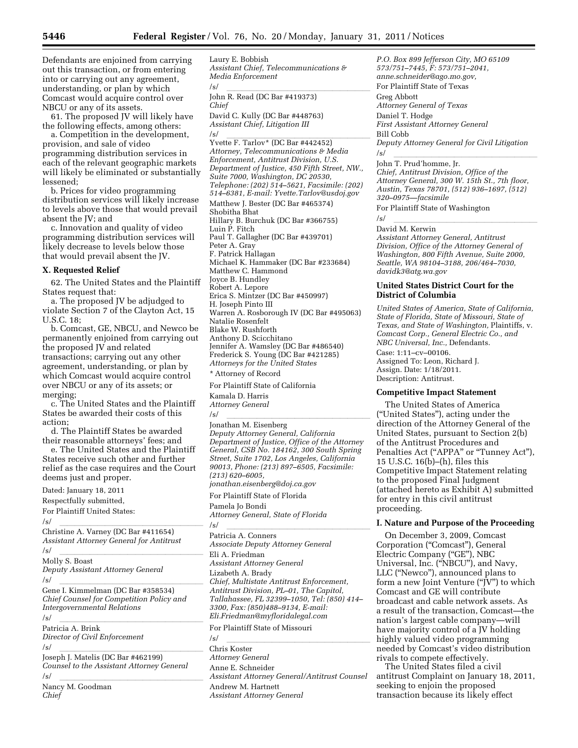Defendants are enjoined from carrying out this transaction, or from entering into or carrying out any agreement, understanding, or plan by which Comcast would acquire control over NBCU or any of its assets.

61. The proposed JV will likely have the following effects, among others:

a. Competition in the development, provision, and sale of video programming distribution services in each of the relevant geographic markets will likely be eliminated or substantially lessened;

b. Prices for video programming distribution services will likely increase to levels above those that would prevail absent the JV; and

c. Innovation and quality of video programming distribution services will likely decrease to levels below those that would prevail absent the JV.

### X. Requested Relief

62. The United States and the Plaintiff States request that:

a. The proposed JV be adjudged to violate Section 7 of the Clayton Act, 15 U.S.C. 18;

b. Comcast, GE, NBCU, and Newco be permanently enjoined from carrying out the proposed JV and related transactions; carrying out any other agreement, understanding, or plan by which Comcast would acquire control over NBCU or any of its assets; or merging;

c. The United States and the Plaintiff States be awarded their costs of this action;

d. The Plaintiff States be awarded their reasonable attorneys' fees; and

e. The United States and the Plaintiff States receive such other and further relief as the case requires and the Court deems just and proper.

Dated: January 18, 2011

Respectfully submitted,

For Plaintiff United States:

/s/

Christine A. Varney (DC Bar #411654)
*Assistant Attorney General for Antitrust*

/s/

Molly S. Boast
*Deputy Assistant Attorney General*

/s/

Gene I. Kimmelman (DC Bar #358534)
*Chief Counsel for Competition Policy and Intergovernmental Relations*

/s/

Patricia A. Brink
*Director of Civil Enforcement*

/s/

Joseph J. Matelis (DC Bar #462199)
*Counsel to the Assistant Attorney General*

/s/

Nancy M. Goodman
*Chief*

Laury E. Bobbish
*Assistant Chief, Telecommunications & Media Enforcement*

/s/

John R. Read (DC Bar #419373)
*Chief*

David C. Kully (DC Bar #448763)
*Assistant Chief, Litigation III*

/s/

Yvette F. Tarlov* (DC Bar #442452)
*Attorney, Telecommunications & Media Enforcement, Antitrust Division, U.S. Department of Justice, 450 Fifth Street, NW., Suite 7000, Washington, DC 20530, Telephone: (202) 514–5621, Facsimile: (202) 514–6381, E-mail: Yvette.Tarlov@usdoj.gov*

Matthew J. Bester (DC Bar #465374)
Shobitha Bhat
Hillary B. Burchuk (DC Bar #366755)
Luin P. Fitch
Paul T. Gallagher (DC Bar #439701)
Peter A. Gray
F. Patrick Hallagan
Michael K. Hammaker (DC Bar #233684)
Matthew C. Hammond
Joyce B. Hundley
Robert A. Lepore
Erica S. Mintzer (DC Bar #450997)
H. Joseph Pinto III
Warren A. Rosborough IV (DC Bar #495063)
Natalie Rosenfelt
Blake W. Rushforth
Anthony D. Scicchitano
Jennifer A. Wamsley (DC Bar #486540)
Frederick S. Young (DC Bar #421285)
*Attorneys for the United States*

\* Attorney of Record

For Plaintiff State of California

Kamala D. Harris
*Attorney General*

/s/

Jonathan M. Eisenberg
*Deputy Attorney General, California Department of Justice, Office of the Attorney General, CSB No. 184162, 300 South Spring Street, Suite 1702, Los Angeles, California 90013, Phone: (213) 897–6505, Facsimile: (213) 620–6005, jonathan.eisenberg@doj.ca.gov*

For Plaintiff State of Florida

Pamela Jo Bondi
*Attorney General, State of Florida*

/s/

Patricia A. Conners
*Associate Deputy Attorney General*

Eli A. Friedman
*Assistant Attorney General*

Lizabeth A. Brady
*Chief, Multistate Antitrust Enforcement, Antitrust Division, PL–01, The Capitol, Tallahassee, FL 32399–1050, Tel: (850) 414–3300, Fax: (850)488–9134, E-mail: Eli.Friedman@myfloridalegal.com*

For Plaintiff State of Missouri

/s/

Chris Koster
*Attorney General*

Anne E. Schneider
*Assistant Attorney General/Antitrust Counsel*

Andrew M. Hartnett
*Assistant Attorney General*

*P.O. Box 899 Jefferson City, MO 65109 573/751–7445, F: 573/751–2041, anne.schneider@ago.mo.gov,*

For Plaintiff State of Texas

Greg Abbott
*Attorney General of Texas*

Daniel T. Hodge
*First Assistant Attorney General*

Bill Cobb
*Deputy Attorney General for Civil Litigation*

/s/

John T. Prud'homme, Jr.
*Chief, Antitrust Division, Office of the Attorney General, 300 W. 15th St., 7th floor, Austin, Texas 78701, (512) 936–1697, (512) 320–0975—facsimile*

For Plaintiff State of Washington

/s/

David M. Kerwin
*Assistant Attorney General, Antitrust Division, Office of the Attorney General of Washington, 800 Fifth Avenue, Suite 2000, Seattle, WA 98104–3188, 206/464–7030, davidk3@atg.wa.gov*

### United States District Court for the District of Columbia

*United States of America, State of California, State of Florida, State of Missouri, State of Texas, and State of Washington,* Plaintiffs, v. *Comcast Corp., General Electric Co., and NBC Universal, Inc.,* Defendants.

Case: 1:11–cv–00106.
Assigned To: Leon, Richard J.
Assign. Date: 1/18/2011.
Description: Antitrust.

### Competitive Impact Statement

The United States of America ("United States"), acting under the direction of the Attorney General of the United States, pursuant to Section 2(b) of the Antitrust Procedures and Penalties Act ("APPA" or "Tunney Act"), 15 U.S.C. 16(b)–(h), files this Competitive Impact Statement relating to the proposed Final Judgment (attached hereto as Exhibit A) submitted for entry in this civil antitrust proceeding.

### I. Nature and Purpose of the Proceeding

On December 3, 2009, Comcast Corporation ("Comcast"), General Electric Company ("GE"), NBC Universal, Inc. ("NBCU"), and Navy, LLC ("Newco"), announced plans to form a new Joint Venture ("JV") to which Comcast and GE will contribute broadcast and cable network assets. As a result of the transaction, Comcast—the nation's largest cable company—will have majority control of a JV holding highly valued video programming needed by Comcast's video distribution rivals to compete effectively.

The United States filed a civil antitrust Complaint on January 18, 2011, seeking to enjoin the proposed transaction because its likely effect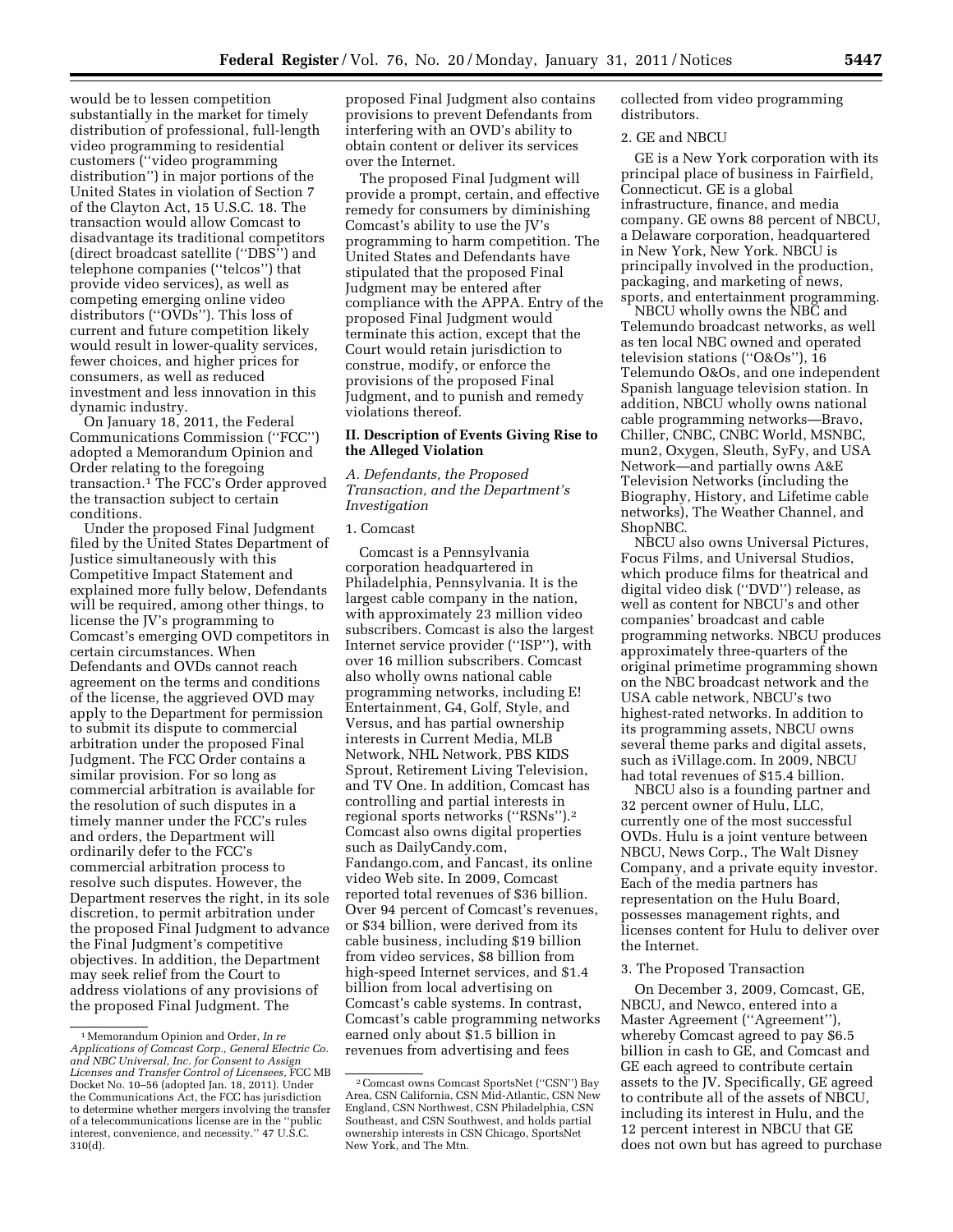would be to lessen competition substantially in the market for timely distribution of professional, full-length video programming to residential customers (''video programming distribution'') in major portions of the United States in violation of Section 7 of the Clayton Act, 15 U.S.C. 18. The transaction would allow Comcast to disadvantage its traditional competitors (direct broadcast satellite (''DBS'') and telephone companies (''telcos'') that provide video services), as well as competing emerging online video distributors (''OVDs''). This loss of current and future competition likely would result in lower-quality services, fewer choices, and higher prices for consumers, as well as reduced investment and less innovation in this dynamic industry.

On January 18, 2011, the Federal Communications Commission (''FCC'') adopted a Memorandum Opinion and Order relating to the foregoing transaction.[1] The FCC's Order approved the transaction subject to certain conditions.

Under the proposed Final Judgment filed by the United States Department of Justice simultaneously with this Competitive Impact Statement and explained more fully below, Defendants will be required, among other things, to license the JV's programming to Comcast's emerging OVD competitors in certain circumstances. When Defendants and OVDs cannot reach agreement on the terms and conditions of the license, the aggrieved OVD may apply to the Department for permission to submit its dispute to commercial arbitration under the proposed Final Judgment. The FCC Order contains a similar provision. For so long as commercial arbitration is available for the resolution of such disputes in a timely manner under the FCC's rules and orders, the Department will ordinarily defer to the FCC's commercial arbitration process to resolve such disputes. However, the Department reserves the right, in its sole discretion, to permit arbitration under the proposed Final Judgment to advance the Final Judgment's competitive objectives. In addition, the Department may seek relief from the Court to address violations of any provisions of the proposed Final Judgment. The proposed Final Judgment also contains provisions to prevent Defendants from interfering with an OVD's ability to obtain content or deliver its services over the Internet.

The proposed Final Judgment will provide a prompt, certain, and effective remedy for consumers by diminishing Comcast's ability to use the JV's programming to harm competition. The United States and Defendants have stipulated that the proposed Final Judgment may be entered after compliance with the APPA. Entry of the proposed Final Judgment would terminate this action, except that the Court would retain jurisdiction to construe, modify, or enforce the provisions of the proposed Final Judgment, and to punish and remedy violations thereof.

## II. Description of Events Giving Rise to the Alleged Violation

### *A. Defendants, the Proposed Transaction, and the Department's Investigation*

#### 1. Comcast

Comcast is a Pennsylvania corporation headquartered in Philadelphia, Pennsylvania. It is the largest cable company in the nation, with approximately 23 million video subscribers. Comcast is also the largest Internet service provider (''ISP''), with over 16 million subscribers. Comcast also wholly owns national cable programming networks, including E! Entertainment, G4, Golf, Style, and Versus, and has partial ownership interests in Current Media, MLB Network, NHL Network, PBS KIDS Sprout, Retirement Living Television, and TV One. In addition, Comcast has controlling and partial interests in regional sports networks (''RSNs'').[2] Comcast also owns digital properties such as DailyCandy.com, Fandango.com, and Fancast, its online video Web site. In 2009, Comcast reported total revenues of $36 billion. Over 94 percent of Comcast's revenues, or $34 billion, were derived from its cable business, including $19 billion from video services, $8 billion from high-speed Internet services, and $1.4 billion from local advertising on Comcast's cable systems. In contrast, Comcast's cable programming networks earned only about $1.5 billion in revenues from advertising and fees collected from video programming distributors.

#### 2. GE and NBCU

GE is a New York corporation with its principal place of business in Fairfield, Connecticut. GE is a global infrastructure, finance, and media company. GE owns 88 percent of NBCU, a Delaware corporation, headquartered in New York, New York. NBCU is principally involved in the production, packaging, and marketing of news, sports, and entertainment programming.

NBCU wholly owns the NBC and Telemundo broadcast networks, as well as ten local NBC owned and operated television stations (''O&Os''), 16 Telemundo O&Os, and one independent Spanish language television station. In addition, NBCU wholly owns national cable programming networks—Bravo, Chiller, CNBC, CNBC World, MSNBC, mun2, Oxygen, Sleuth, SyFy, and USA Network—and partially owns A&E Television Networks (including the Biography, History, and Lifetime cable networks), The Weather Channel, and ShopNBC.

NBCU also owns Universal Pictures, Focus Films, and Universal Studios, which produce films for theatrical and digital video disk (''DVD'') release, as well as content for NBCU's and other companies' broadcast and cable programming networks. NBCU produces approximately three-quarters of the original primetime programming shown on the NBC broadcast network and the USA cable network, NBCU's two highest-rated networks. In addition to its programming assets, NBCU owns several theme parks and digital assets, such as iVillage.com. In 2009, NBCU had total revenues of $15.4 billion.

NBCU also is a founding partner and 32 percent owner of Hulu, LLC, currently one of the most successful OVDs. Hulu is a joint venture between NBCU, News Corp., The Walt Disney Company, and a private equity investor. Each of the media partners has representation on the Hulu Board, possesses management rights, and licenses content for Hulu to deliver over the Internet.

#### 3. The Proposed Transaction

On December 3, 2009, Comcast, GE, NBCU, and Newco, entered into a Master Agreement (''Agreement''), whereby Comcast agreed to pay $6.5 billion in cash to GE, and Comcast and GE each agreed to contribute certain assets to the JV. Specifically, GE agreed to contribute all of the assets of NBCU, including its interest in Hulu, and the 12 percent interest in NBCU that GE does not own but has agreed to purchase

---

[1] Memorandum Opinion and Order, *In re Applications of Comcast Corp., General Electric Co. and NBC Universal, Inc. for Consent to Assign Licenses and Transfer Control of Licensees,* FCC MB Docket No. 10–56 (adopted Jan. 18, 2011). Under the Communications Act, the FCC has jurisdiction to determine whether mergers involving the transfer of a telecommunications license are in the ''public interest, convenience, and necessity.'' 47 U.S.C. 310(d).

[2] Comcast owns Comcast SportsNet (''CSN'') Bay Area, CSN California, CSN Mid-Atlantic, CSN New England, CSN Northwest, CSN Philadelphia, CSN Southeast, and CSN Southwest, and holds partial ownership interests in CSN Chicago, SportsNet New York, and The Mtn.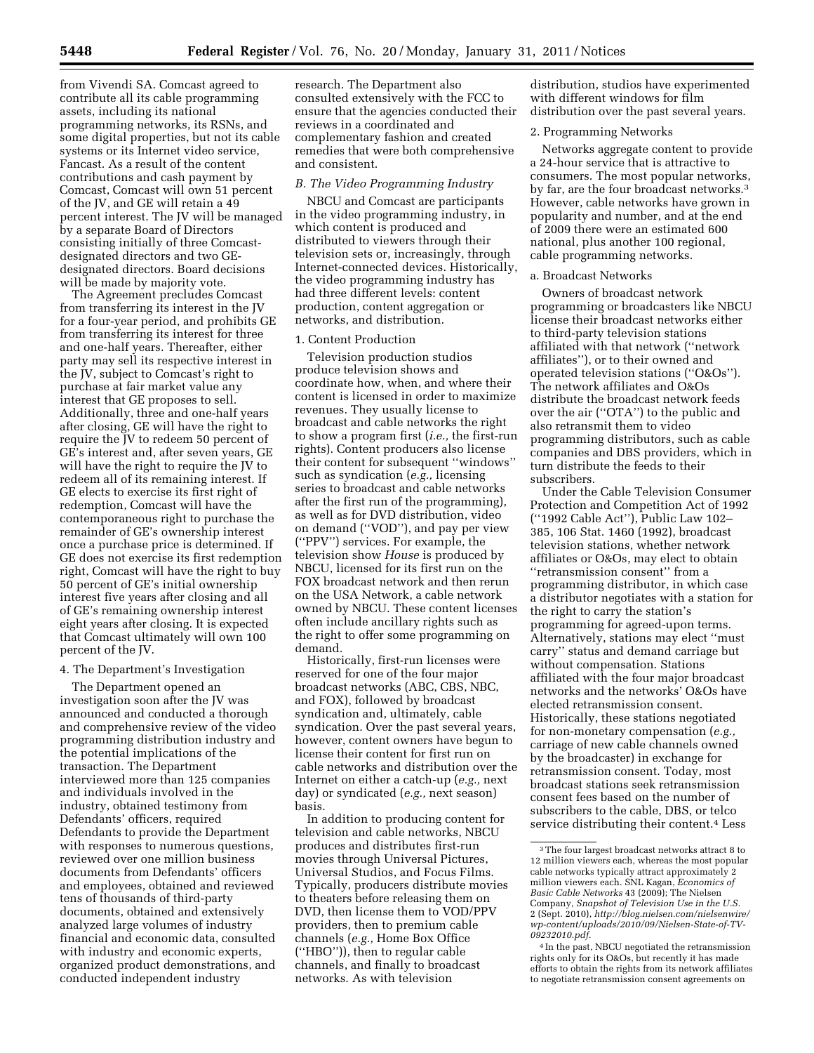from Vivendi SA. Comcast agreed to contribute all its cable programming assets, including its national programming networks, its RSNs, and some digital properties, but not its cable systems or its Internet video service, Fancast. As a result of the content contributions and cash payment by Comcast, Comcast will own 51 percent of the JV, and GE will retain a 49 percent interest. The JV will be managed by a separate Board of Directors consisting initially of three Comcast-designated directors and two GE-designated directors. Board decisions will be made by majority vote.

The Agreement precludes Comcast from transferring its interest in the JV for a four-year period, and prohibits GE from transferring its interest for three and one-half years. Thereafter, either party may sell its respective interest in the JV, subject to Comcast's right to purchase at fair market value any interest that GE proposes to sell. Additionally, three and one-half years after closing, GE will have the right to require the JV to redeem 50 percent of GE's interest and, after seven years, GE will have the right to require the JV to redeem all of its remaining interest. If GE elects to exercise its first right of redemption, Comcast will have the contemporaneous right to purchase the remainder of GE's ownership interest once a purchase price is determined. If GE does not exercise its first redemption right, Comcast will have the right to buy 50 percent of GE's initial ownership interest five years after closing and all of GE's remaining ownership interest eight years after closing. It is expected that Comcast ultimately will own 100 percent of the JV.

#### 4. The Department's Investigation

The Department opened an investigation soon after the JV was announced and conducted a thorough and comprehensive review of the video programming distribution industry and the potential implications of the transaction. The Department interviewed more than 125 companies and individuals involved in the industry, obtained testimony from Defendants' officers, required Defendants to provide the Department with responses to numerous questions, reviewed over one million business documents from Defendants' officers and employees, obtained and reviewed tens of thousands of third-party documents, obtained and extensively analyzed large volumes of industry financial and economic data, consulted with industry and economic experts, organized product demonstrations, and conducted independent industry research. The Department also consulted extensively with the FCC to ensure that the agencies conducted their reviews in a coordinated and complementary fashion and created remedies that were both comprehensive and consistent.

### *B. The Video Programming Industry*

NBCU and Comcast are participants in the video programming industry, in which content is produced and distributed to viewers through their television sets or, increasingly, through Internet-connected devices. Historically, the video programming industry has had three different levels: content production, content aggregation or networks, and distribution.

#### 1. Content Production

Television production studios produce television shows and coordinate how, when, and where their content is licensed in order to maximize revenues. They usually license to broadcast and cable networks the right to show a program first (*i.e.,* the first-run rights). Content producers also license their content for subsequent ''windows'' such as syndication (*e.g.,* licensing series to broadcast and cable networks after the first run of the programming), as well as for DVD distribution, video on demand (''VOD''), and pay per view (''PPV'') services. For example, the television show *House* is produced by NBCU, licensed for its first run on the FOX broadcast network and then rerun on the USA Network, a cable network owned by NBCU. These content licenses often include ancillary rights such as the right to offer some programming on demand.

Historically, first-run licenses were reserved for one of the four major broadcast networks (ABC, CBS, NBC, and FOX), followed by broadcast syndication and, ultimately, cable syndication. Over the past several years, however, content owners have begun to license their content for first run on cable networks and distribution over the Internet on either a catch-up (*e.g.,* next day) or syndicated (*e.g.,* next season) basis.

In addition to producing content for television and cable networks, NBCU produces and distributes first-run movies through Universal Pictures, Universal Studios, and Focus Films. Typically, producers distribute movies to theaters before releasing them on DVD, then license them to VOD/PPV providers, then to premium cable channels (*e.g.,* Home Box Office (''HBO'')), then to regular cable channels, and finally to broadcast networks. As with television distribution, studios have experimented with different windows for film distribution over the past several years.

#### 2. Programming Networks

Networks aggregate content to provide a 24-hour service that is attractive to consumers. The most popular networks, by far, are the four broadcast networks.[3] However, cable networks have grown in popularity and number, and at the end of 2009 there were an estimated 600 national, plus another 100 regional, cable programming networks.

##### a. Broadcast Networks

Owners of broadcast network programming or broadcasters like NBCU license their broadcast networks either to third-party television stations affiliated with that network (''network affiliates''), or to their owned and operated television stations (''O&Os''). The network affiliates and O&Os distribute the broadcast network feeds over the air (''OTA'') to the public and also retransmit them to video programming distributors, such as cable companies and DBS providers, which in turn distribute the feeds to their subscribers.

Under the Cable Television Consumer Protection and Competition Act of 1992 (''1992 Cable Act''), Public Law 102–385, 106 Stat. 1460 (1992), broadcast television stations, whether network affiliates or O&Os, may elect to obtain ''retransmission consent'' from a programming distributor, in which case a distributor negotiates with a station for the right to carry the station's programming for agreed-upon terms. Alternatively, stations may elect ''must carry'' status and demand carriage but without compensation. Stations affiliated with the four major broadcast networks and the networks' O&Os have elected retransmission consent. Historically, these stations negotiated for non-monetary compensation (*e.g.,* carriage of new cable channels owned by the broadcaster) in exchange for retransmission consent. Today, most broadcast stations seek retransmission consent fees based on the number of subscribers to the cable, DBS, or telco service distributing their content.[4] Less

---

[3] The four largest broadcast networks attract 8 to 12 million viewers each, whereas the most popular cable networks typically attract approximately 2 million viewers each. SNL Kagan, *Economics of Basic Cable Networks* 43 (2009); The Nielsen Company, *Snapshot of Television Use in the U.S.* 2 (Sept. 2010), *http://blog.nielsen.com/nielsenwire/wp-content/uploads/2010/09/Nielsen-State-of-TV-09232010.pdf.*

[4] In the past, NBCU negotiated the retransmission rights only for its O&Os, but recently it has made efforts to obtain the rights from its network affiliates to negotiate retransmission consent agreements on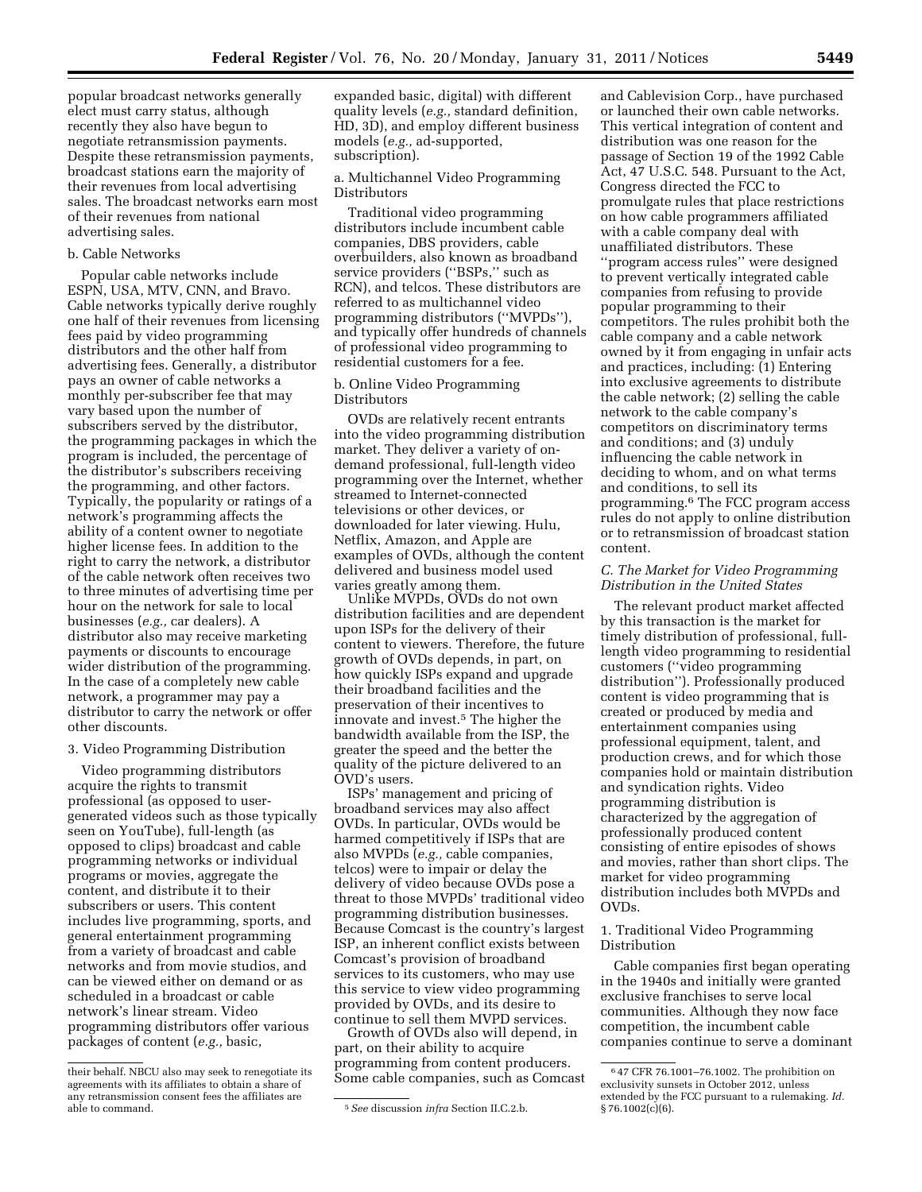popular broadcast networks generally elect must carry status, although recently they also have begun to negotiate retransmission payments. Despite these retransmission payments, broadcast stations earn the majority of their revenues from local advertising sales. The broadcast networks earn most of their revenues from national advertising sales.

b. Cable Networks

Popular cable networks include ESPN, USA, MTV, CNN, and Bravo. Cable networks typically derive roughly one half of their revenues from licensing fees paid by video programming distributors and the other half from advertising fees. Generally, a distributor pays an owner of cable networks a monthly per-subscriber fee that may vary based upon the number of subscribers served by the distributor, the programming packages in which the program is included, the percentage of the distributor's subscribers receiving the programming, and other factors. Typically, the popularity or ratings of a network's programming affects the ability of a content owner to negotiate higher license fees. In addition to the right to carry the network, a distributor of the cable network often receives two to three minutes of advertising time per hour on the network for sale to local businesses (*e.g.,* car dealers). A distributor also may receive marketing payments or discounts to encourage wider distribution of the programming. In the case of a completely new cable network, a programmer may pay a distributor to carry the network or offer other discounts.

3. Video Programming Distribution

Video programming distributors acquire the rights to transmit professional (as opposed to user-generated videos such as those typically seen on YouTube), full-length (as opposed to clips) broadcast and cable programming networks or individual programs or movies, aggregate the content, and distribute it to their subscribers or users. This content includes live programming, sports, and general entertainment programming from a variety of broadcast and cable networks and from movie studios, and can be viewed either on demand or as scheduled in a broadcast or cable network's linear stream. Video programming distributors offer various packages of content (*e.g.,* basic, expanded basic, digital) with different quality levels (*e.g.,* standard definition, HD, 3D), and employ different business models (*e.g.,* ad-supported, subscription).

a. Multichannel Video Programming Distributors

Traditional video programming distributors include incumbent cable companies, DBS providers, cable overbuilders, also known as broadband service providers (''BSPs,'' such as RCN), and telcos. These distributors are referred to as multichannel video programming distributors (''MVPDs''), and typically offer hundreds of channels of professional video programming to residential customers for a fee.

b. Online Video Programming Distributors

OVDs are relatively recent entrants into the video programming distribution market. They deliver a variety of on-demand professional, full-length video programming over the Internet, whether streamed to Internet-connected televisions or other devices, or downloaded for later viewing. Hulu, Netflix, Amazon, and Apple are examples of OVDs, although the content delivered and business model used varies greatly among them.

Unlike MVPDs, OVDs do not own distribution facilities and are dependent upon ISPs for the delivery of their content to viewers. Therefore, the future growth of OVDs depends, in part, on how quickly ISPs expand and upgrade their broadband facilities and the preservation of their incentives to innovate and invest.[5] The higher the bandwidth available from the ISP, the greater the speed and the better the quality of the picture delivered to an OVD's users.

ISPs' management and pricing of broadband services may also affect OVDs. In particular, OVDs would be harmed competitively if ISPs that are also MVPDs (*e.g.,* cable companies, telcos) were to impair or delay the delivery of video because OVDs pose a threat to those MVPDs' traditional video programming distribution businesses. Because Comcast is the country's largest ISP, an inherent conflict exists between Comcast's provision of broadband services to its customers, who may use this service to view video programming provided by OVDs, and its desire to continue to sell them MVPD services.

Growth of OVDs also will depend, in part, on their ability to acquire programming from content producers. Some cable companies, such as Comcast and Cablevision Corp., have purchased or launched their own cable networks. This vertical integration of content and distribution was one reason for the passage of Section 19 of the 1992 Cable Act, 47 U.S.C. 548. Pursuant to the Act, Congress directed the FCC to promulgate rules that place restrictions on how cable programmers affiliated with a cable company deal with unaffiliated distributors. These ''program access rules'' were designed to prevent vertically integrated cable companies from refusing to provide popular programming to their competitors. The rules prohibit both the cable company and a cable network owned by it from engaging in unfair acts and practices, including: (1) Entering into exclusive agreements to distribute the cable network; (2) selling the cable network to the cable company's competitors on discriminatory terms and conditions; and (3) unduly influencing the cable network in deciding to whom, and on what terms and conditions, to sell its programming.[6] The FCC program access rules do not apply to online distribution or to retransmission of broadcast station content.

### *C. The Market for Video Programming Distribution in the United States*

The relevant product market affected by this transaction is the market for timely distribution of professional, full-length video programming to residential customers (''video programming distribution''). Professionally produced content is video programming that is created or produced by media and entertainment companies using professional equipment, talent, and production crews, and for which those companies hold or maintain distribution and syndication rights. Video programming distribution is characterized by the aggregation of professionally produced content consisting of entire episodes of shows and movies, rather than short clips. The market for video programming distribution includes both MVPDs and OVDs.

1. Traditional Video Programming Distribution

Cable companies first began operating in the 1940s and initially were granted exclusive franchises to serve local communities. Although they now face competition, the incumbent cable companies continue to serve a dominant

---

their behalf. NBCU also may seek to renegotiate its agreements with its affiliates to obtain a share of any retransmission consent fees the affiliates are able to command.

[5] *See* discussion *infra* Section II.C.2.b.

[6] 47 CFR 76.1001–76.1002. The prohibition on exclusivity sunsets in October 2012, unless extended by the FCC pursuant to a rulemaking. *Id.* § 76.1002(c)(6).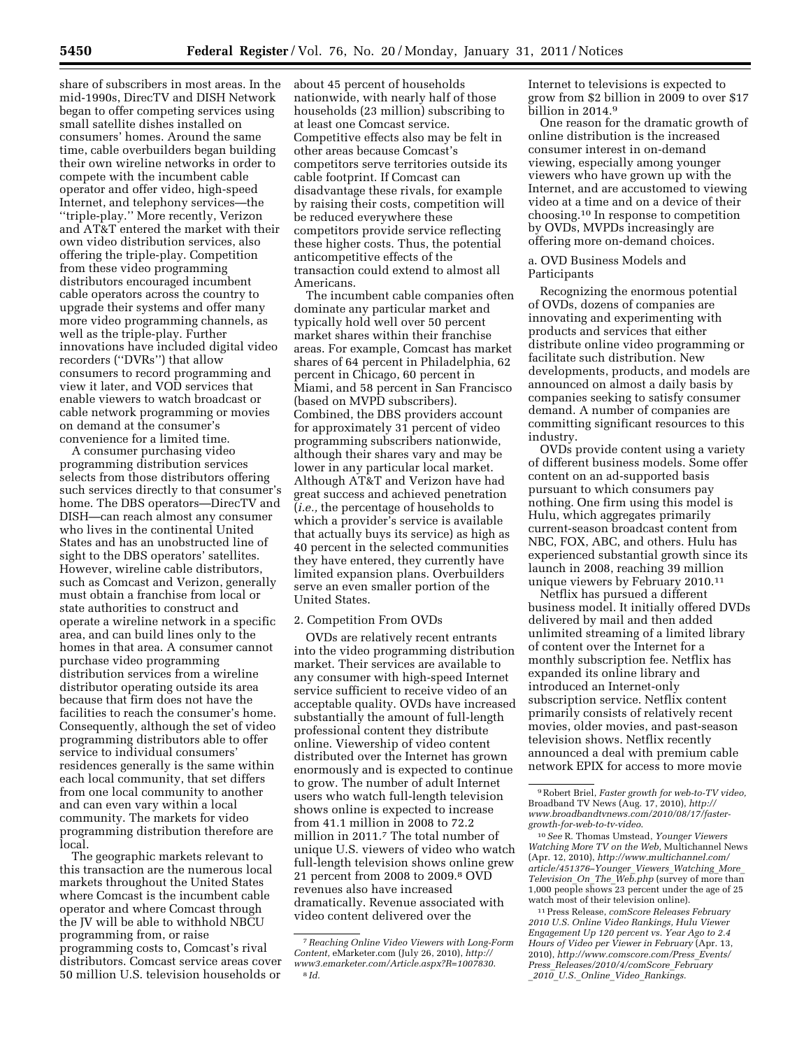share of subscribers in most areas. In the mid-1990s, DirecTV and DISH Network began to offer competing services using small satellite dishes installed on consumers' homes. Around the same time, cable overbuilders began building their own wireline networks in order to compete with the incumbent cable operator and offer video, high-speed Internet, and telephony services—the ''triple-play.'' More recently, Verizon and AT&T entered the market with their own video distribution services, also offering the triple-play. Competition from these video programming distributors encouraged incumbent cable operators across the country to upgrade their systems and offer many more video programming channels, as well as the triple-play. Further innovations have included digital video recorders (''DVRs'') that allow consumers to record programming and view it later, and VOD services that enable viewers to watch broadcast or cable network programming or movies on demand at the consumer's convenience for a limited time.

A consumer purchasing video programming distribution services selects from those distributors offering such services directly to that consumer's home. The DBS operators—DirecTV and DISH—can reach almost any consumer who lives in the continental United States and has an unobstructed line of sight to the DBS operators' satellites. However, wireline cable distributors, such as Comcast and Verizon, generally must obtain a franchise from local or state authorities to construct and operate a wireline network in a specific area, and can build lines only to the homes in that area. A consumer cannot purchase video programming distribution services from a wireline distributor operating outside its area because that firm does not have the facilities to reach the consumer's home. Consequently, although the set of video programming distributors able to offer service to individual consumers' residences generally is the same within each local community, that set differs from one local community to another and can even vary within a local community. The markets for video programming distribution therefore are local.

The geographic markets relevant to this transaction are the numerous local markets throughout the United States where Comcast is the incumbent cable operator and where Comcast through the JV will be able to withhold NBCU programming from, or raise programming costs to, Comcast's rival distributors. Comcast service areas cover 50 million U.S. television households or about 45 percent of households nationwide, with nearly half of those households (23 million) subscribing to at least one Comcast service. Competitive effects also may be felt in other areas because Comcast's competitors serve territories outside its cable footprint. If Comcast can disadvantage these rivals, for example by raising their costs, competition will be reduced everywhere these competitors provide service reflecting these higher costs. Thus, the potential anticompetitive effects of the transaction could extend to almost all Americans.

The incumbent cable companies often dominate any particular market and typically hold well over 50 percent market shares within their franchise areas. For example, Comcast has market shares of 64 percent in Philadelphia, 62 percent in Chicago, 60 percent in Miami, and 58 percent in San Francisco (based on MVPD subscribers). Combined, the DBS providers account for approximately 31 percent of video programming subscribers nationwide, although their shares vary and may be lower in any particular local market. Although AT&T and Verizon have had great success and achieved penetration (*i.e.,* the percentage of households to which a provider's service is available that actually buys its service) as high as 40 percent in the selected communities they have entered, they currently have limited expansion plans. Overbuilders serve an even smaller portion of the United States.

2. Competition From OVDs

OVDs are relatively recent entrants into the video programming distribution market. Their services are available to any consumer with high-speed Internet service sufficient to receive video of an acceptable quality. OVDs have increased substantially the amount of full-length professional content they distribute online. Viewership of video content distributed over the Internet has grown enormously and is expected to continue to grow. The number of adult Internet users who watch full-length television shows online is expected to increase from 41.1 million in 2008 to 72.2 million in 2011.[7] The total number of unique U.S. viewers of video who watch full-length television shows online grew 21 percent from 2008 to 2009.[8] OVD revenues also have increased dramatically. Revenue associated with video content delivered over the Internet to televisions is expected to grow from $2 billion in 2009 to over $17 billion in 2014.[9]

One reason for the dramatic growth of online distribution is the increased consumer interest in on-demand viewing, especially among younger viewers who have grown up with the Internet, and are accustomed to viewing video at a time and on a device of their choosing.[10] In response to competition by OVDs, MVPDs increasingly are offering more on-demand choices.

a. OVD Business Models and Participants

Recognizing the enormous potential of OVDs, dozens of companies are innovating and experimenting with products and services that either distribute online video programming or facilitate such distribution. New developments, products, and models are announced on almost a daily basis by companies seeking to satisfy consumer demand. A number of companies are committing significant resources to this industry.

OVDs provide content using a variety of different business models. Some offer content on an ad-supported basis pursuant to which consumers pay nothing. One firm using this model is Hulu, which aggregates primarily current-season broadcast content from NBC, FOX, ABC, and others. Hulu has experienced substantial growth since its launch in 2008, reaching 39 million unique viewers by February 2010.[11]

Netflix has pursued a different business model. It initially offered DVDs delivered by mail and then added unlimited streaming of a limited library of content over the Internet for a monthly subscription fee. Netflix has expanded its online library and introduced an Internet-only subscription service. Netflix content primarily consists of relatively recent movies, older movies, and past-season television shows. Netflix recently announced a deal with premium cable network EPIX for access to more movie

---

[7] *Reaching Online Video Viewers with Long-Form Content,* eMarketer.com (July 26, 2010), *http://www3.emarketer.com/Article.aspx?R=1007830.*

[8] *Id.*

[9] Robert Briel, *Faster growth for web-to-TV video,* Broadband TV News (Aug. 17, 2010), *http://www.broadbandtvnews.com/2010/08/17/faster-growth-for-web-to-tv-video.*

[10] *See* R. Thomas Umstead, *Younger Viewers Watching More TV on the Web,* Multichannel News (Apr. 12, 2010), *http://www.multichannel.com/article/451376–Younger_Viewers_Watching_More_Television_On_The_Web.php* (survey of more than 1,000 people shows 23 percent under the age of 25 watch most of their television online).

[11] Press Release, *comScore Releases February 2010 U.S. Online Video Rankings, Hulu Viewer Engagement Up 120 percent vs. Year Ago to 2.4 Hours of Video per Viewer in February* (Apr. 13, 2010), *http://www.comscore.com/Press_Events/Press_Releases/2010/4/comScore_February_2010_U.S._Online_Video_Rankings.*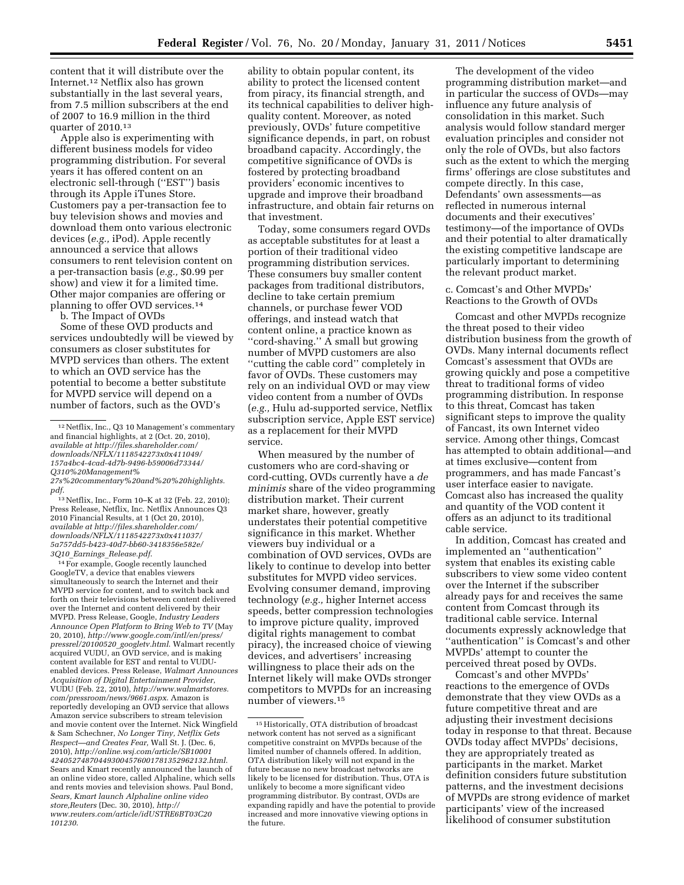content that it will distribute over the Internet.[12] Netflix also has grown substantially in the last several years, from 7.5 million subscribers at the end of 2007 to 16.9 million in the third quarter of 2010.[13]

Apple also is experimenting with different business models for video programming distribution. For several years it has offered content on an electronic sell-through (''EST'') basis through its Apple iTunes Store. Customers pay a per-transaction fee to buy television shows and movies and download them onto various electronic devices (*e.g.,* iPod). Apple recently announced a service that allows consumers to rent television content on a per-transaction basis (*e.g.,* $0.99 per show) and view it for a limited time. Other major companies are offering or planning to offer OVD services.[14]

b. The Impact of OVDs

Some of these OVD products and services undoubtedly will be viewed by consumers as closer substitutes for MVPD services than others. The extent to which an OVD service has the potential to become a better substitute for MVPD service will depend on a number of factors, such as the OVD's ability to obtain popular content, its ability to protect the licensed content from piracy, its financial strength, and its technical capabilities to deliver high-quality content. Moreover, as noted previously, OVDs' future competitive significance depends, in part, on robust broadband capacity. Accordingly, the competitive significance of OVDs is fostered by protecting broadband providers' economic incentives to upgrade and improve their broadband infrastructure, and obtain fair returns on that investment.

Today, some consumers regard OVDs as acceptable substitutes for at least a portion of their traditional video programming distribution services. These consumers buy smaller content packages from traditional distributors, decline to take certain premium channels, or purchase fewer VOD offerings, and instead watch that content online, a practice known as ''cord-shaving.'' A small but growing number of MVPD customers are also ''cutting the cable cord'' completely in favor of OVDs. These customers may rely on an individual OVD or may view video content from a number of OVDs (*e.g.,* Hulu ad-supported service, Netflix subscription service, Apple EST service) as a replacement for their MVPD service.

When measured by the number of customers who are cord-shaving or cord-cutting, OVDs currently have a *de minimis* share of the video programming distribution market. Their current market share, however, greatly understates their potential competitive significance in this market. Whether viewers buy individual or a combination of OVD services, OVDs are likely to continue to develop into better substitutes for MVPD video services. Evolving consumer demand, improving technology (*e.g.,* higher Internet access speeds, better compression technologies to improve picture quality, improved digital rights management to combat piracy), the increased choice of viewing devices, and advertisers' increasing willingness to place their ads on the Internet likely will make OVDs stronger competitors to MVPDs for an increasing number of viewers.[15]

The development of the video programming distribution market—and in particular the success of OVDs—may influence any future analysis of consolidation in this market. Such analysis would follow standard merger evaluation principles and consider not only the role of OVDs, but also factors such as the extent to which the merging firms' offerings are close substitutes and compete directly. In this case, Defendants' own assessments—as reflected in numerous internal documents and their executives' testimony—of the importance of OVDs and their potential to alter dramatically the existing competitive landscape are particularly important to determining the relevant product market.

c. Comcast's and Other MVPDs' Reactions to the Growth of OVDs

Comcast and other MVPDs recognize the threat posed to their video distribution business from the growth of OVDs. Many internal documents reflect Comcast's assessment that OVDs are growing quickly and pose a competitive threat to traditional forms of video programming distribution. In response to this threat, Comcast has taken significant steps to improve the quality of Fancast, its own Internet video service. Among other things, Comcast has attempted to obtain additional—and at times exclusive—content from programmers, and has made Fancast's user interface easier to navigate. Comcast also has increased the quality and quantity of the VOD content it offers as an adjunct to its traditional cable service.

In addition, Comcast has created and implemented an ''authentication'' system that enables its existing cable subscribers to view some video content over the Internet if the subscriber already pays for and receives the same content from Comcast through its traditional cable service. Internal documents expressly acknowledge that ''authentication'' is Comcast's and other MVPDs' attempt to counter the perceived threat posed by OVDs.

Comcast's and other MVPDs' reactions to the emergence of OVDs demonstrate that they view OVDs as a future competitive threat and are adjusting their investment decisions today in response to that threat. Because OVDs today affect MVPDs' decisions, they are appropriately treated as participants in the market. Market definition considers future substitution patterns, and the investment decisions of MVPDs are strong evidence of market participants' view of the increased likelihood of consumer substitution

---

[12] Netflix, Inc., Q3 10 Management's commentary and financial highlights, at 2 (Oct. 20, 2010), *available at http://files.shareholder.com/downloads/NFLX/1118542273x0x411049/157a4bc4-4cad-4d7b-9496-b59006d73344/Q310%20Management%27s%20commentary%20and%20%20highlights.pdf*.

[13] Netflix, Inc., Form 10–K at 32 (Feb. 22, 2010); Press Release, Netflix, Inc. Netflix Announces Q3 2010 Financial Results, at 1 (Oct 20, 2010), *available at http://files.shareholder.com/downloads/NFLX/1118542273x0x411037/5a757dd5-b423-40d7-bb60-3418356e582e/3Q10_Earnings_Release.pdf*.

[14] For example, Google recently launched GoogleTV, a device that enables viewers simultaneously to search the Internet and their MVPD service for content, and to switch back and forth on their televisions between content delivered over the Internet and content delivered by their MVPD. Press Release, Google, *Industry Leaders Announce Open Platform to Bring Web to TV* (May 20, 2010), *http://www.google.com/intl/en/press/pressrel/20100520_googletv.html*. Walmart recently acquired VUDU, an OVD service, and is making content available for EST and rental to VUDU-enabled devices. Press Release, *Walmart Announces Acquisition of Digital Entertainment Provider*, VUDU (Feb. 22, 2010), *http://www.walmartstores.com/pressroom/news/9661.aspx*. Amazon is reportedly developing an OVD service that allows Amazon service subscribers to stream television and movie content over the Internet. Nick Wingfield & Sam Schechner, *No Longer Tiny, Netflix Gets Respect—and Creates Fear,* Wall St. J. (Dec. 6, 2010), *http://online.wsj.com/article/SB10001424052748704493004576001781352962132.html*. Sears and Kmart recently announced the launch of an online video store, called Alphaline, which sells and rents movies and television shows. Paul Bond, *Sears, Kmart launch Alphaline online video store,Reuters* (Dec. 30, 2010), *http://www.reuters.com/article/idUSTRE6BT03C20101230*.

[15] Historically, OTA distribution of broadcast network content has not served as a significant competitive constraint on MVPDs because of the limited number of channels offered. In addition, OTA distribution likely will not expand in the future because no new broadcast networks are likely to be licensed for distribution. Thus, OTA is unlikely to become a more significant video programming distributor. By contrast, OVDs are expanding rapidly and have the potential to provide increased and more innovative viewing options in the future.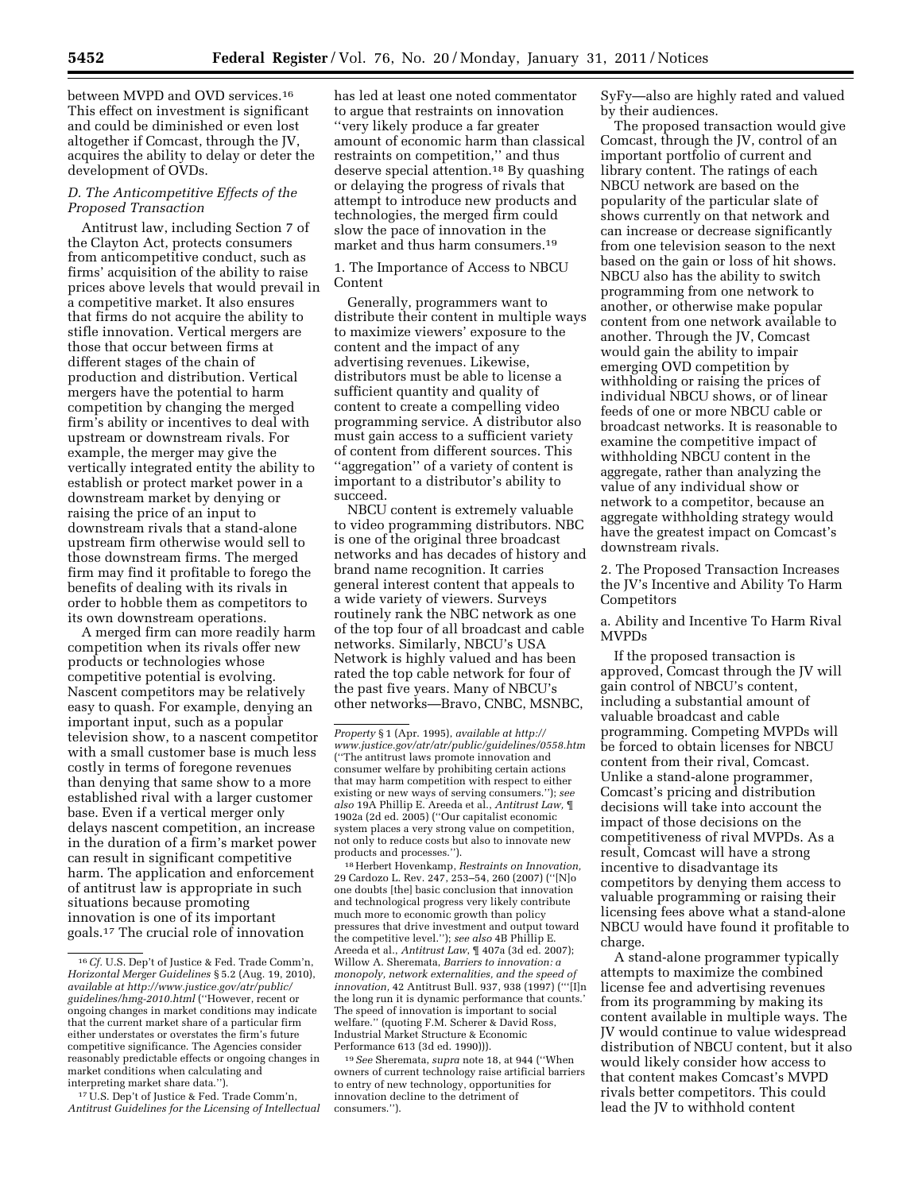between MVPD and OVD services.[16] This effect on investment is significant and could be diminished or even lost altogether if Comcast, through the JV, acquires the ability to delay or deter the development of OVDs.

### *D. The Anticompetitive Effects of the Proposed Transaction*

Antitrust law, including Section 7 of the Clayton Act, protects consumers from anticompetitive conduct, such as firms' acquisition of the ability to raise prices above levels that would prevail in a competitive market. It also ensures that firms do not acquire the ability to stifle innovation. Vertical mergers are those that occur between firms at different stages of the chain of production and distribution. Vertical mergers have the potential to harm competition by changing the merged firm's ability or incentives to deal with upstream or downstream rivals. For example, the merger may give the vertically integrated entity the ability to establish or protect market power in a downstream market by denying or raising the price of an input to downstream rivals that a stand-alone upstream firm otherwise would sell to those downstream firms. The merged firm may find it profitable to forego the benefits of dealing with its rivals in order to hobble them as competitors to its own downstream operations.

A merged firm can more readily harm competition when its rivals offer new products or technologies whose competitive potential is evolving. Nascent competitors may be relatively easy to quash. For example, denying an important input, such as a popular television show, to a nascent competitor with a small customer base is much less costly in terms of foregone revenues than denying that same show to a more established rival with a larger customer base. Even if a vertical merger only delays nascent competition, an increase in the duration of a firm's market power can result in significant competitive harm. The application and enforcement of antitrust law is appropriate in such situations because promoting innovation is one of its important goals.[17] The crucial role of innovation has led at least one noted commentator to argue that restraints on innovation "very likely produce a far greater amount of economic harm than classical restraints on competition," and thus deserve special attention.[18] By quashing or delaying the progress of rivals that attempt to introduce new products and technologies, the merged firm could slow the pace of innovation in the market and thus harm consumers.[19]

#### 1. The Importance of Access to NBCU Content

Generally, programmers want to distribute their content in multiple ways to maximize viewers' exposure to the content and the impact of any advertising revenues. Likewise, distributors must be able to license a sufficient quantity and quality of content to create a compelling video programming service. A distributor also must gain access to a sufficient variety of content from different sources. This "aggregation" of a variety of content is important to a distributor's ability to succeed.

NBCU content is extremely valuable to video programming distributors. NBC is one of the original three broadcast networks and has decades of history and brand name recognition. It carries general interest content that appeals to a wide variety of viewers. Surveys routinely rank the NBC network as one of the top four of all broadcast and cable networks. Similarly, NBCU's USA Network is highly valued and has been rated the top cable network for four of the past five years. Many of NBCU's other networks—Bravo, CNBC, MSNBC, SyFy—also are highly rated and valued by their audiences.

The proposed transaction would give Comcast, through the JV, control of an important portfolio of current and library content. The ratings of each NBCU network are based on the popularity of the particular slate of shows currently on that network and can increase or decrease significantly from one television season to the next based on the gain or loss of hit shows. NBCU also has the ability to switch programming from one network to another, or otherwise make popular content from one network available to another. Through the JV, Comcast would gain the ability to impair emerging OVD competition by withholding or raising the prices of individual NBCU shows, or of linear feeds of one or more NBCU cable or broadcast networks. It is reasonable to examine the competitive impact of withholding NBCU content in the aggregate, rather than analyzing the value of any individual show or network to a competitor, because an aggregate withholding strategy would have the greatest impact on Comcast's downstream rivals.

#### 2. The Proposed Transaction Increases the JV's Incentive and Ability To Harm Competitors

##### a. Ability and Incentive To Harm Rival MVPDs

If the proposed transaction is approved, Comcast through the JV will gain control of NBCU's content, including a substantial amount of valuable broadcast and cable programming. Competing MVPDs will be forced to obtain licenses for NBCU content from their rival, Comcast. Unlike a stand-alone programmer, Comcast's pricing and distribution decisions will take into account the impact of those decisions on the competitiveness of rival MVPDs. As a result, Comcast will have a strong incentive to disadvantage its competitors by denying them access to valuable programming or raising their licensing fees above what a stand-alone NBCU would have found it profitable to charge.

A stand-alone programmer typically attempts to maximize the combined license fee and advertising revenues from its programming by making its content available in multiple ways. The JV would continue to value widespread distribution of NBCU content, but it also would likely consider how access to that content makes Comcast's MVPD rivals better competitors. This could lead the JV to withhold content

---

[16] *Cf.* U.S. Dep't of Justice & Fed. Trade Comm'n, *Horizontal Merger Guidelines* § 5.2 (Aug. 19, 2010), *available at http://www.justice.gov/atr/public/guidelines/hmg-2010.html* ("However, recent or ongoing changes in market conditions may indicate that the current market share of a particular firm either understates or overstates the firm's future competitive significance. The Agencies consider reasonably predictable effects or ongoing changes in market conditions when calculating and interpreting market share data.").

[17] U.S. Dep't of Justice & Fed. Trade Comm'n, *Antitrust Guidelines for the Licensing of Intellectual Property* § 1 (Apr. 1995), *available at http://www.justice.gov/atr/atr/public/guidelines/0558.htm* ("The antitrust laws promote innovation and consumer welfare by prohibiting certain actions that may harm competition with respect to either existing or new ways of serving consumers."); *see also* 19A Phillip E. Areeda et al., *Antitrust Law,* ¶ 1902a (2d ed. 2005) ("Our capitalist economic system places a very strong value on competition, not only to reduce costs but also to innovate new products and processes.").

[18] Herbert Hovenkamp, *Restraints on Innovation,* 29 Cardozo L. Rev. 247, 253–54, 260 (2007) ("[N]o one doubts [the] basic conclusion that innovation and technological progress very likely contribute much more to economic growth than policy pressures that drive investment and output toward the competitive level."); *see also* 4B Phillip E. Areeda et al., *Antitrust Law,* ¶ 407a (3d ed. 2007); Willow A. Sheremata, *Barriers to innovation: a monopoly, network externalities, and the speed of innovation,* 42 Antitrust Bull. 937, 938 (1997) ("'[I]n the long run it is dynamic performance that counts.' The speed of innovation is important to social welfare." (quoting F.M. Scherer & David Ross, Industrial Market Structure & Economic Performance 613 (3d ed. 1990))).

[19] *See* Sheremata, *supra* note 18, at 944 ("When owners of current technology raise artificial barriers to entry of new technology, opportunities for innovation decline to the detriment of consumers.").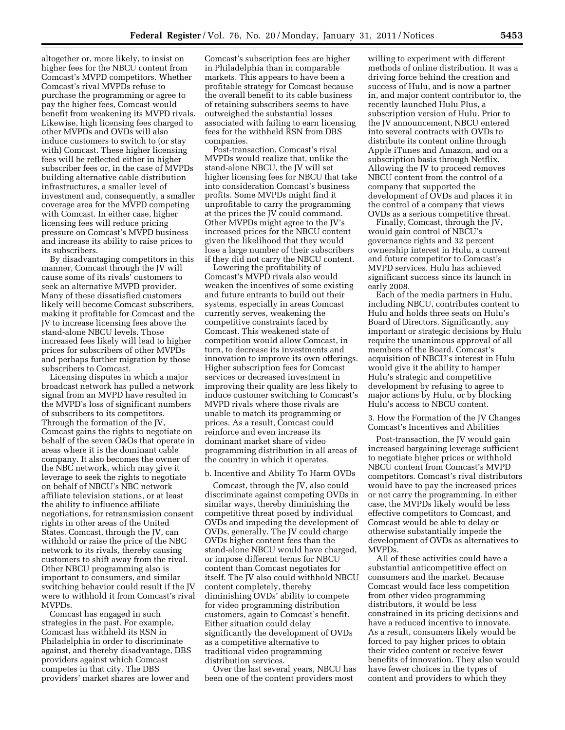altogether or, more likely, to insist on higher fees for the NBCU content from Comcast's MVPD competitors. Whether Comcast's rival MVPDs refuse to purchase the programming or agree to pay the higher fees, Comcast would benefit from weakening its MVPD rivals. Likewise, high licensing fees charged to other MVPDs and OVDs will also induce customers to switch to (or stay with) Comcast. These higher licensing fees will be reflected either in higher subscriber fees or, in the case of MVPDs building alternative cable distribution infrastructures, a smaller level of investment and, consequently, a smaller coverage area for the MVPD competing with Comcast. In either case, higher licensing fees will reduce pricing pressure on Comcast's MVPD business and increase its ability to raise prices to its subscribers.

By disadvantaging competitors in this manner, Comcast through the JV will cause some of its rivals' customers to seek an alternative MVPD provider. Many of these dissatisfied customers likely will become Comcast subscribers, making it profitable for Comcast and the JV to increase licensing fees above the stand-alone NBCU levels. Those increased fees likely will lead to higher prices for subscribers of other MVPDs and perhaps further migration by those subscribers to Comcast.

Licensing disputes in which a major broadcast network has pulled a network signal from an MVPD have resulted in the MVPD's loss of significant numbers of subscribers to its competitors. Through the formation of the JV, Comcast gains the rights to negotiate on behalf of the seven O&Os that operate in areas where it is the dominant cable company. It also becomes the owner of the NBC network, which may give it leverage to seek the rights to negotiate on behalf of NBCU's NBC network affiliate television stations, or at least the ability to influence affiliate negotiations, for retransmission consent rights in other areas of the United States. Comcast, through the JV, can withhold or raise the price of the NBC network to its rivals, thereby causing customers to shift away from the rival. Other NBCU programming also is important to consumers, and similar switching behavior could result if the JV were to withhold it from Comcast's rival MVPDs.

Comcast has engaged in such strategies in the past. For example, Comcast has withheld its RSN in Philadelphia in order to discriminate against, and thereby disadvantage, DBS providers against which Comcast competes in that city. The DBS providers' market shares are lower and Comcast's subscription fees are higher in Philadelphia than in comparable markets. This appears to have been a profitable strategy for Comcast because the overall benefit to its cable business of retaining subscribers seems to have outweighed the substantial losses associated with failing to earn licensing fees for the withheld RSN from DBS companies.

Post-transaction, Comcast's rival MVPDs would realize that, unlike the stand-alone NBCU, the JV will set higher licensing fees for NBCU that take into consideration Comcast's business profits. Some MVPDs might find it unprofitable to carry the programming at the prices the JV could command. Other MVPDs might agree to the JV's increased prices for the NBCU content given the likelihood that they would lose a large number of their subscribers if they did not carry the NBCU content.

Lowering the profitability of Comcast's MVPD rivals also would weaken the incentives of some existing and future entrants to build out their systems, especially in areas Comcast currently serves, weakening the competitive constraints faced by Comcast. This weakened state of competition would allow Comcast, in turn, to decrease its investments and innovation to improve its own offerings. Higher subscription fees for Comcast services or decreased investment in improving their quality are less likely to induce customer switching to Comcast's MVPD rivals where those rivals are unable to match its programming or prices. As a result, Comcast could reinforce and even increase its dominant market share of video programming distribution in all areas of the country in which it operates.

b. Incentive and Ability To Harm OVDs

Comcast, through the JV, also could discriminate against competing OVDs in similar ways, thereby diminishing the competitive threat posed by individual OVDs and impeding the development of OVDs, generally. The JV could charge OVDs higher content fees than the stand-alone NBCU would have charged, or impose different terms for NBCU content than Comcast negotiates for itself. The JV also could withhold NBCU content completely, thereby diminishing OVDs' ability to compete for video programming distribution customers, again to Comcast's benefit. Either situation could delay significantly the development of OVDs as a competitive alternative to traditional video programming distribution services.

Over the last several years, NBCU has been one of the content providers most willing to experiment with different methods of online distribution. It was a driving force behind the creation and success of Hulu, and is now a partner in, and major content contributor to, the recently launched Hulu Plus, a subscription version of Hulu. Prior to the JV announcement, NBCU entered into several contracts with OVDs to distribute its content online through Apple iTunes and Amazon, and on a subscription basis through Netflix. Allowing the JV to proceed removes NBCU content from the control of a company that supported the development of OVDs and places it in the control of a company that views OVDs as a serious competitive threat.

Finally, Comcast, through the JV, would gain control of NBCU's governance rights and 32 percent ownership interest in Hulu, a current and future competitor to Comcast's MVPD services. Hulu has achieved significant success since its launch in early 2008.

Each of the media partners in Hulu, including NBCU, contributes content to Hulu and holds three seats on Hulu's Board of Directors. Significantly, any important or strategic decisions by Hulu require the unanimous approval of all members of the Board. Comcast's acquisition of NBCU's interest in Hulu would give it the ability to hamper Hulu's strategic and competitive development by refusing to agree to major actions by Hulu, or by blocking Hulu's access to NBCU content.

3. How the Formation of the JV Changes Comcast's Incentives and Abilities

Post-transaction, the JV would gain increased bargaining leverage sufficient to negotiate higher prices or withhold NBCU content from Comcast's MVPD competitors. Comcast's rival distributors would have to pay the increased prices or not carry the programming. In either case, the MVPDs likely would be less effective competitors to Comcast, and Comcast would be able to delay or otherwise substantially impede the development of OVDs as alternatives to MVPDs.

All of these activities could have a substantial anticompetitive effect on consumers and the market. Because Comcast would face less competition from other video programming distributors, it would be less constrained in its pricing decisions and have a reduced incentive to innovate. As a result, consumers likely would be forced to pay higher prices to obtain their video content or receive fewer benefits of innovation. They also would have fewer choices in the types of content and providers to which they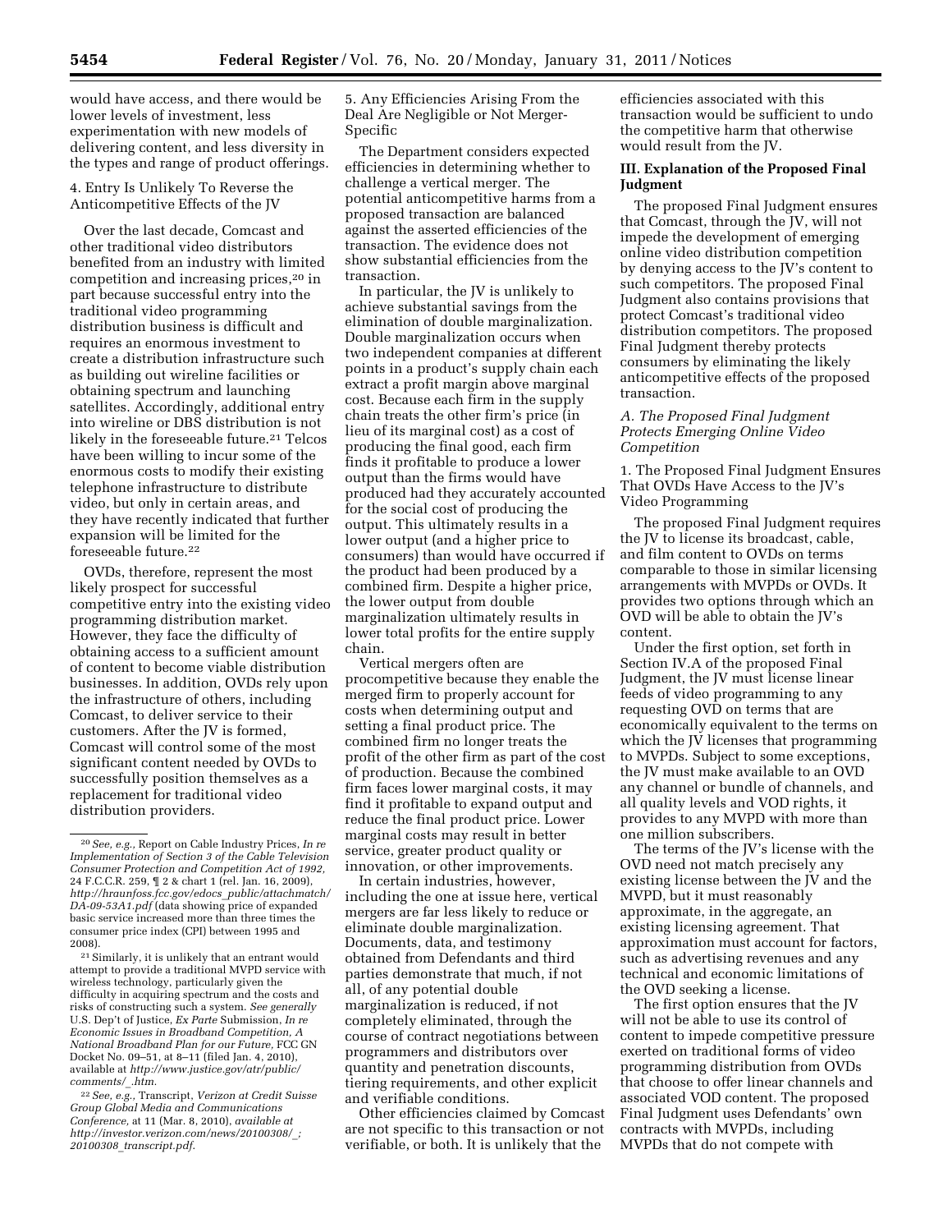would have access, and there would be lower levels of investment, less experimentation with new models of delivering content, and less diversity in the types and range of product offerings.

4. Entry Is Unlikely To Reverse the Anticompetitive Effects of the JV

Over the last decade, Comcast and other traditional video distributors benefited from an industry with limited competition and increasing prices,[20] in part because successful entry into the traditional video programming distribution business is difficult and requires an enormous investment to create a distribution infrastructure such as building out wireline facilities or obtaining spectrum and launching satellites. Accordingly, additional entry into wireline or DBS distribution is not likely in the foreseeable future.[21] Telcos have been willing to incur some of the enormous costs to modify their existing telephone infrastructure to distribute video, but only in certain areas, and they have recently indicated that further expansion will be limited for the foreseeable future.[22]

OVDs, therefore, represent the most likely prospect for successful competitive entry into the existing video programming distribution market. However, they face the difficulty of obtaining access to a sufficient amount of content to become viable distribution businesses. In addition, OVDs rely upon the infrastructure of others, including Comcast, to deliver service to their customers. After the JV is formed, Comcast will control some of the most significant content needed by OVDs to successfully position themselves as a replacement for traditional video distribution providers.

5. Any Efficiencies Arising From the Deal Are Negligible or Not Merger-Specific

The Department considers expected efficiencies in determining whether to challenge a vertical merger. The potential anticompetitive harms from a proposed transaction are balanced against the asserted efficiencies of the transaction. The evidence does not show substantial efficiencies from the transaction.

In particular, the JV is unlikely to achieve substantial savings from the elimination of double marginalization. Double marginalization occurs when two independent companies at different points in a product's supply chain each extract a profit margin above marginal cost. Because each firm in the supply chain treats the other firm's price (in lieu of its marginal cost) as a cost of producing the final good, each firm finds it profitable to produce a lower output than the firms would have produced had they accurately accounted for the social cost of producing the output. This ultimately results in a lower output (and a higher price to consumers) than would have occurred if the product had been produced by a combined firm. Despite a higher price, the lower output from double marginalization ultimately results in lower total profits for the entire supply chain.

Vertical mergers often are procompetitive because they enable the merged firm to properly account for costs when determining output and setting a final product price. The combined firm no longer treats the profit of the other firm as part of the cost of production. Because the combined firm faces lower marginal costs, it may find it profitable to expand output and reduce the final product price. Lower marginal costs may result in better service, greater product quality or innovation, or other improvements.

In certain industries, however, including the one at issue here, vertical mergers are far less likely to reduce or eliminate double marginalization. Documents, data, and testimony obtained from Defendants and third parties demonstrate that much, if not all, of any potential double marginalization is reduced, if not completely eliminated, through the course of contract negotiations between programmers and distributors over quantity and penetration discounts, tiering requirements, and other explicit and verifiable conditions.

Other efficiencies claimed by Comcast are not specific to this transaction or not verifiable, or both. It is unlikely that the efficiencies associated with this transaction would be sufficient to undo the competitive harm that otherwise would result from the JV.

## III. Explanation of the Proposed Final Judgment

The proposed Final Judgment ensures that Comcast, through the JV, will not impede the development of emerging online video distribution competition by denying access to the JV's content to such competitors. The proposed Final Judgment also contains provisions that protect Comcast's traditional video distribution competitors. The proposed Final Judgment thereby protects consumers by eliminating the likely anticompetitive effects of the proposed transaction.

### *A. The Proposed Final Judgment Protects Emerging Online Video Competition*

1. The Proposed Final Judgment Ensures That OVDs Have Access to the JV's Video Programming

The proposed Final Judgment requires the JV to license its broadcast, cable, and film content to OVDs on terms comparable to those in similar licensing arrangements with MVPDs or OVDs. It provides two options through which an OVD will be able to obtain the JV's content.

Under the first option, set forth in Section IV.A of the proposed Final Judgment, the JV must license linear feeds of video programming to any requesting OVD on terms that are economically equivalent to the terms on which the JV licenses that programming to MVPDs. Subject to some exceptions, the JV must make available to an OVD any channel or bundle of channels, and all quality levels and VOD rights, it provides to any MVPD with more than one million subscribers.

The terms of the JV's license with the OVD need not match precisely any existing license between the JV and the MVPD, but it must reasonably approximate, in the aggregate, an existing licensing agreement. That approximation must account for factors, such as advertising revenues and any technical and economic limitations of the OVD seeking a license.

The first option ensures that the JV will not be able to use its control of content to impede competitive pressure exerted on traditional forms of video programming distribution from OVDs that choose to offer linear channels and associated VOD content. The proposed Final Judgment uses Defendants' own contracts with MVPDs, including MVPDs that do not compete with

---

[20] *See, e.g.,* Report on Cable Industry Prices, *In re Implementation of Section 3 of the Cable Television Consumer Protection and Competition Act of 1992,* 24 F.C.C.R. 259, ¶ 2 & chart 1 (rel. Jan. 16, 2009), *http://hraunfoss.fcc.gov/edocs_public/attachmatch/DA-09-53A1.pdf* (data showing price of expanded basic service increased more than three times the consumer price index (CPI) between 1995 and 2008).

[21] Similarly, it is unlikely that an entrant would attempt to provide a traditional MVPD service with wireless technology, particularly given the difficulty in acquiring spectrum and the costs and risks of constructing such a system. *See generally* U.S. Dep't of Justice, *Ex Parte* Submission, *In re Economic Issues in Broadband Competition, A National Broadband Plan for our Future,* FCC GN Docket No. 09–51, at 8–11 (filed Jan. 4, 2010), available at *http://www.justice.gov/atr/public/comments/_.htm.*

[22] *See, e.g.,* Transcript, *Verizon at Credit Suisse Group Global Media and Communications Conference,* at 11 (Mar. 8, 2010), *available at http://investor.verizon.com/news/20100308/_; 20100308_transcript.pdf.*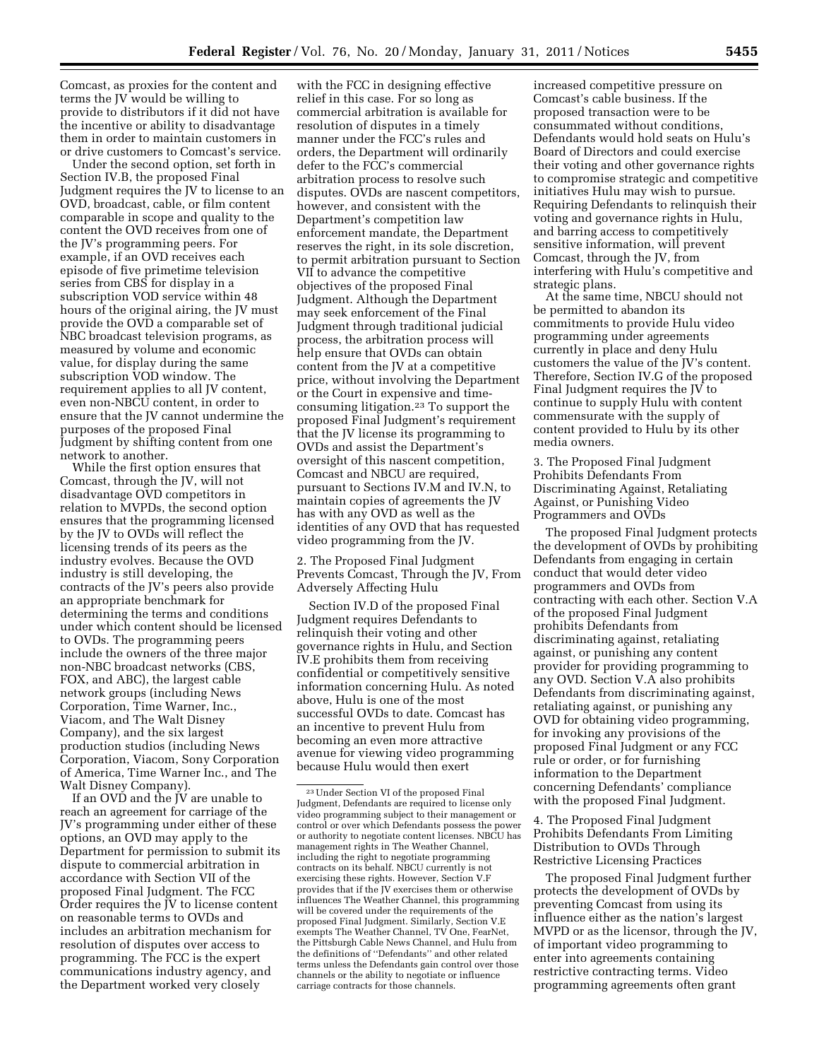Comcast, as proxies for the content and terms the JV would be willing to provide to distributors if it did not have the incentive or ability to disadvantage them in order to maintain customers in or drive customers to Comcast's service.

Under the second option, set forth in Section IV.B, the proposed Final Judgment requires the JV to license to an OVD, broadcast, cable, or film content comparable in scope and quality to the content the OVD receives from one of the JV's programming peers. For example, if an OVD receives each episode of five primetime television series from CBS for display in a subscription VOD service within 48 hours of the original airing, the JV must provide the OVD a comparable set of NBC broadcast television programs, as measured by volume and economic value, for display during the same subscription VOD window. The requirement applies to all JV content, even non-NBCU content, in order to ensure that the JV cannot undermine the purposes of the proposed Final Judgment by shifting content from one network to another.

While the first option ensures that Comcast, through the JV, will not disadvantage OVD competitors in relation to MVPDs, the second option ensures that the programming licensed by the JV to OVDs will reflect the licensing trends of its peers as the industry evolves. Because the OVD industry is still developing, the contracts of the JV's peers also provide an appropriate benchmark for determining the terms and conditions under which content should be licensed to OVDs. The programming peers include the owners of the three major non-NBC broadcast networks (CBS, FOX, and ABC), the largest cable network groups (including News Corporation, Time Warner, Inc., Viacom, and The Walt Disney Company), and the six largest production studios (including News Corporation, Viacom, Sony Corporation of America, Time Warner Inc., and The Walt Disney Company).

If an OVD and the JV are unable to reach an agreement for carriage of the JV's programming under either of these options, an OVD may apply to the Department for permission to submit its dispute to commercial arbitration in accordance with Section VII of the proposed Final Judgment. The FCC Order requires the JV to license content on reasonable terms to OVDs and includes an arbitration mechanism for resolution of disputes over access to programming. The FCC is the expert communications industry agency, and the Department worked very closely with the FCC in designing effective relief in this case. For so long as commercial arbitration is available for resolution of disputes in a timely manner under the FCC's rules and orders, the Department will ordinarily defer to the FCC's commercial arbitration process to resolve such disputes. OVDs are nascent competitors, however, and consistent with the Department's competition law enforcement mandate, the Department reserves the right, in its sole discretion, to permit arbitration pursuant to Section VII to advance the competitive objectives of the proposed Final Judgment. Although the Department may seek enforcement of the Final Judgment through traditional judicial process, the arbitration process will help ensure that OVDs can obtain content from the JV at a competitive price, without involving the Department or the Court in expensive and time-consuming litigation.[23] To support the proposed Final Judgment's requirement that the JV license its programming to OVDs and assist the Department's oversight of this nascent competition, Comcast and NBCU are required, pursuant to Sections IV.M and IV.N, to maintain copies of agreements the JV has with any OVD as well as the identities of any OVD that has requested video programming from the JV.

2. The Proposed Final Judgment Prevents Comcast, Through the JV, From Adversely Affecting Hulu

Section IV.D of the proposed Final Judgment requires Defendants to relinquish their voting and other governance rights in Hulu, and Section IV.E prohibits them from receiving confidential or competitively sensitive information concerning Hulu. As noted above, Hulu is one of the most successful OVDs to date. Comcast has an incentive to prevent Hulu from becoming an even more attractive avenue for viewing video programming because Hulu would then exert increased competitive pressure on Comcast's cable business. If the proposed transaction were to be consummated without conditions, Defendants would hold seats on Hulu's Board of Directors and could exercise their voting and other governance rights to compromise strategic and competitive initiatives Hulu may wish to pursue. Requiring Defendants to relinquish their voting and governance rights in Hulu, and barring access to competitively sensitive information, will prevent Comcast, through the JV, from interfering with Hulu's competitive and strategic plans.

At the same time, NBCU should not be permitted to abandon its commitments to provide Hulu video programming under agreements currently in place and deny Hulu customers the value of the JV's content. Therefore, Section IV.G of the proposed Final Judgment requires the JV to continue to supply Hulu with content commensurate with the supply of content provided to Hulu by its other media owners.

3. The Proposed Final Judgment Prohibits Defendants From Discriminating Against, Retaliating Against, or Punishing Video Programmers and OVDs

The proposed Final Judgment protects the development of OVDs by prohibiting Defendants from engaging in certain conduct that would deter video programmers and OVDs from contracting with each other. Section V.A of the proposed Final Judgment prohibits Defendants from discriminating against, retaliating against, or punishing any content provider for providing programming to any OVD. Section V.A also prohibits Defendants from discriminating against, retaliating against, or punishing any OVD for obtaining video programming, for invoking any provisions of the proposed Final Judgment or any FCC rule or order, or for furnishing information to the Department concerning Defendants' compliance with the proposed Final Judgment.

4. The Proposed Final Judgment Prohibits Defendants From Limiting Distribution to OVDs Through Restrictive Licensing Practices

The proposed Final Judgment further protects the development of OVDs by preventing Comcast from using its influence either as the nation's largest MVPD or as the licensor, through the JV, of important video programming to enter into agreements containing restrictive contracting terms. Video programming agreements often grant

[23] Under Section VI of the proposed Final Judgment, Defendants are required to license only video programming subject to their management or control or over which Defendants possess the power or authority to negotiate content licenses. NBCU has management rights in The Weather Channel, including the right to negotiate programming contracts on its behalf. NBCU currently is not exercising these rights. However, Section V.F provides that if the JV exercises them or otherwise influences The Weather Channel, this programming will be covered under the requirements of the proposed Final Judgment. Similarly, Section V.E exempts The Weather Channel, TV One, FearNet, the Pittsburgh Cable News Channel, and Hulu from the definitions of "Defendants" and other related terms unless the Defendants gain control over those channels or the ability to negotiate or influence carriage contracts for those channels.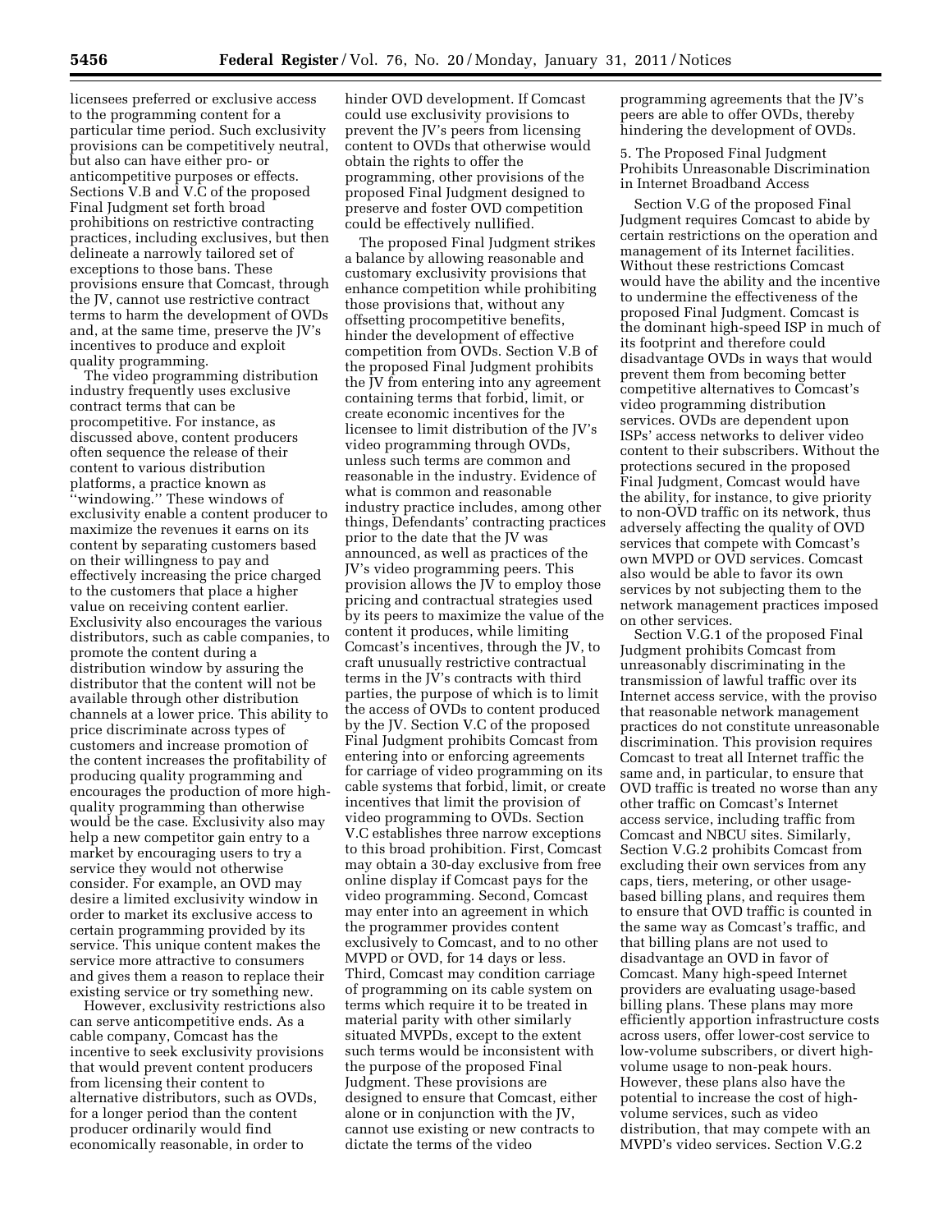licensees preferred or exclusive access to the programming content for a particular time period. Such exclusivity provisions can be competitively neutral, but also can have either pro- or anticompetitive purposes or effects. Sections V.B and V.C of the proposed Final Judgment set forth broad prohibitions on restrictive contracting practices, including exclusives, but then delineate a narrowly tailored set of exceptions to those bans. These provisions ensure that Comcast, through the JV, cannot use restrictive contract terms to harm the development of OVDs and, at the same time, preserve the JV's incentives to produce and exploit quality programming.

The video programming distribution industry frequently uses exclusive contract terms that can be procompetitive. For instance, as discussed above, content producers often sequence the release of their content to various distribution platforms, a practice known as "windowing." These windows of exclusivity enable a content producer to maximize the revenues it earns on its content by separating customers based on their willingness to pay and effectively increasing the price charged to the customers that place a higher value on receiving content earlier. Exclusivity also encourages the various distributors, such as cable companies, to promote the content during a distribution window by assuring the distributor that the content will not be available through other distribution channels at a lower price. This ability to price discriminate across types of customers and increase promotion of the content increases the profitability of producing quality programming and encourages the production of more high-quality programming than otherwise would be the case. Exclusivity also may help a new competitor gain entry to a market by encouraging users to try a service they would not otherwise consider. For example, an OVD may desire a limited exclusivity window in order to market its exclusive access to certain programming provided by its service. This unique content makes the service more attractive to consumers and gives them a reason to replace their existing service or try something new.

However, exclusivity restrictions also can serve anticompetitive ends. As a cable company, Comcast has the incentive to seek exclusivity provisions that would prevent content producers from licensing their content to alternative distributors, such as OVDs, for a longer period than the content producer ordinarily would find economically reasonable, in order to hinder OVD development. If Comcast could use exclusivity provisions to prevent the JV's peers from licensing content to OVDs that otherwise would obtain the rights to offer the programming, other provisions of the proposed Final Judgment designed to preserve and foster OVD competition could be effectively nullified.

The proposed Final Judgment strikes a balance by allowing reasonable and customary exclusivity provisions that enhance competition while prohibiting those provisions that, without any offsetting procompetitive benefits, hinder the development of effective competition from OVDs. Section V.B of the proposed Final Judgment prohibits the JV from entering into any agreement containing terms that forbid, limit, or create economic incentives for the licensee to limit distribution of the JV's video programming through OVDs, unless such terms are common and reasonable in the industry. Evidence of what is common and reasonable industry practice includes, among other things, Defendants' contracting practices prior to the date that the JV was announced, as well as practices of the JV's video programming peers. This provision allows the JV to employ those pricing and contractual strategies used by its peers to maximize the value of the content it produces, while limiting Comcast's incentives, through the JV, to craft unusually restrictive contractual terms in the JV's contracts with third parties, the purpose of which is to limit the access of OVDs to content produced by the JV. Section V.C of the proposed Final Judgment prohibits Comcast from entering into or enforcing agreements for carriage of video programming on its cable systems that forbid, limit, or create incentives that limit the provision of video programming to OVDs. Section V.C establishes three narrow exceptions to this broad prohibition. First, Comcast may obtain a 30-day exclusive from free online display if Comcast pays for the video programming. Second, Comcast may enter into an agreement in which the programmer provides content exclusively to Comcast, and to no other MVPD or OVD, for 14 days or less. Third, Comcast may condition carriage of programming on its cable system on terms which require it to be treated in material parity with other similarly situated MVPDs, except to the extent such terms would be inconsistent with the purpose of the proposed Final Judgment. These provisions are designed to ensure that Comcast, either alone or in conjunction with the JV, cannot use existing or new contracts to dictate the terms of the video programming agreements that the JV's peers are able to offer OVDs, thereby hindering the development of OVDs.

5. The Proposed Final Judgment Prohibits Unreasonable Discrimination in Internet Broadband Access

Section V.G of the proposed Final Judgment requires Comcast to abide by certain restrictions on the operation and management of its Internet facilities. Without these restrictions Comcast would have the ability and the incentive to undermine the effectiveness of the proposed Final Judgment. Comcast is the dominant high-speed ISP in much of its footprint and therefore could disadvantage OVDs in ways that would prevent them from becoming better competitive alternatives to Comcast's video programming distribution services. OVDs are dependent upon ISPs' access networks to deliver video content to their subscribers. Without the protections secured in the proposed Final Judgment, Comcast would have the ability, for instance, to give priority to non-OVD traffic on its network, thus adversely affecting the quality of OVD services that compete with Comcast's own MVPD or OVD services. Comcast also would be able to favor its own services by not subjecting them to the network management practices imposed on other services.

Section V.G.1 of the proposed Final Judgment prohibits Comcast from unreasonably discriminating in the transmission of lawful traffic over its Internet access service, with the proviso that reasonable network management practices do not constitute unreasonable discrimination. This provision requires Comcast to treat all Internet traffic the same and, in particular, to ensure that OVD traffic is treated no worse than any other traffic on Comcast's Internet access service, including traffic from Comcast and NBCU sites. Similarly, Section V.G.2 prohibits Comcast from excluding their own services from any caps, tiers, metering, or other usage-based billing plans, and requires them to ensure that OVD traffic is counted in the same way as Comcast's traffic, and that billing plans are not used to disadvantage an OVD in favor of Comcast. Many high-speed Internet providers are evaluating usage-based billing plans. These plans may more efficiently apportion infrastructure costs across users, offer lower-cost service to low-volume subscribers, or divert high-volume usage to non-peak hours. However, these plans also have the potential to increase the cost of high-volume services, such as video distribution, that may compete with an MVPD's video services. Section V.G.2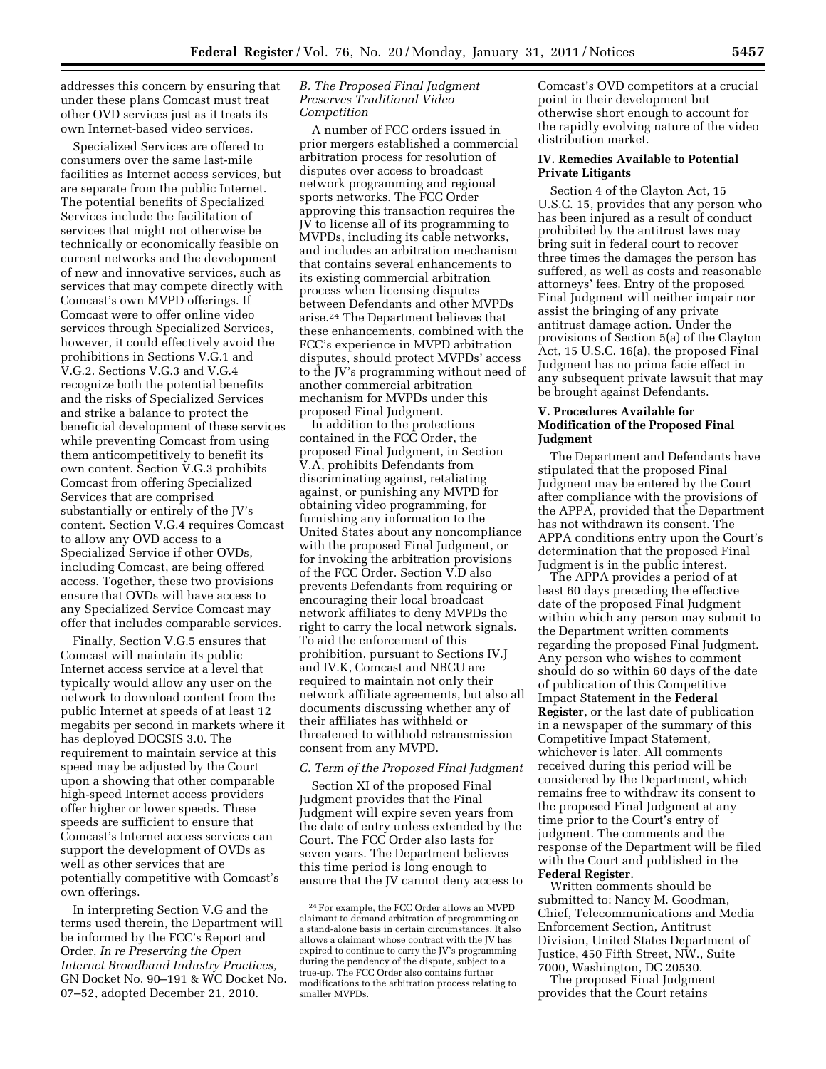addresses this concern by ensuring that under these plans Comcast must treat other OVD services just as it treats its own Internet-based video services.

Specialized Services are offered to consumers over the same last-mile facilities as Internet access services, but are separate from the public Internet. The potential benefits of Specialized Services include the facilitation of services that might not otherwise be technically or economically feasible on current networks and the development of new and innovative services, such as services that may compete directly with Comcast's own MVPD offerings. If Comcast were to offer online video services through Specialized Services, however, it could effectively avoid the prohibitions in Sections V.G.1 and V.G.2. Sections V.G.3 and V.G.4 recognize both the potential benefits and the risks of Specialized Services and strike a balance to protect the beneficial development of these services while preventing Comcast from using them anticompetitively to benefit its own content. Section V.G.3 prohibits Comcast from offering Specialized Services that are comprised substantially or entirely of the JV's content. Section V.G.4 requires Comcast to allow any OVD access to a Specialized Service if other OVDs, including Comcast, are being offered access. Together, these two provisions ensure that OVDs will have access to any Specialized Service Comcast may offer that includes comparable services.

Finally, Section V.G.5 ensures that Comcast will maintain its public Internet access service at a level that typically would allow any user on the network to download content from the public Internet at speeds of at least 12 megabits per second in markets where it has deployed DOCSIS 3.0. The requirement to maintain service at this speed may be adjusted by the Court upon a showing that other comparable high-speed Internet access providers offer higher or lower speeds. These speeds are sufficient to ensure that Comcast's Internet access services can support the development of OVDs as well as other services that are potentially competitive with Comcast's own offerings.

In interpreting Section V.G and the terms used therein, the Department will be informed by the FCC's Report and Order, *In re Preserving the Open Internet Broadband Industry Practices,* GN Docket No. 90–191 & WC Docket No. 07–52, adopted December 21, 2010.

### *B. The Proposed Final Judgment Preserves Traditional Video Competition*

A number of FCC orders issued in prior mergers established a commercial arbitration process for resolution of disputes over access to broadcast network programming and regional sports networks. The FCC Order approving this transaction requires the JV to license all of its programming to MVPDs, including its cable networks, and includes an arbitration mechanism that contains several enhancements to its existing commercial arbitration process when licensing disputes between Defendants and other MVPDs arise.[24] The Department believes that these enhancements, combined with the FCC's experience in MVPD arbitration disputes, should protect MVPDs' access to the JV's programming without need of another commercial arbitration mechanism for MVPDs under this proposed Final Judgment.

In addition to the protections contained in the FCC Order, the proposed Final Judgment, in Section V.A, prohibits Defendants from discriminating against, retaliating against, or punishing any MVPD for obtaining video programming, for furnishing any information to the United States about any noncompliance with the proposed Final Judgment, or for invoking the arbitration provisions of the FCC Order. Section V.D also prevents Defendants from requiring or encouraging their local broadcast network affiliates to deny MVPDs the right to carry the local network signals. To aid the enforcement of this prohibition, pursuant to Sections IV.J and IV.K, Comcast and NBCU are required to maintain not only their network affiliate agreements, but also all documents discussing whether any of their affiliates has withheld or threatened to withhold retransmission consent from any MVPD.

### *C. Term of the Proposed Final Judgment*

Section XI of the proposed Final Judgment provides that the Final Judgment will expire seven years from the date of entry unless extended by the Court. The FCC Order also lasts for seven years. The Department believes this time period is long enough to ensure that the JV cannot deny access to Comcast's OVD competitors at a crucial point in their development but otherwise short enough to account for the rapidly evolving nature of the video distribution market.

## IV. Remedies Available to Potential Private Litigants

Section 4 of the Clayton Act, 15 U.S.C. 15, provides that any person who has been injured as a result of conduct prohibited by the antitrust laws may bring suit in federal court to recover three times the damages the person has suffered, as well as costs and reasonable attorneys' fees. Entry of the proposed Final Judgment will neither impair nor assist the bringing of any private antitrust damage action. Under the provisions of Section 5(a) of the Clayton Act, 15 U.S.C. 16(a), the proposed Final Judgment has no prima facie effect in any subsequent private lawsuit that may be brought against Defendants.

## V. Procedures Available for Modification of the Proposed Final Judgment

The Department and Defendants have stipulated that the proposed Final Judgment may be entered by the Court after compliance with the provisions of the APPA, provided that the Department has not withdrawn its consent. The APPA conditions entry upon the Court's determination that the proposed Final Judgment is in the public interest.

The APPA provides a period of at least 60 days preceding the effective date of the proposed Final Judgment within which any person may submit to the Department written comments regarding the proposed Final Judgment. Any person who wishes to comment should do so within 60 days of the date of publication of this Competitive Impact Statement in the **Federal Register**, or the last date of publication in a newspaper of the summary of this Competitive Impact Statement, whichever is later. All comments received during this period will be considered by the Department, which remains free to withdraw its consent to the proposed Final Judgment at any time prior to the Court's entry of judgment. The comments and the response of the Department will be filed with the Court and published in the **Federal Register.**

Written comments should be submitted to: Nancy M. Goodman, Chief, Telecommunications and Media Enforcement Section, Antitrust Division, United States Department of Justice, 450 Fifth Street, NW., Suite 7000, Washington, DC 20530.

The proposed Final Judgment provides that the Court retains

---

[24] For example, the FCC Order allows an MVPD claimant to demand arbitration of programming on a stand-alone basis in certain circumstances. It also allows a claimant whose contract with the JV has expired to continue to carry the JV's programming during the pendency of the dispute, subject to a true-up. The FCC Order also contains further modifications to the arbitration process relating to smaller MVPDs.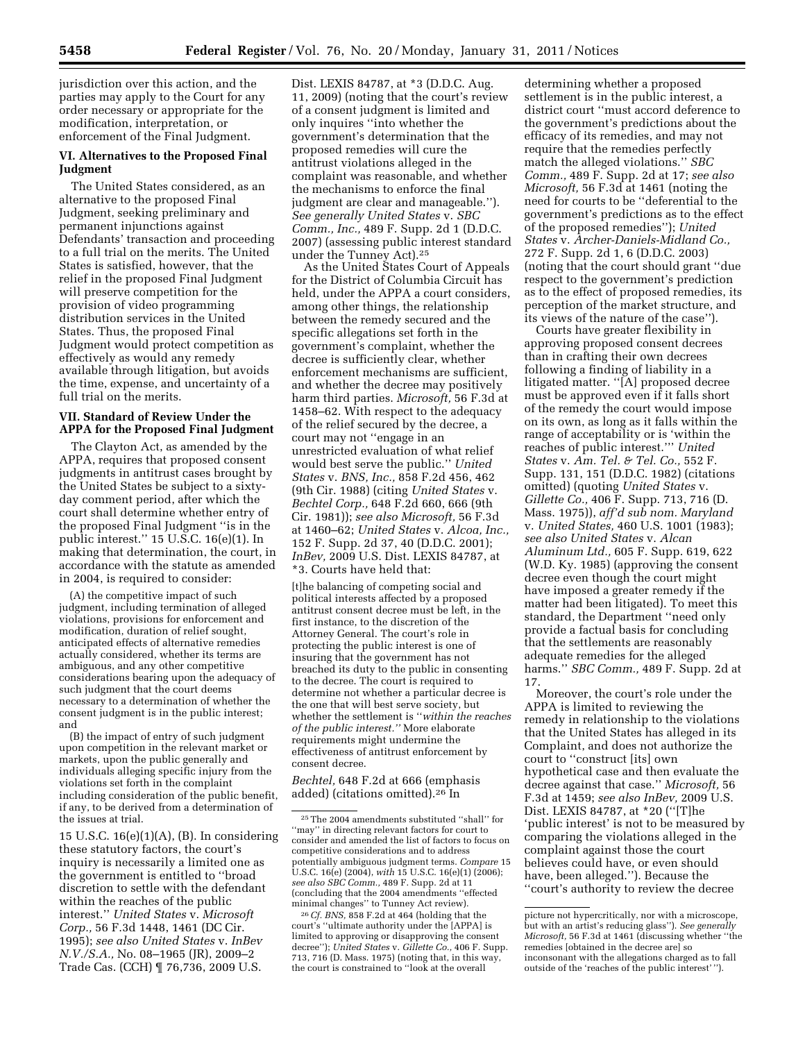jurisdiction over this action, and the parties may apply to the Court for any order necessary or appropriate for the modification, interpretation, or enforcement of the Final Judgment.

## VI. Alternatives to the Proposed Final Judgment

The United States considered, as an alternative to the proposed Final Judgment, seeking preliminary and permanent injunctions against Defendants' transaction and proceeding to a full trial on the merits. The United States is satisfied, however, that the relief in the proposed Final Judgment will preserve competition for the provision of video programming distribution services in the United States. Thus, the proposed Final Judgment would protect competition as effectively as would any remedy available through litigation, but avoids the time, expense, and uncertainty of a full trial on the merits.

## VII. Standard of Review Under the APPA for the Proposed Final Judgment

The Clayton Act, as amended by the APPA, requires that proposed consent judgments in antitrust cases brought by the United States be subject to a sixty-day comment period, after which the court shall determine whether entry of the proposed Final Judgment "is in the public interest." 15 U.S.C. 16(e)(1). In making that determination, the court, in accordance with the statute as amended in 2004, is required to consider:

> (A) the competitive impact of such judgment, including termination of alleged violations, provisions for enforcement and modification, duration of relief sought, anticipated effects of alternative remedies actually considered, whether its terms are ambiguous, and any other competitive considerations bearing upon the adequacy of such judgment that the court deems necessary to a determination of whether the consent judgment is in the public interest; and
>
> (B) the impact of entry of such judgment upon competition in the relevant market or markets, upon the public generally and individuals alleging specific injury from the violations set forth in the complaint including consideration of the public benefit, if any, to be derived from a determination of the issues at trial.

15 U.S.C. 16(e)(1)(A), (B). In considering these statutory factors, the court's inquiry is necessarily a limited one as the government is entitled to "broad discretion to settle with the defendant within the reaches of the public interest." *United States* v. *Microsoft Corp.,* 56 F.3d 1448, 1461 (DC Cir. 1995); *see also United States* v. *InBev N.V./S.A.,* No. 08–1965 (JR), 2009–2 Trade Cas. (CCH) ¶ 76,736, 2009 U.S. Dist. LEXIS 84787, at *3 (D.D.C. Aug. 11, 2009) (noting that the court's review of a consent judgment is limited and only inquires "into whether the government's determination that the proposed remedies will cure the antitrust violations alleged in the complaint was reasonable, and whether the mechanisms to enforce the final judgment are clear and manageable."). *See generally United States* v. *SBC Comm., Inc.,* 489 F. Supp. 2d 1 (D.D.C. 2007) (assessing public interest standard under the Tunney Act).[25]

As the United States Court of Appeals for the District of Columbia Circuit has held, under the APPA a court considers, among other things, the relationship between the remedy secured and the specific allegations set forth in the government's complaint, whether the decree is sufficiently clear, whether enforcement mechanisms are sufficient, and whether the decree may positively harm third parties. *Microsoft,* 56 F.3d at 1458–62. With respect to the adequacy of the relief secured by the decree, a court may not "engage in an unrestricted evaluation of what relief would best serve the public." *United States* v. *BNS, Inc.,* 858 F.2d 456, 462 (9th Cir. 1988) (citing *United States* v. *Bechtel Corp.,* 648 F.2d 660, 666 (9th Cir. 1981)); *see also Microsoft,* 56 F.3d at 1460–62; *United States* v. *Alcoa, Inc.,* 152 F. Supp. 2d 37, 40 (D.D.C. 2001); *InBev,* 2009 U.S. Dist. LEXIS 84787, at *3. Courts have held that:

> [t]he balancing of competing social and political interests affected by a proposed antitrust consent decree must be left, in the first instance, to the discretion of the Attorney General. The court's role in protecting the public interest is one of insuring that the government has not breached its duty to the public in consenting to the decree. The court is required to determine not whether a particular decree is the one that will best serve society, but whether the settlement is "*within the reaches of the public interest.*" More elaborate requirements might undermine the effectiveness of antitrust enforcement by consent decree.

*Bechtel,* 648 F.2d at 666 (emphasis added) (citations omitted).[26] In determining whether a proposed settlement is in the public interest, a district court "must accord deference to the government's predictions about the efficacy of its remedies, and may not require that the remedies perfectly match the alleged violations." *SBC Comm.,* 489 F. Supp. 2d at 17; *see also Microsoft,* 56 F.3d at 1461 (noting the need for courts to be "deferential to the government's predictions as to the effect of the proposed remedies"); *United States* v. *Archer-Daniels-Midland Co.,* 272 F. Supp. 2d 1, 6 (D.D.C. 2003) (noting that the court should grant "due respect to the government's prediction as to the effect of proposed remedies, its perception of the market structure, and its views of the nature of the case").

Courts have greater flexibility in approving proposed consent decrees than in crafting their own decrees following a finding of liability in a litigated matter. "[A] proposed decree must be approved even if it falls short of the remedy the court would impose on its own, as long as it falls within the range of acceptability or is 'within the reaches of public interest.'" *United States* v. *Am. Tel. & Tel. Co.,* 552 F. Supp. 131, 151 (D.D.C. 1982) (citations omitted) (quoting *United States* v. *Gillette Co.,* 406 F. Supp. 713, 716 (D. Mass. 1975)), *aff'd sub nom. Maryland* v. *United States,* 460 U.S. 1001 (1983); *see also United States* v. *Alcan Aluminum Ltd.,* 605 F. Supp. 619, 622 (W.D. Ky. 1985) (approving the consent decree even though the court might have imposed a greater remedy if the matter had been litigated). To meet this standard, the Department "need only provide a factual basis for concluding that the settlements are reasonably adequate remedies for the alleged harms." *SBC Comm.,* 489 F. Supp. 2d at 17.

Moreover, the court's role under the APPA is limited to reviewing the remedy in relationship to the violations that the United States has alleged in its Complaint, and does not authorize the court to "construct [its] own hypothetical case and then evaluate the decree against that case." *Microsoft,* 56 F.3d at 1459; *see also InBev,* 2009 U.S. Dist. LEXIS 84787, at *20 ("[T]he 'public interest' is not to be measured by comparing the violations alleged in the complaint against those the court believes could have, or even should have, been alleged."). Because the "court's authority to review the decree

---

[25] The 2004 amendments substituted "shall" for "may" in directing relevant factors for court to consider and amended the list of factors to focus on competitive considerations and to address potentially ambiguous judgment terms. *Compare* 15 U.S.C. 16(e) (2004), *with* 15 U.S.C. 16(e)(1) (2006); *see also SBC Comm.,* 489 F. Supp. 2d at 11 (concluding that the 2004 amendments "effected minimal changes" to Tunney Act review).

[26] *Cf. BNS,* 858 F.2d at 464 (holding that the court's "ultimate authority under the [APPA] is limited to approving or disapproving the consent decree"); *United States* v. *Gillette Co.,* 406 F. Supp. 713, 716 (D. Mass. 1975) (noting that, in this way, the court is constrained to "look at the overall picture not hypercritically, nor with a microscope, but with an artist's reducing glass"). *See generally Microsoft,* 56 F.3d at 1461 (discussing whether "the remedies [obtained in the decree are] so inconsonant with the allegations charged as to fall outside of the 'reaches of the public interest'").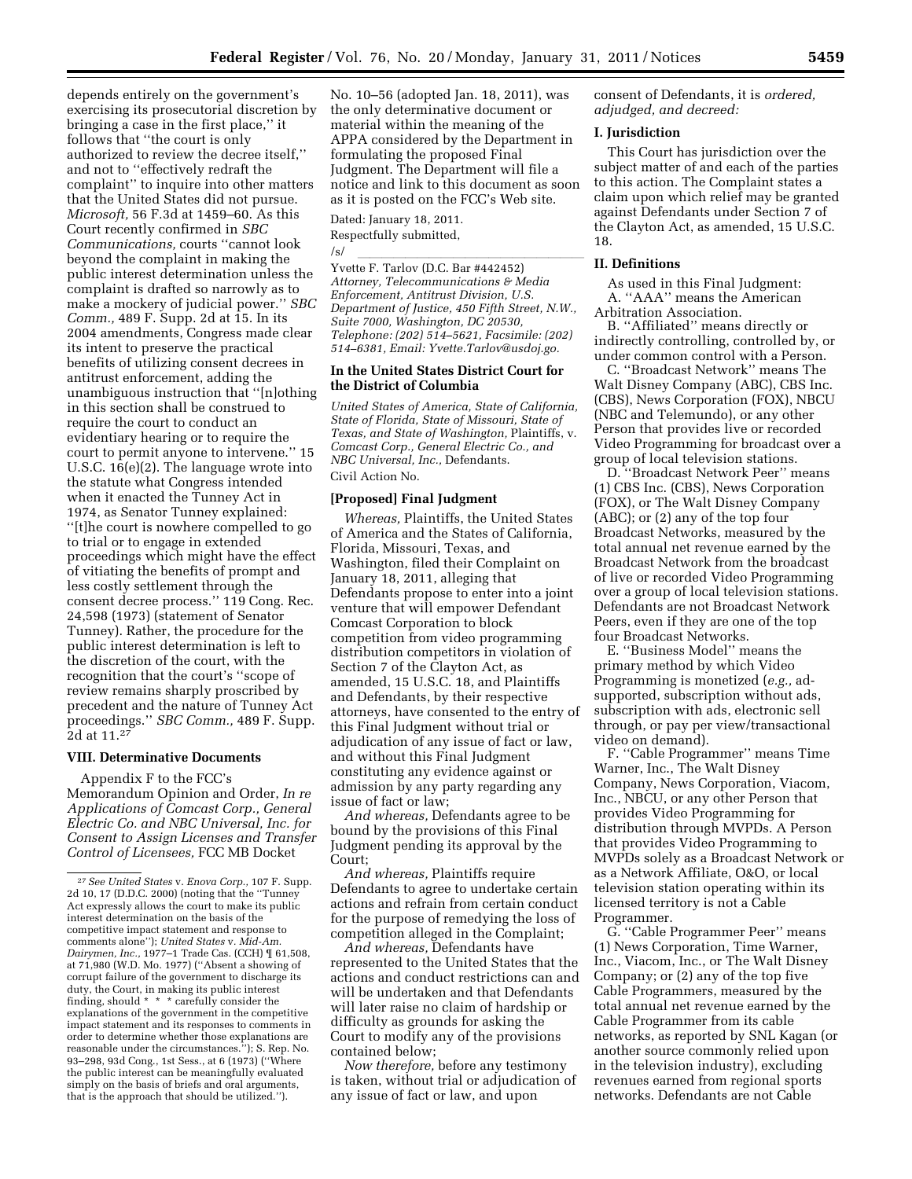depends entirely on the government's exercising its prosecutorial discretion by bringing a case in the first place,'' it follows that ''the court is only authorized to review the decree itself,'' and not to ''effectively redraft the complaint'' to inquire into other matters that the United States did not pursue. *Microsoft,* 56 F.3d at 1459–60. As this Court recently confirmed in *SBC Communications,* courts ''cannot look beyond the complaint in making the public interest determination unless the complaint is drafted so narrowly as to make a mockery of judicial power.'' *SBC Comm.,* 489 F. Supp. 2d at 15. In its 2004 amendments, Congress made clear its intent to preserve the practical benefits of utilizing consent decrees in antitrust enforcement, adding the unambiguous instruction that ''[n]othing in this section shall be construed to require the court to conduct an evidentiary hearing or to require the court to permit anyone to intervene.'' 15 U.S.C. 16(e)(2). The language wrote into the statute what Congress intended when it enacted the Tunney Act in 1974, as Senator Tunney explained: ''[t]he court is nowhere compelled to go to trial or to engage in extended proceedings which might have the effect of vitiating the benefits of prompt and less costly settlement through the consent decree process.'' 119 Cong. Rec. 24,598 (1973) (statement of Senator Tunney). Rather, the procedure for the public interest determination is left to the discretion of the court, with the recognition that the court's ''scope of review remains sharply proscribed by precedent and the nature of Tunney Act proceedings.'' *SBC Comm.,* 489 F. Supp. 2d at 11.[27]

### VIII. Determinative Documents

Appendix F to the FCC's Memorandum Opinion and Order, *In re Applications of Comcast Corp., General Electric Co. and NBC Universal, Inc. for Consent to Assign Licenses and Transfer Control of Licensees,* FCC MB Docket No. 10–56 (adopted Jan. 18, 2011), was the only determinative document or material within the meaning of the APPA considered by the Department in formulating the proposed Final Judgment. The Department will file a notice and link to this document as soon as it is posted on the FCC's Web site.

Dated: January 18, 2011.

Respectfully submitted,

/s/

Yvette F. Tarlov (D.C. Bar #442452)
*Attorney, Telecommunications & Media Enforcement, Antitrust Division, U.S. Department of Justice, 450 Fifth Street, N.W., Suite 7000, Washington, DC 20530, Telephone: (202) 514–5621, Facsimile: (202) 514–6381, Email: Yvette.Tarlov@usdoj.go.*

[27] *See United States* v. *Enova Corp.,* 107 F. Supp. 2d 10, 17 (D.D.C. 2000) (noting that the ''Tunney Act expressly allows the court to make its public interest determination on the basis of the competitive impact statement and response to comments alone''); *United States* v. *Mid-Am. Dairymen, Inc.,* 1977–1 Trade Cas. (CCH) ¶ 61,508, at 71,980 (W.D. Mo. 1977) (''Absent a showing of corrupt failure of the government to discharge its duty, the Court, in making its public interest finding, should * * * carefully consider the explanations of the government in the competitive impact statement and its responses to comments in order to determine whether those explanations are reasonable under the circumstances.''); S. Rep. No. 93–298, 93d Cong., 1st Sess., at 6 (1973) (''Where the public interest can be meaningfully evaluated simply on the basis of briefs and oral arguments, that is the approach that should be utilized.'').

## In the United States District Court for the District of Columbia

*United States of America, State of California, State of Florida, State of Missouri, State of Texas, and State of Washington,* Plaintiffs, v. *Comcast Corp., General Electric Co., and NBC Universal, Inc.,* Defendants.

Civil Action No.

### [Proposed] Final Judgment

*Whereas,* Plaintiffs, the United States of America and the States of California, Florida, Missouri, Texas, and Washington, filed their Complaint on January 18, 2011, alleging that Defendants propose to enter into a joint venture that will empower Defendant Comcast Corporation to block competition from video programming distribution competitors in violation of Section 7 of the Clayton Act, as amended, 15 U.S.C. 18, and Plaintiffs and Defendants, by their respective attorneys, have consented to the entry of this Final Judgment without trial or adjudication of any issue of fact or law, and without this Final Judgment constituting any evidence against or admission by any party regarding any issue of fact or law;

*And whereas,* Defendants agree to be bound by the provisions of this Final Judgment pending its approval by the Court;

*And whereas,* Plaintiffs require Defendants to agree to undertake certain actions and refrain from certain conduct for the purpose of remedying the loss of competition alleged in the Complaint;

*And whereas,* Defendants have represented to the United States that the actions and conduct restrictions can and will be undertaken and that Defendants will later raise no claim of hardship or difficulty as grounds for asking the Court to modify any of the provisions contained below;

*Now therefore,* before any testimony is taken, without trial or adjudication of any issue of fact or law, and upon consent of Defendants, it is *ordered, adjudged, and decreed:*

### I. Jurisdiction

This Court has jurisdiction over the subject matter of and each of the parties to this action. The Complaint states a claim upon which relief may be granted against Defendants under Section 7 of the Clayton Act, as amended, 15 U.S.C. 18.

### II. Definitions

As used in this Final Judgment:

A. ''AAA'' means the American Arbitration Association.

B. ''Affiliated'' means directly or indirectly controlling, controlled by, or under common control with a Person.

C. ''Broadcast Network'' means The Walt Disney Company (ABC), CBS Inc. (CBS), News Corporation (FOX), NBCU (NBC and Telemundo), or any other Person that provides live or recorded Video Programming for broadcast over a group of local television stations.

D. ''Broadcast Network Peer'' means (1) CBS Inc. (CBS), News Corporation (FOX), or The Walt Disney Company (ABC); or (2) any of the top four Broadcast Networks, measured by the total annual net revenue earned by the Broadcast Network from the broadcast of live or recorded Video Programming over a group of local television stations. Defendants are not Broadcast Network Peers, even if they are one of the top four Broadcast Networks.

E. ''Business Model'' means the primary method by which Video Programming is monetized (*e.g.,* ad-supported, subscription without ads, subscription with ads, electronic sell through, or pay per view/transactional video on demand).

F. ''Cable Programmer'' means Time Warner, Inc., The Walt Disney Company, News Corporation, Viacom, Inc., NBCU, or any other Person that provides Video Programming for distribution through MVPDs. A Person that provides Video Programming to MVPDs solely as a Broadcast Network or as a Network Affiliate, O&O, or local television station operating within its licensed territory is not a Cable Programmer.

G. ''Cable Programmer Peer'' means (1) News Corporation, Time Warner, Inc., Viacom, Inc., or The Walt Disney Company; or (2) any of the top five Cable Programmers, measured by the total annual net revenue earned by the Cable Programmer from its cable networks, as reported by SNL Kagan (or another source commonly relied upon in the television industry), excluding revenues earned from regional sports networks. Defendants are not Cable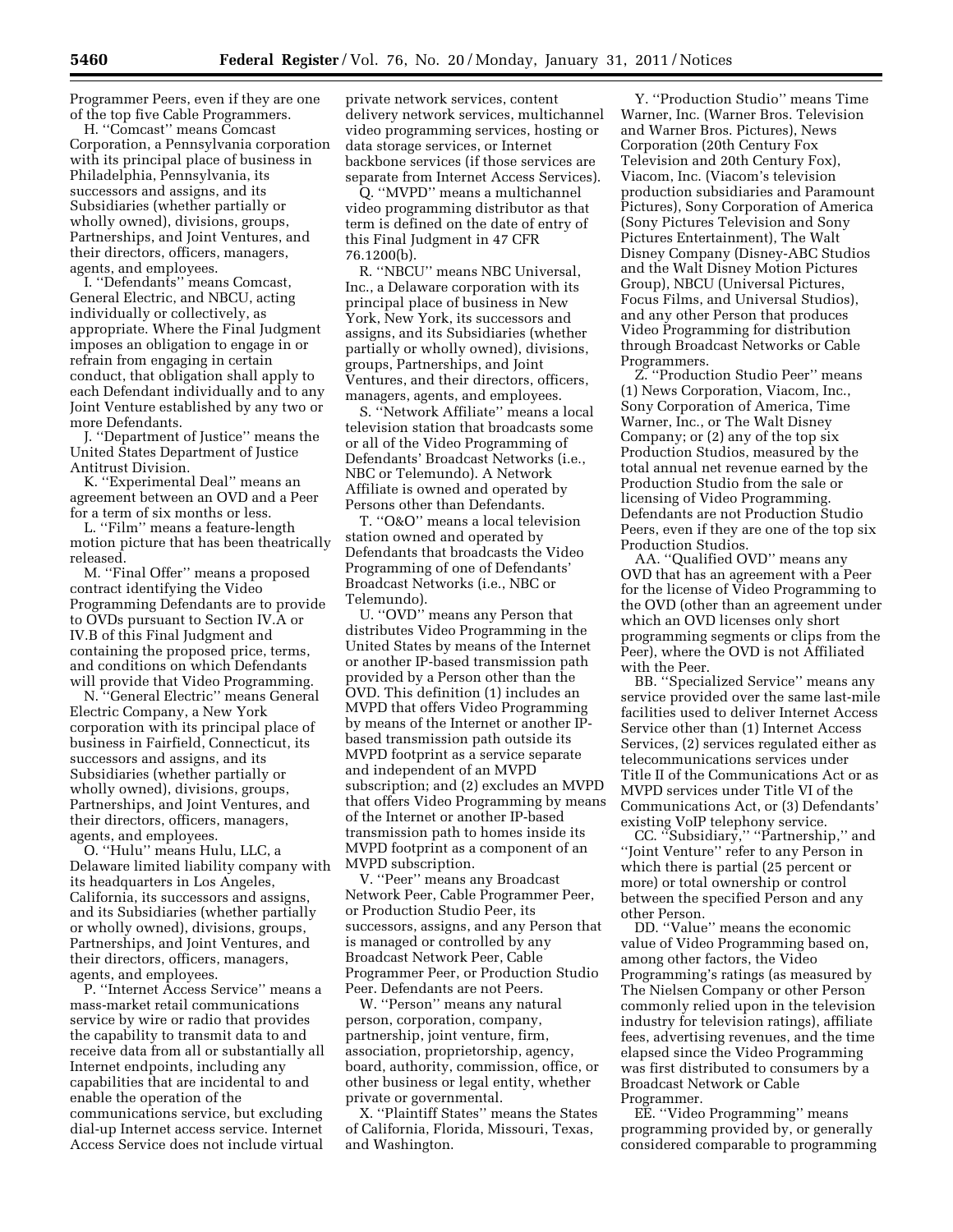Programmer Peers, even if they are one of the top five Cable Programmers.

H. ''Comcast'' means Comcast Corporation, a Pennsylvania corporation with its principal place of business in Philadelphia, Pennsylvania, its successors and assigns, and its Subsidiaries (whether partially or wholly owned), divisions, groups, Partnerships, and Joint Ventures, and their directors, officers, managers, agents, and employees.

I. ''Defendants'' means Comcast, General Electric, and NBCU, acting individually or collectively, as appropriate. Where the Final Judgment imposes an obligation to engage in or refrain from engaging in certain conduct, that obligation shall apply to each Defendant individually and to any Joint Venture established by any two or more Defendants.

J. ''Department of Justice'' means the United States Department of Justice Antitrust Division.

K. ''Experimental Deal'' means an agreement between an OVD and a Peer for a term of six months or less.

L. ''Film'' means a feature-length motion picture that has been theatrically released.

M. ''Final Offer'' means a proposed contract identifying the Video Programming Defendants are to provide to OVDs pursuant to Section IV.A or IV.B of this Final Judgment and containing the proposed price, terms, and conditions on which Defendants will provide that Video Programming.

N. ''General Electric'' means General Electric Company, a New York corporation with its principal place of business in Fairfield, Connecticut, its successors and assigns, and its Subsidiaries (whether partially or wholly owned), divisions, groups, Partnerships, and Joint Ventures, and their directors, officers, managers, agents, and employees.

O. ''Hulu'' means Hulu, LLC, a Delaware limited liability company with its headquarters in Los Angeles, California, its successors and assigns, and its Subsidiaries (whether partially or wholly owned), divisions, groups, Partnerships, and Joint Ventures, and their directors, officers, managers, agents, and employees.

P. ''Internet Access Service'' means a mass-market retail communications service by wire or radio that provides the capability to transmit data to and receive data from all or substantially all Internet endpoints, including any capabilities that are incidental to and enable the operation of the communications service, but excluding dial-up Internet access service. Internet Access Service does not include virtual private network services, content delivery network services, multichannel video programming services, hosting or data storage services, or Internet backbone services (if those services are separate from Internet Access Services).

Q. ''MVPD'' means a multichannel video programming distributor as that term is defined on the date of entry of this Final Judgment in 47 CFR 76.1200(b).

R. ''NBCU'' means NBC Universal, Inc., a Delaware corporation with its principal place of business in New York, New York, its successors and assigns, and its Subsidiaries (whether partially or wholly owned), divisions, groups, Partnerships, and Joint Ventures, and their directors, officers, managers, agents, and employees.

S. ''Network Affiliate'' means a local television station that broadcasts some or all of the Video Programming of Defendants' Broadcast Networks (i.e., NBC or Telemundo). A Network Affiliate is owned and operated by Persons other than Defendants.

T. ''O&O'' means a local television station owned and operated by Defendants that broadcasts the Video Programming of one of Defendants' Broadcast Networks (i.e., NBC or Telemundo).

U. ''OVD'' means any Person that distributes Video Programming in the United States by means of the Internet or another IP-based transmission path provided by a Person other than the OVD. This definition (1) includes an MVPD that offers Video Programming by means of the Internet or another IP-based transmission path outside its MVPD footprint as a service separate and independent of an MVPD subscription; and (2) excludes an MVPD that offers Video Programming by means of the Internet or another IP-based transmission path to homes inside its MVPD footprint as a component of an MVPD subscription.

V. ''Peer'' means any Broadcast Network Peer, Cable Programmer Peer, or Production Studio Peer, its successors, assigns, and any Person that is managed or controlled by any Broadcast Network Peer, Cable Programmer Peer, or Production Studio Peer. Defendants are not Peers.

W. ''Person'' means any natural person, corporation, company, partnership, joint venture, firm, association, proprietorship, agency, board, authority, commission, office, or other business or legal entity, whether private or governmental.

X. ''Plaintiff States'' means the States of California, Florida, Missouri, Texas, and Washington.

Y. ''Production Studio'' means Time Warner, Inc. (Warner Bros. Television and Warner Bros. Pictures), News Corporation (20th Century Fox Television and 20th Century Fox), Viacom, Inc. (Viacom's television production subsidiaries and Paramount Pictures), Sony Corporation of America (Sony Pictures Television and Sony Pictures Entertainment), The Walt Disney Company (Disney-ABC Studios and the Walt Disney Motion Pictures Group), NBCU (Universal Pictures, Focus Films, and Universal Studios), and any other Person that produces Video Programming for distribution through Broadcast Networks or Cable Programmers.

Z. ''Production Studio Peer'' means (1) News Corporation, Viacom, Inc., Sony Corporation of America, Time Warner, Inc., or The Walt Disney Company; or (2) any of the top six Production Studios, measured by the total annual net revenue earned by the Production Studio from the sale or licensing of Video Programming. Defendants are not Production Studio Peers, even if they are one of the top six Production Studios.

AA. ''Qualified OVD'' means any OVD that has an agreement with a Peer for the license of Video Programming to the OVD (other than an agreement under which an OVD licenses only short programming segments or clips from the Peer), where the OVD is not Affiliated with the Peer.

BB. ''Specialized Service'' means any service provided over the same last-mile facilities used to deliver Internet Access Service other than (1) Internet Access Services, (2) services regulated either as telecommunications services under Title II of the Communications Act or as MVPD services under Title VI of the Communications Act, or (3) Defendants' existing VoIP telephony service.

CC. ''Subsidiary,'' ''Partnership,'' and ''Joint Venture'' refer to any Person in which there is partial (25 percent or more) or total ownership or control between the specified Person and any other Person.

DD. ''Value'' means the economic value of Video Programming based on, among other factors, the Video Programming's ratings (as measured by The Nielsen Company or other Person commonly relied upon in the television industry for television ratings), affiliate fees, advertising revenues, and the time elapsed since the Video Programming was first distributed to consumers by a Broadcast Network or Cable Programmer.

EE. ''Video Programming'' means programming provided by, or generally considered comparable to programming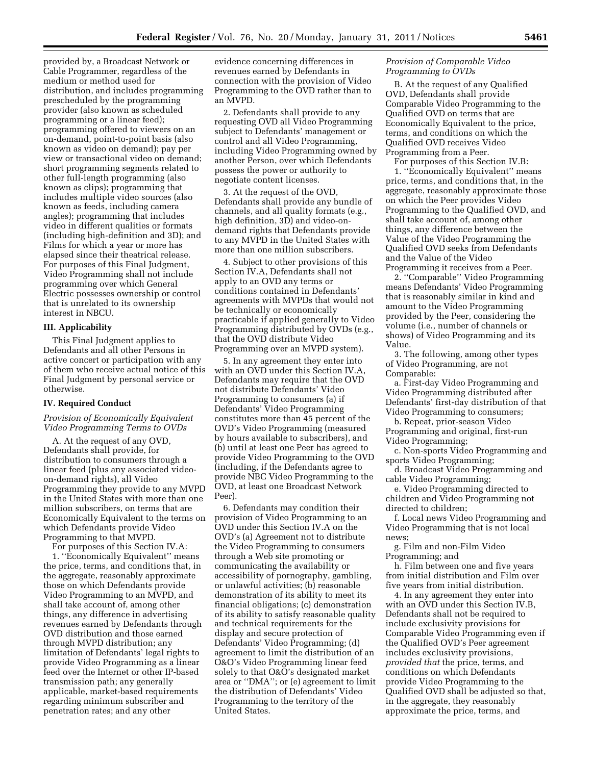provided by, a Broadcast Network or Cable Programmer, regardless of the medium or method used for distribution, and includes programming prescheduled by the programming provider (also known as scheduled programming or a linear feed); programming offered to viewers on an on-demand, point-to-point basis (also known as video on demand); pay per view or transactional video on demand; short programming segments related to other full-length programming (also known as clips); programming that includes multiple video sources (also known as feeds, including camera angles); programming that includes video in different qualities or formats (including high-definition and 3D); and Films for which a year or more has elapsed since their theatrical release. For purposes of this Final Judgment, Video Programming shall not include programming over which General Electric possesses ownership or control that is unrelated to its ownership interest in NBCU.

## III. Applicability

This Final Judgment applies to Defendants and all other Persons in active concert or participation with any of them who receive actual notice of this Final Judgment by personal service or otherwise.

## IV. Required Conduct

### *Provision of Economically Equivalent Video Programming Terms to OVDs*

A. At the request of any OVD, Defendants shall provide, for distribution to consumers through a linear feed (plus any associated video-on-demand rights), all Video Programming they provide to any MVPD in the United States with more than one million subscribers, on terms that are Economically Equivalent to the terms on which Defendants provide Video Programming to that MVPD.

For purposes of this Section IV.A:

1. ''Economically Equivalent'' means the price, terms, and conditions that, in the aggregate, reasonably approximate those on which Defendants provide Video Programming to an MVPD, and shall take account of, among other things, any difference in advertising revenues earned by Defendants through OVD distribution and those earned through MVPD distribution; any limitation of Defendants' legal rights to provide Video Programming as a linear feed over the Internet or other IP-based transmission path; any generally applicable, market-based requirements regarding minimum subscriber and penetration rates; and any other evidence concerning differences in revenues earned by Defendants in connection with the provision of Video Programming to the OVD rather than to an MVPD.

2. Defendants shall provide to any requesting OVD all Video Programming subject to Defendants' management or control and all Video Programming, including Video Programming owned by another Person, over which Defendants possess the power or authority to negotiate content licenses.

3. At the request of the OVD, Defendants shall provide any bundle of channels, and all quality formats (e.g., high definition, 3D) and video-on-demand rights that Defendants provide to any MVPD in the United States with more than one million subscribers.

4. Subject to other provisions of this Section IV.A, Defendants shall not apply to an OVD any terms or conditions contained in Defendants' agreements with MVPDs that would not be technically or economically practicable if applied generally to Video Programming distributed by OVDs (e.g., that the OVD distribute Video Programming over an MVPD system).

5. In any agreement they enter into with an OVD under this Section IV.A, Defendants may require that the OVD not distribute Defendants' Video Programming to consumers (a) if Defendants' Video Programming constitutes more than 45 percent of the OVD's Video Programming (measured by hours available to subscribers), and (b) until at least one Peer has agreed to provide Video Programming to the OVD (including, if the Defendants agree to provide NBC Video Programming to the OVD, at least one Broadcast Network Peer).

6. Defendants may condition their provision of Video Programming to an OVD under this Section IV.A on the OVD's (a) Agreement not to distribute the Video Programming to consumers through a Web site promoting or communicating the availability or accessibility of pornography, gambling, or unlawful activities; (b) reasonable demonstration of its ability to meet its financial obligations; (c) demonstration of its ability to satisfy reasonable quality and technical requirements for the display and secure protection of Defendants' Video Programming; (d) agreement to limit the distribution of an O&O's Video Programming linear feed solely to that O&O's designated market area or ''DMA''; or (e) agreement to limit the distribution of Defendants' Video Programming to the territory of the United States.

### *Provision of Comparable Video Programming to OVDs*

B. At the request of any Qualified OVD, Defendants shall provide Comparable Video Programming to the Qualified OVD on terms that are Economically Equivalent to the price, terms, and conditions on which the Qualified OVD receives Video Programming from a Peer.

For purposes of this Section IV.B:

1. ''Economically Equivalent'' means price, terms, and conditions that, in the aggregate, reasonably approximate those on which the Peer provides Video Programming to the Qualified OVD, and shall take account of, among other things, any difference between the Value of the Video Programming the Qualified OVD seeks from Defendants and the Value of the Video Programming it receives from a Peer.

2. ''Comparable'' Video Programming means Defendants' Video Programming that is reasonably similar in kind and amount to the Video Programming provided by the Peer, considering the volume (i.e., number of channels or shows) of Video Programming and its Value.

3. The following, among other types of Video Programming, are not Comparable:

a. First-day Video Programming and Video Programming distributed after Defendants' first-day distribution of that Video Programming to consumers;

b. Repeat, prior-season Video Programming and original, first-run Video Programming;

c. Non-sports Video Programming and sports Video Programming;

d. Broadcast Video Programming and cable Video Programming;

e. Video Programming directed to children and Video Programming not directed to children;

f. Local news Video Programming and Video Programming that is not local news;

g. Film and non-Film Video Programming; and

h. Film between one and five years from initial distribution and Film over five years from initial distribution.

4. In any agreement they enter into with an OVD under this Section IV.B, Defendants shall not be required to include exclusivity provisions for Comparable Video Programming even if the Qualified OVD's Peer agreement includes exclusivity provisions, *provided that* the price, terms, and conditions on which Defendants provide Video Programming to the Qualified OVD shall be adjusted so that, in the aggregate, they reasonably approximate the price, terms, and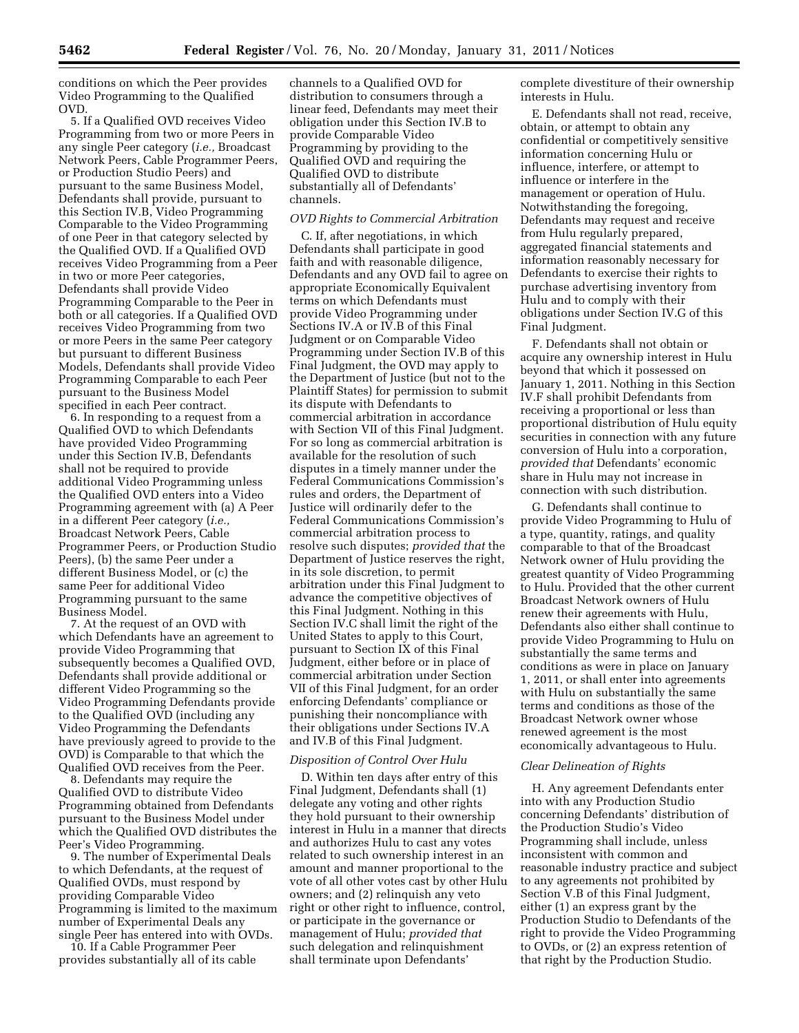conditions on which the Peer provides Video Programming to the Qualified OVD.

5. If a Qualified OVD receives Video Programming from two or more Peers in any single Peer category (*i.e.,* Broadcast Network Peers, Cable Programmer Peers, or Production Studio Peers) and pursuant to the same Business Model, Defendants shall provide, pursuant to this Section IV.B, Video Programming Comparable to the Video Programming of one Peer in that category selected by the Qualified OVD. If a Qualified OVD receives Video Programming from a Peer in two or more Peer categories, Defendants shall provide Video Programming Comparable to the Peer in both or all categories. If a Qualified OVD receives Video Programming from two or more Peers in the same Peer category but pursuant to different Business Models, Defendants shall provide Video Programming Comparable to each Peer pursuant to the Business Model specified in each Peer contract.

6. In responding to a request from a Qualified OVD to which Defendants have provided Video Programming under this Section IV.B, Defendants shall not be required to provide additional Video Programming unless the Qualified OVD enters into a Video Programming agreement with (a) A Peer in a different Peer category (*i.e.,* Broadcast Network Peers, Cable Programmer Peers, or Production Studio Peers), (b) the same Peer under a different Business Model, or (c) the same Peer for additional Video Programming pursuant to the same Business Model.

7. At the request of an OVD with which Defendants have an agreement to provide Video Programming that subsequently becomes a Qualified OVD, Defendants shall provide additional or different Video Programming so the Video Programming Defendants provide to the Qualified OVD (including any Video Programming the Defendants have previously agreed to provide to the OVD) is Comparable to that which the Qualified OVD receives from the Peer.

8. Defendants may require the Qualified OVD to distribute Video Programming obtained from Defendants pursuant to the Business Model under which the Qualified OVD distributes the Peer's Video Programming.

9. The number of Experimental Deals to which Defendants, at the request of Qualified OVDs, must respond by providing Comparable Video Programming is limited to the maximum number of Experimental Deals any single Peer has entered into with OVDs.

10. If a Cable Programmer Peer provides substantially all of its cable channels to a Qualified OVD for distribution to consumers through a linear feed, Defendants may meet their obligation under this Section IV.B to provide Comparable Video Programming by providing to the Qualified OVD and requiring the Qualified OVD to distribute substantially all of Defendants' channels.

*OVD Rights to Commercial Arbitration*

C. If, after negotiations, in which Defendants shall participate in good faith and with reasonable diligence, Defendants and any OVD fail to agree on appropriate Economically Equivalent terms on which Defendants must provide Video Programming under Sections IV.A or IV.B of this Final Judgment or on Comparable Video Programming under Section IV.B of this Final Judgment, the OVD may apply to the Department of Justice (but not to the Plaintiff States) for permission to submit its dispute with Defendants to commercial arbitration in accordance with Section VII of this Final Judgment. For so long as commercial arbitration is available for the resolution of such disputes in a timely manner under the Federal Communications Commission's rules and orders, the Department of Justice will ordinarily defer to the Federal Communications Commission's commercial arbitration process to resolve such disputes; *provided that* the Department of Justice reserves the right, in its sole discretion, to permit arbitration under this Final Judgment to advance the competitive objectives of this Final Judgment. Nothing in this Section IV.C shall limit the right of the United States to apply to this Court, pursuant to Section IX of this Final Judgment, either before or in place of commercial arbitration under Section VII of this Final Judgment, for an order enforcing Defendants' compliance or punishing their noncompliance with their obligations under Sections IV.A and IV.B of this Final Judgment.

*Disposition of Control Over Hulu*

D. Within ten days after entry of this Final Judgment, Defendants shall (1) delegate any voting and other rights they hold pursuant to their ownership interest in Hulu in a manner that directs and authorizes Hulu to cast any votes related to such ownership interest in an amount and manner proportional to the vote of all other votes cast by other Hulu owners; and (2) relinquish any veto right or other right to influence, control, or participate in the governance or management of Hulu; *provided that* such delegation and relinquishment shall terminate upon Defendants' complete divestiture of their ownership interests in Hulu.

E. Defendants shall not read, receive, obtain, or attempt to obtain any confidential or competitively sensitive information concerning Hulu or influence, interfere, or attempt to influence or interfere in the management or operation of Hulu. Notwithstanding the foregoing, Defendants may request and receive from Hulu regularly prepared, aggregated financial statements and information reasonably necessary for Defendants to exercise their rights to purchase advertising inventory from Hulu and to comply with their obligations under Section IV.G of this Final Judgment.

F. Defendants shall not obtain or acquire any ownership interest in Hulu beyond that which it possessed on January 1, 2011. Nothing in this Section IV.F shall prohibit Defendants from receiving a proportional or less than proportional distribution of Hulu equity securities in connection with any future conversion of Hulu into a corporation, *provided that* Defendants' economic share in Hulu may not increase in connection with such distribution.

G. Defendants shall continue to provide Video Programming to Hulu of a type, quantity, ratings, and quality comparable to that of the Broadcast Network owner of Hulu providing the greatest quantity of Video Programming to Hulu. Provided that the other current Broadcast Network owners of Hulu renew their agreements with Hulu, Defendants also either shall continue to provide Video Programming to Hulu on substantially the same terms and conditions as were in place on January 1, 2011, or shall enter into agreements with Hulu on substantially the same terms and conditions as those of the Broadcast Network owner whose renewed agreement is the most economically advantageous to Hulu.

*Clear Delineation of Rights*

H. Any agreement Defendants enter into with any Production Studio concerning Defendants' distribution of the Production Studio's Video Programming shall include, unless inconsistent with common and reasonable industry practice and subject to any agreements not prohibited by Section V.B of this Final Judgment, either (1) an express grant by the Production Studio to Defendants of the right to provide the Video Programming to OVDs, or (2) an express retention of that right by the Production Studio.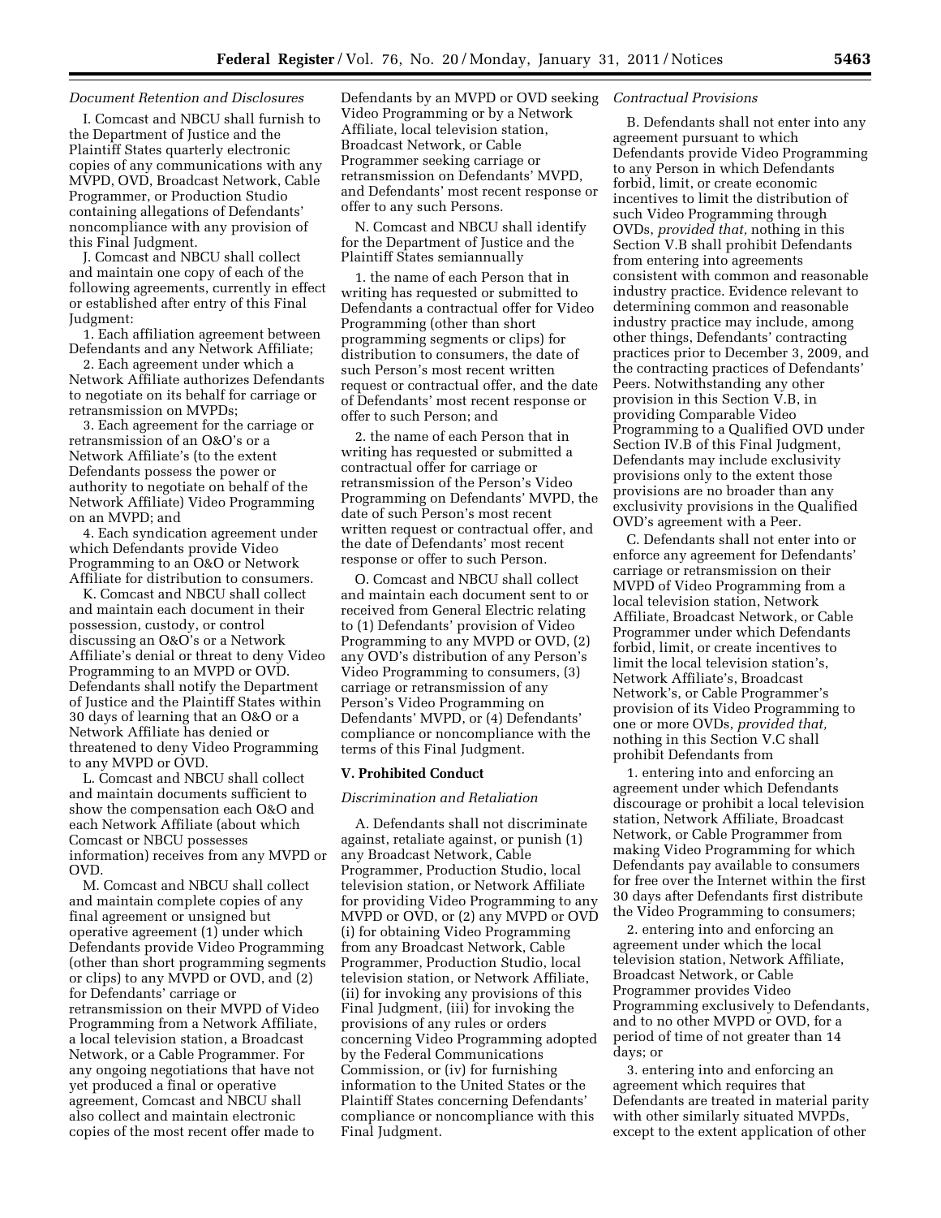*Document Retention and Disclosures*

I. Comcast and NBCU shall furnish to the Department of Justice and the Plaintiff States quarterly electronic copies of any communications with any MVPD, OVD, Broadcast Network, Cable Programmer, or Production Studio containing allegations of Defendants' noncompliance with any provision of this Final Judgment.

J. Comcast and NBCU shall collect and maintain one copy of each of the following agreements, currently in effect or established after entry of this Final Judgment:

1. Each affiliation agreement between Defendants and any Network Affiliate;

2. Each agreement under which a Network Affiliate authorizes Defendants to negotiate on its behalf for carriage or retransmission on MVPDs;

3. Each agreement for the carriage or retransmission of an O&O's or a Network Affiliate's (to the extent Defendants possess the power or authority to negotiate on behalf of the Network Affiliate) Video Programming on an MVPD; and

4. Each syndication agreement under which Defendants provide Video Programming to an O&O or Network Affiliate for distribution to consumers.

K. Comcast and NBCU shall collect and maintain each document in their possession, custody, or control discussing an O&O's or a Network Affiliate's denial or threat to deny Video Programming to an MVPD or OVD. Defendants shall notify the Department of Justice and the Plaintiff States within 30 days of learning that an O&O or a Network Affiliate has denied or threatened to deny Video Programming to any MVPD or OVD.

L. Comcast and NBCU shall collect and maintain documents sufficient to show the compensation each O&O and each Network Affiliate (about which Comcast or NBCU possesses information) receives from any MVPD or OVD.

M. Comcast and NBCU shall collect and maintain complete copies of any final agreement or unsigned but operative agreement (1) under which Defendants provide Video Programming (other than short programming segments or clips) to any MVPD or OVD, and (2) for Defendants' carriage or retransmission on their MVPD of Video Programming from a Network Affiliate, a local television station, a Broadcast Network, or a Cable Programmer. For any ongoing negotiations that have not yet produced a final or operative agreement, Comcast and NBCU shall also collect and maintain electronic copies of the most recent offer made to Defendants by an MVPD or OVD seeking Video Programming or by a Network Affiliate, local television station, Broadcast Network, or Cable Programmer seeking carriage or retransmission on Defendants' MVPD, and Defendants' most recent response or offer to any such Persons.

N. Comcast and NBCU shall identify for the Department of Justice and the Plaintiff States semiannually

1. the name of each Person that in writing has requested or submitted to Defendants a contractual offer for Video Programming (other than short programming segments or clips) for distribution to consumers, the date of such Person's most recent written request or contractual offer, and the date of Defendants' most recent response or offer to such Person; and

2. the name of each Person that in writing has requested or submitted a contractual offer for carriage or retransmission of the Person's Video Programming on Defendants' MVPD, the date of such Person's most recent written request or contractual offer, and the date of Defendants' most recent response or offer to such Person.

O. Comcast and NBCU shall collect and maintain each document sent to or received from General Electric relating to (1) Defendants' provision of Video Programming to any MVPD or OVD, (2) any OVD's distribution of any Person's Video Programming to consumers, (3) carriage or retransmission of any Person's Video Programming on Defendants' MVPD, or (4) Defendants' compliance or noncompliance with the terms of this Final Judgment.

## V. Prohibited Conduct

*Discrimination and Retaliation*

A. Defendants shall not discriminate against, retaliate against, or punish (1) any Broadcast Network, Cable Programmer, Production Studio, local television station, or Network Affiliate for providing Video Programming to any MVPD or OVD, or (2) any MVPD or OVD (i) for obtaining Video Programming from any Broadcast Network, Cable Programmer, Production Studio, local television station, or Network Affiliate, (ii) for invoking any provisions of this Final Judgment, (iii) for invoking the provisions of any rules or orders concerning Video Programming adopted by the Federal Communications Commission, or (iv) for furnishing information to the United States or the Plaintiff States concerning Defendants' compliance or noncompliance with this Final Judgment.

*Contractual Provisions*

B. Defendants shall not enter into any agreement pursuant to which Defendants provide Video Programming to any Person in which Defendants forbid, limit, or create economic incentives to limit the distribution of such Video Programming through OVDs, *provided that,* nothing in this Section V.B shall prohibit Defendants from entering into agreements consistent with common and reasonable industry practice. Evidence relevant to determining common and reasonable industry practice may include, among other things, Defendants' contracting practices prior to December 3, 2009, and the contracting practices of Defendants' Peers. Notwithstanding any other provision in this Section V.B, in providing Comparable Video Programming to a Qualified OVD under Section IV.B of this Final Judgment, Defendants may include exclusivity provisions only to the extent those provisions are no broader than any exclusivity provisions in the Qualified OVD's agreement with a Peer.

C. Defendants shall not enter into or enforce any agreement for Defendants' carriage or retransmission on their MVPD of Video Programming from a local television station, Network Affiliate, Broadcast Network, or Cable Programmer under which Defendants forbid, limit, or create incentives to limit the local television station's, Network Affiliate's, Broadcast Network's, or Cable Programmer's provision of its Video Programming to one or more OVDs, *provided that,* nothing in this Section V.C shall prohibit Defendants from

1. entering into and enforcing an agreement under which Defendants discourage or prohibit a local television station, Network Affiliate, Broadcast Network, or Cable Programmer from making Video Programming for which Defendants pay available to consumers for free over the Internet within the first 30 days after Defendants first distribute the Video Programming to consumers;

2. entering into and enforcing an agreement under which the local television station, Network Affiliate, Broadcast Network, or Cable Programmer provides Video Programming exclusively to Defendants, and to no other MVPD or OVD, for a period of time of not greater than 14 days; or

3. entering into and enforcing an agreement which requires that Defendants are treated in material parity with other similarly situated MVPDs, except to the extent application of other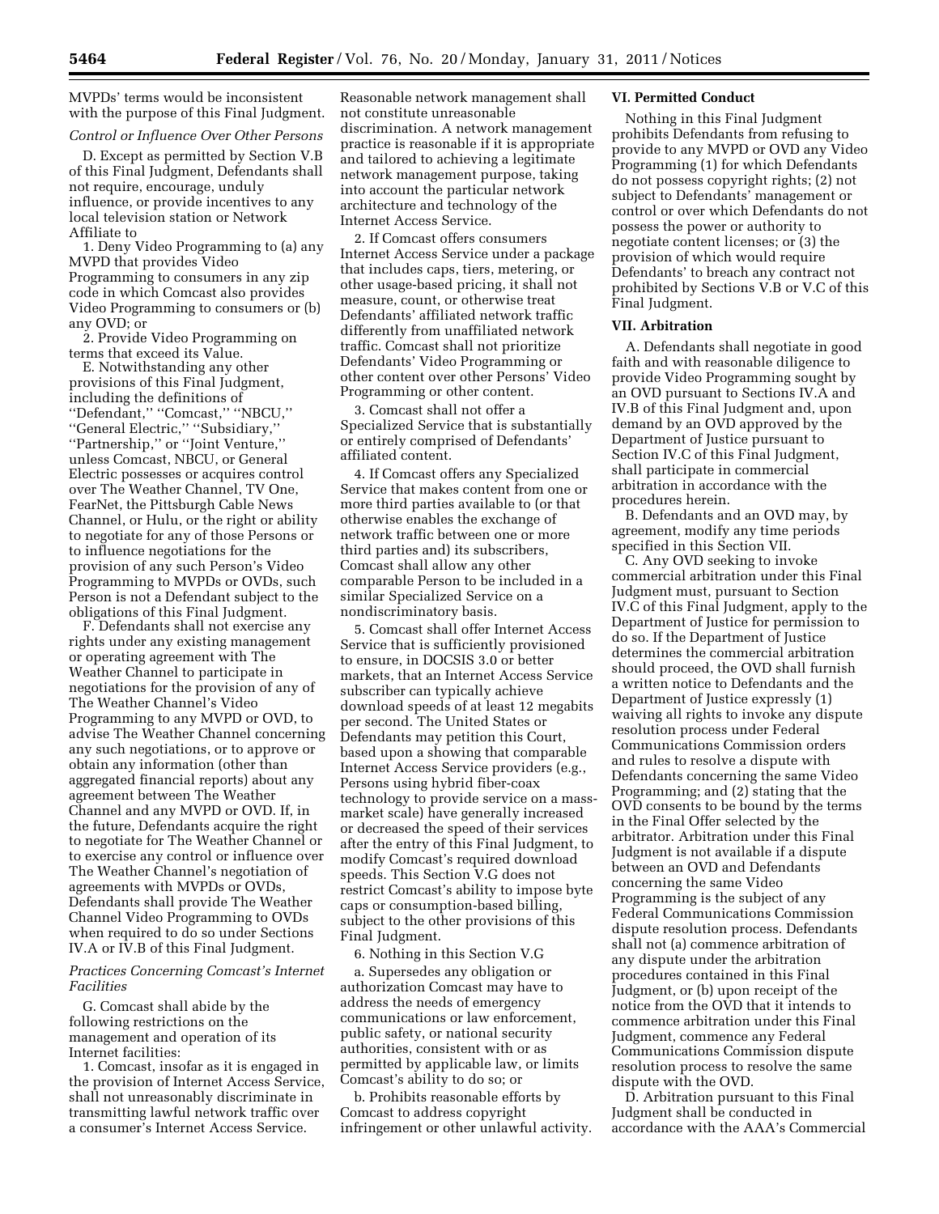MVPDs' terms would be inconsistent with the purpose of this Final Judgment.

*Control or Influence Over Other Persons*

D. Except as permitted by Section V.B of this Final Judgment, Defendants shall not require, encourage, unduly influence, or provide incentives to any local television station or Network Affiliate to

1. Deny Video Programming to (a) any MVPD that provides Video Programming to consumers in any zip code in which Comcast also provides Video Programming to consumers or (b) any OVD; or

2. Provide Video Programming on terms that exceed its Value.

E. Notwithstanding any other provisions of this Final Judgment, including the definitions of "Defendant," "Comcast," "NBCU," "General Electric," "Subsidiary," "Partnership," or "Joint Venture," unless Comcast, NBCU, or General Electric possesses or acquires control over The Weather Channel, TV One, FearNet, the Pittsburgh Cable News Channel, or Hulu, or the right or ability to negotiate for any of those Persons or to influence negotiations for the provision of any such Person's Video Programming to MVPDs or OVDs, such Person is not a Defendant subject to the obligations of this Final Judgment.

F. Defendants shall not exercise any rights under any existing management or operating agreement with The Weather Channel to participate in negotiations for the provision of any of The Weather Channel's Video Programming to any MVPD or OVD, to advise The Weather Channel concerning any such negotiations, or to approve or obtain any information (other than aggregated financial reports) about any agreement between The Weather Channel and any MVPD or OVD. If, in the future, Defendants acquire the right to negotiate for The Weather Channel or to exercise any control or influence over The Weather Channel's negotiation of agreements with MVPDs or OVDs, Defendants shall provide The Weather Channel Video Programming to OVDs when required to do so under Sections IV.A or IV.B of this Final Judgment.

*Practices Concerning Comcast's Internet Facilities*

G. Comcast shall abide by the following restrictions on the management and operation of its Internet facilities:

1. Comcast, insofar as it is engaged in the provision of Internet Access Service, shall not unreasonably discriminate in transmitting lawful network traffic over a consumer's Internet Access Service. Reasonable network management shall not constitute unreasonable discrimination. A network management practice is reasonable if it is appropriate and tailored to achieving a legitimate network management purpose, taking into account the particular network architecture and technology of the Internet Access Service.

2. If Comcast offers consumers Internet Access Service under a package that includes caps, tiers, metering, or other usage-based pricing, it shall not measure, count, or otherwise treat Defendants' affiliated network traffic differently from unaffiliated network traffic. Comcast shall not prioritize Defendants' Video Programming or other content over other Persons' Video Programming or other content.

3. Comcast shall not offer a Specialized Service that is substantially or entirely comprised of Defendants' affiliated content.

4. If Comcast offers any Specialized Service that makes content from one or more third parties available to (or that otherwise enables the exchange of network traffic between one or more third parties and) its subscribers, Comcast shall allow any other comparable Person to be included in a similar Specialized Service on a nondiscriminatory basis.

5. Comcast shall offer Internet Access Service that is sufficiently provisioned to ensure, in DOCSIS 3.0 or better markets, that an Internet Access Service subscriber can typically achieve download speeds of at least 12 megabits per second. The United States or Defendants may petition this Court, based upon a showing that comparable Internet Access Service providers (e.g., Persons using hybrid fiber-coax technology to provide service on a mass-market scale) have generally increased or decreased the speed of their services after the entry of this Final Judgment, to modify Comcast's required download speeds. This Section V.G does not restrict Comcast's ability to impose byte caps or consumption-based billing, subject to the other provisions of this Final Judgment.

6. Nothing in this Section V.G

a. Supersedes any obligation or authorization Comcast may have to address the needs of emergency communications or law enforcement, public safety, or national security authorities, consistent with or as permitted by applicable law, or limits Comcast's ability to do so; or

b. Prohibits reasonable efforts by Comcast to address copyright infringement or other unlawful activity.

## VI. Permitted Conduct

Nothing in this Final Judgment prohibits Defendants from refusing to provide to any MVPD or OVD any Video Programming (1) for which Defendants do not possess copyright rights; (2) not subject to Defendants' management or control or over which Defendants do not possess the power or authority to negotiate content licenses; or (3) the provision of which would require Defendants' to breach any contract not prohibited by Sections V.B or V.C of this Final Judgment.

## VII. Arbitration

A. Defendants shall negotiate in good faith and with reasonable diligence to provide Video Programming sought by an OVD pursuant to Sections IV.A and IV.B of this Final Judgment and, upon demand by an OVD approved by the Department of Justice pursuant to Section IV.C of this Final Judgment, shall participate in commercial arbitration in accordance with the procedures herein.

B. Defendants and an OVD may, by agreement, modify any time periods specified in this Section VII.

C. Any OVD seeking to invoke commercial arbitration under this Final Judgment must, pursuant to Section IV.C of this Final Judgment, apply to the Department of Justice for permission to do so. If the Department of Justice determines the commercial arbitration should proceed, the OVD shall furnish a written notice to Defendants and the Department of Justice expressly (1) waiving all rights to invoke any dispute resolution process under Federal Communications Commission orders and rules to resolve a dispute with Defendants concerning the same Video Programming; and (2) stating that the OVD consents to be bound by the terms in the Final Offer selected by the arbitrator. Arbitration under this Final Judgment is not available if a dispute between an OVD and Defendants concerning the same Video Programming is the subject of any Federal Communications Commission dispute resolution process. Defendants shall not (a) commence arbitration of any dispute under the arbitration procedures contained in this Final Judgment, or (b) upon receipt of the notice from the OVD that it intends to commence arbitration under this Final Judgment, commence any Federal Communications Commission dispute resolution process to resolve the same dispute with the OVD.

D. Arbitration pursuant to this Final Judgment shall be conducted in accordance with the AAA's Commercial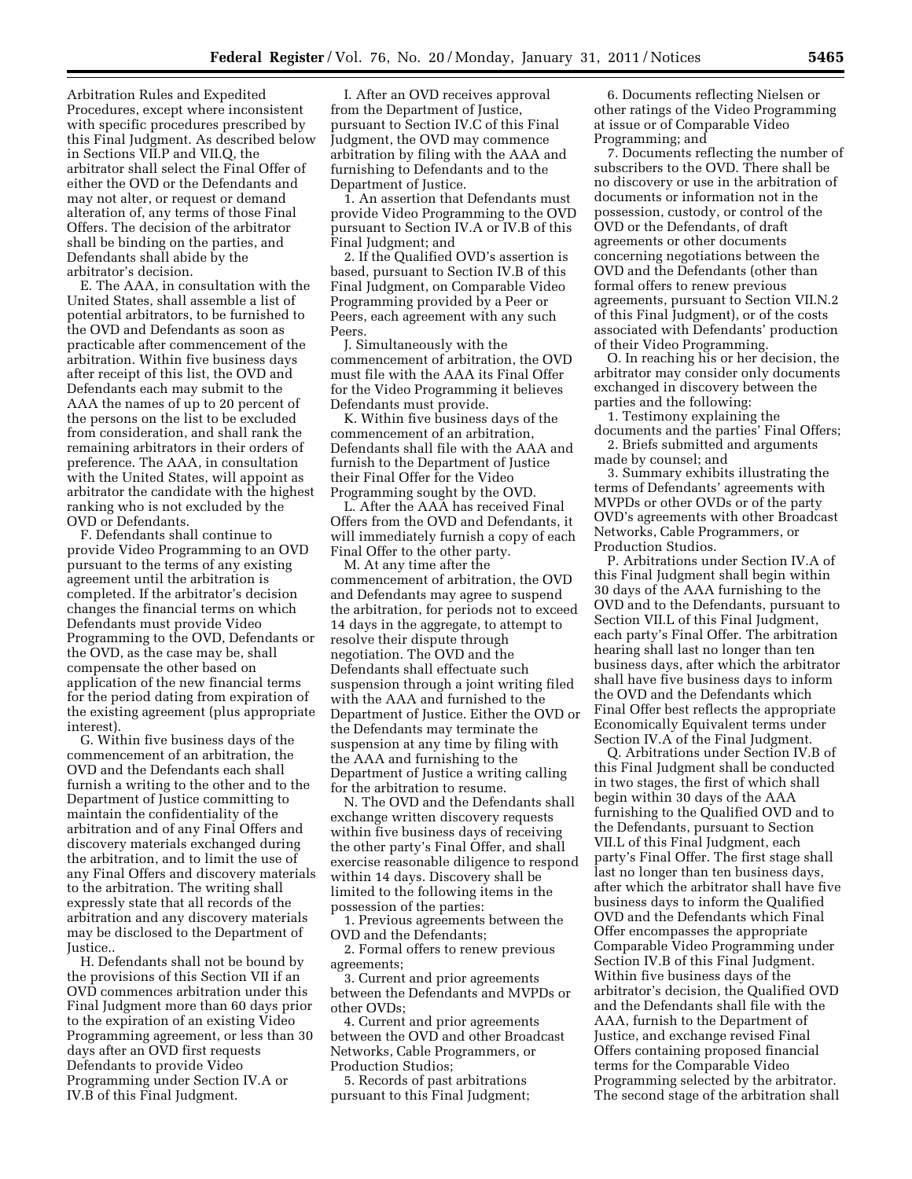Arbitration Rules and Expedited Procedures, except where inconsistent with specific procedures prescribed by this Final Judgment. As described below in Sections VII.P and VII.Q, the arbitrator shall select the Final Offer of either the OVD or the Defendants and may not alter, or request or demand alteration of, any terms of those Final Offers. The decision of the arbitrator shall be binding on the parties, and Defendants shall abide by the arbitrator's decision.

E. The AAA, in consultation with the United States, shall assemble a list of potential arbitrators, to be furnished to the OVD and Defendants as soon as practicable after commencement of the arbitration. Within five business days after receipt of this list, the OVD and Defendants each may submit to the AAA the names of up to 20 percent of the persons on the list to be excluded from consideration, and shall rank the remaining arbitrators in their orders of preference. The AAA, in consultation with the United States, will appoint as arbitrator the candidate with the highest ranking who is not excluded by the OVD or Defendants.

F. Defendants shall continue to provide Video Programming to an OVD pursuant to the terms of any existing agreement until the arbitration is completed. If the arbitrator's decision changes the financial terms on which Defendants must provide Video Programming to the OVD, Defendants or the OVD, as the case may be, shall compensate the other based on application of the new financial terms for the period dating from expiration of the existing agreement (plus appropriate interest).

G. Within five business days of the commencement of an arbitration, the OVD and the Defendants each shall furnish a writing to the other and to the Department of Justice committing to maintain the confidentiality of the arbitration and of any Final Offers and discovery materials exchanged during the arbitration, and to limit the use of any Final Offers and discovery materials to the arbitration. The writing shall expressly state that all records of the arbitration and any discovery materials may be disclosed to the Department of Justice..

H. Defendants shall not be bound by the provisions of this Section VII if an OVD commences arbitration under this Final Judgment more than 60 days prior to the expiration of an existing Video Programming agreement, or less than 30 days after an OVD first requests Defendants to provide Video Programming under Section IV.A or IV.B of this Final Judgment.

I. After an OVD receives approval from the Department of Justice, pursuant to Section IV.C of this Final Judgment, the OVD may commence arbitration by filing with the AAA and furnishing to Defendants and to the Department of Justice.

1. An assertion that Defendants must provide Video Programming to the OVD pursuant to Section IV.A or IV.B of this Final Judgment; and

2. If the Qualified OVD's assertion is based, pursuant to Section IV.B of this Final Judgment, on Comparable Video Programming provided by a Peer or Peers, each agreement with any such Peers.

J. Simultaneously with the commencement of arbitration, the OVD must file with the AAA its Final Offer for the Video Programming it believes Defendants must provide.

K. Within five business days of the commencement of an arbitration, Defendants shall file with the AAA and furnish to the Department of Justice their Final Offer for the Video Programming sought by the OVD.

L. After the AAA has received Final Offers from the OVD and Defendants, it will immediately furnish a copy of each Final Offer to the other party.

M. At any time after the commencement of arbitration, the OVD and Defendants may agree to suspend the arbitration, for periods not to exceed 14 days in the aggregate, to attempt to resolve their dispute through negotiation. The OVD and the Defendants shall effectuate such suspension through a joint writing filed with the AAA and furnished to the Department of Justice. Either the OVD or the Defendants may terminate the suspension at any time by filing with the AAA and furnishing to the Department of Justice a writing calling for the arbitration to resume.

N. The OVD and the Defendants shall exchange written discovery requests within five business days of receiving the other party's Final Offer, and shall exercise reasonable diligence to respond within 14 days. Discovery shall be limited to the following items in the possession of the parties:

1. Previous agreements between the OVD and the Defendants;

2. Formal offers to renew previous agreements;

3. Current and prior agreements between the Defendants and MVPDs or other OVDs;

4. Current and prior agreements between the OVD and other Broadcast Networks, Cable Programmers, or Production Studios;

5. Records of past arbitrations pursuant to this Final Judgment;

6. Documents reflecting Nielsen or other ratings of the Video Programming at issue or of Comparable Video Programming; and

7. Documents reflecting the number of subscribers to the OVD. There shall be no discovery or use in the arbitration of documents or information not in the possession, custody, or control of the OVD or the Defendants, of draft agreements or other documents concerning negotiations between the OVD and the Defendants (other than formal offers to renew previous agreements, pursuant to Section VII.N.2 of this Final Judgment), or of the costs associated with Defendants' production of their Video Programming.

O. In reaching his or her decision, the arbitrator may consider only documents exchanged in discovery between the parties and the following:

1. Testimony explaining the documents and the parties' Final Offers;

2. Briefs submitted and arguments made by counsel; and

3. Summary exhibits illustrating the terms of Defendants' agreements with MVPDs or other OVDs or of the party OVD's agreements with other Broadcast Networks, Cable Programmers, or Production Studios.

P. Arbitrations under Section IV.A of this Final Judgment shall begin within 30 days of the AAA furnishing to the OVD and to the Defendants, pursuant to Section VII.L of this Final Judgment, each party's Final Offer. The arbitration hearing shall last no longer than ten business days, after which the arbitrator shall have five business days to inform the OVD and the Defendants which Final Offer best reflects the appropriate Economically Equivalent terms under Section IV.A of the Final Judgment.

Q. Arbitrations under Section IV.B of this Final Judgment shall be conducted in two stages, the first of which shall begin within 30 days of the AAA furnishing to the Qualified OVD and to the Defendants, pursuant to Section VII.L of this Final Judgment, each party's Final Offer. The first stage shall last no longer than ten business days, after which the arbitrator shall have five business days to inform the Qualified OVD and the Defendants which Final Offer encompasses the appropriate Comparable Video Programming under Section IV.B of this Final Judgment. Within five business days of the arbitrator's decision, the Qualified OVD and the Defendants shall file with the AAA, furnish to the Department of Justice, and exchange revised Final Offers containing proposed financial terms for the Comparable Video Programming selected by the arbitrator. The second stage of the arbitration shall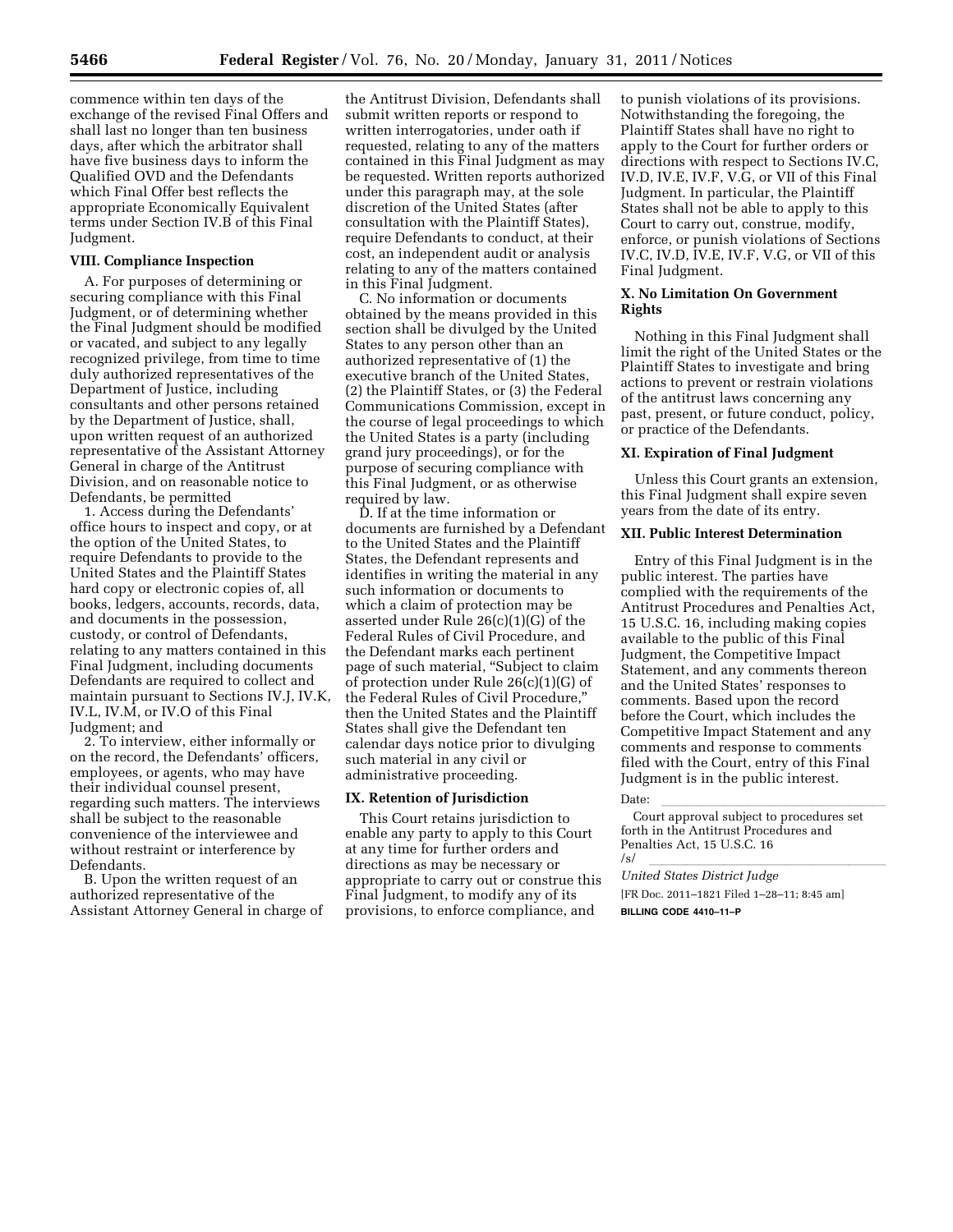commence within ten days of the exchange of the revised Final Offers and shall last no longer than ten business days, after which the arbitrator shall have five business days to inform the Qualified OVD and the Defendants which Final Offer best reflects the appropriate Economically Equivalent terms under Section IV.B of this Final Judgment.

## VIII. Compliance Inspection

A. For purposes of determining or securing compliance with this Final Judgment, or of determining whether the Final Judgment should be modified or vacated, and subject to any legally recognized privilege, from time to time duly authorized representatives of the Department of Justice, including consultants and other persons retained by the Department of Justice, shall, upon written request of an authorized representative of the Assistant Attorney General in charge of the Antitrust Division, and on reasonable notice to Defendants, be permitted

1. Access during the Defendants' office hours to inspect and copy, or at the option of the United States, to require Defendants to provide to the United States and the Plaintiff States hard copy or electronic copies of, all books, ledgers, accounts, records, data, and documents in the possession, custody, or control of Defendants, relating to any matters contained in this Final Judgment, including documents Defendants are required to collect and maintain pursuant to Sections IV.J, IV.K, IV.L, IV.M, or IV.O of this Final Judgment; and

2. To interview, either informally or on the record, the Defendants' officers, employees, or agents, who may have their individual counsel present, regarding such matters. The interviews shall be subject to the reasonable convenience of the interviewee and without restraint or interference by Defendants.

B. Upon the written request of an authorized representative of the Assistant Attorney General in charge of the Antitrust Division, Defendants shall submit written reports or respond to written interrogatories, under oath if requested, relating to any of the matters contained in this Final Judgment as may be requested. Written reports authorized under this paragraph may, at the sole discretion of the United States (after consultation with the Plaintiff States), require Defendants to conduct, at their cost, an independent audit or analysis relating to any of the matters contained in this Final Judgment.

C. No information or documents obtained by the means provided in this section shall be divulged by the United States to any person other than an authorized representative of (1) the executive branch of the United States, (2) the Plaintiff States, or (3) the Federal Communications Commission, except in the course of legal proceedings to which the United States is a party (including grand jury proceedings), or for the purpose of securing compliance with this Final Judgment, or as otherwise required by law.

D. If at the time information or documents are furnished by a Defendant to the United States and the Plaintiff States, the Defendant represents and identifies in writing the material in any such information or documents to which a claim of protection may be asserted under Rule 26(c)(1)(G) of the Federal Rules of Civil Procedure, and the Defendant marks each pertinent page of such material, "Subject to claim of protection under Rule 26(c)(1)(G) of the Federal Rules of Civil Procedure," then the United States and the Plaintiff States shall give the Defendant ten calendar days notice prior to divulging such material in any civil or administrative proceeding.

## IX. Retention of Jurisdiction

This Court retains jurisdiction to enable any party to apply to this Court at any time for further orders and directions as may be necessary or appropriate to carry out or construe this Final Judgment, to modify any of its provisions, to enforce compliance, and to punish violations of its provisions. Notwithstanding the foregoing, the Plaintiff States shall have no right to apply to the Court for further orders or directions with respect to Sections IV.C, IV.D, IV.E, IV.F, V.G, or VII of this Final Judgment. In particular, the Plaintiff States shall not be able to apply to this Court to carry out, construe, modify, enforce, or punish violations of Sections IV.C, IV.D, IV.E, IV.F, V.G, or VII of this Final Judgment.

## X. No Limitation On Government Rights

Nothing in this Final Judgment shall limit the right of the United States or the Plaintiff States to investigate and bring actions to prevent or restrain violations of the antitrust laws concerning any past, present, or future conduct, policy, or practice of the Defendants.

## XI. Expiration of Final Judgment

Unless this Court grants an extension, this Final Judgment shall expire seven years from the date of its entry.

## XII. Public Interest Determination

Entry of this Final Judgment is in the public interest. The parties have complied with the requirements of the Antitrust Procedures and Penalties Act, 15 U.S.C. 16, including making copies available to the public of this Final Judgment, the Competitive Impact Statement, and any comments thereon and the United States' responses to comments. Based upon the record before the Court, which includes the Competitive Impact Statement and any comments and response to comments filed with the Court, entry of this Final Judgment is in the public interest.

Date: \_\_\_\_\_\_\_\_\_\_\_\_\_\_\_\_\_\_\_\_\_\_\_\_

Court approval subject to procedures set forth in the Antitrust Procedures and Penalties Act, 15 U.S.C. 16

/s/ \_\_\_\_\_\_\_\_\_\_\_\_\_\_\_\_\_\_\_\_\_\_\_\_

*United States District Judge*

[FR Doc. 2011–1821 Filed 1–28–11; 8:45 am]

**BILLING CODE 4410–11–P**